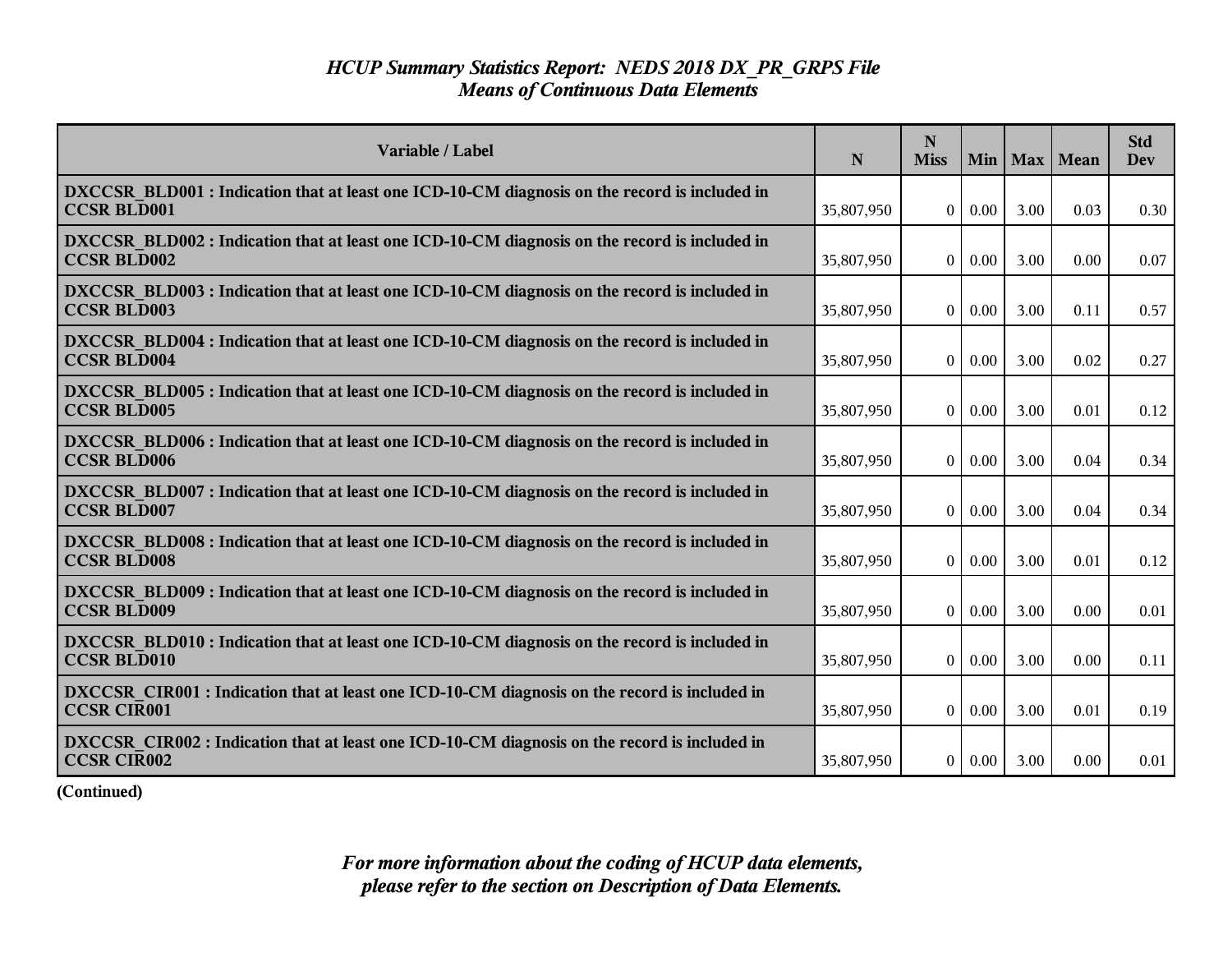# *HCUP Summary Statistics Report: NEDS 2018 DX_PR_GRPS File*
## *Means of Continuous Data Elements*

| Variable / Label | N | N Miss | Min | Max | Mean | Std Dev |
|---|---|---|---|---|---|---|
| **DXCCSR_BLD001 : Indication that at least one ICD-10-CM diagnosis on the record is included in CCSR BLD001** | 35,807,950 | 0 | 0.00 | 3.00 | 0.03 | 0.30 |
| **DXCCSR_BLD002 : Indication that at least one ICD-10-CM diagnosis on the record is included in CCSR BLD002** | 35,807,950 | 0 | 0.00 | 3.00 | 0.00 | 0.07 |
| **DXCCSR_BLD003 : Indication that at least one ICD-10-CM diagnosis on the record is included in CCSR BLD003** | 35,807,950 | 0 | 0.00 | 3.00 | 0.11 | 0.57 |
| **DXCCSR_BLD004 : Indication that at least one ICD-10-CM diagnosis on the record is included in CCSR BLD004** | 35,807,950 | 0 | 0.00 | 3.00 | 0.02 | 0.27 |
| **DXCCSR_BLD005 : Indication that at least one ICD-10-CM diagnosis on the record is included in CCSR BLD005** | 35,807,950 | 0 | 0.00 | 3.00 | 0.01 | 0.12 |
| **DXCCSR_BLD006 : Indication that at least one ICD-10-CM diagnosis on the record is included in CCSR BLD006** | 35,807,950 | 0 | 0.00 | 3.00 | 0.04 | 0.34 |
| **DXCCSR_BLD007 : Indication that at least one ICD-10-CM diagnosis on the record is included in CCSR BLD007** | 35,807,950 | 0 | 0.00 | 3.00 | 0.04 | 0.34 |
| **DXCCSR_BLD008 : Indication that at least one ICD-10-CM diagnosis on the record is included in CCSR BLD008** | 35,807,950 | 0 | 0.00 | 3.00 | 0.01 | 0.12 |
| **DXCCSR_BLD009 : Indication that at least one ICD-10-CM diagnosis on the record is included in CCSR BLD009** | 35,807,950 | 0 | 0.00 | 3.00 | 0.00 | 0.01 |
| **DXCCSR_BLD010 : Indication that at least one ICD-10-CM diagnosis on the record is included in CCSR BLD010** | 35,807,950 | 0 | 0.00 | 3.00 | 0.00 | 0.11 |
| **DXCCSR_CIR001 : Indication that at least one ICD-10-CM diagnosis on the record is included in CCSR CIR001** | 35,807,950 | 0 | 0.00 | 3.00 | 0.01 | 0.19 |
| **DXCCSR_CIR002 : Indication that at least one ICD-10-CM diagnosis on the record is included in CCSR CIR002** | 35,807,950 | 0 | 0.00 | 3.00 | 0.00 | 0.01 |

**(Continued)**

*For more information about the coding of HCUP data elements, please refer to the section on Description of Data Elements.*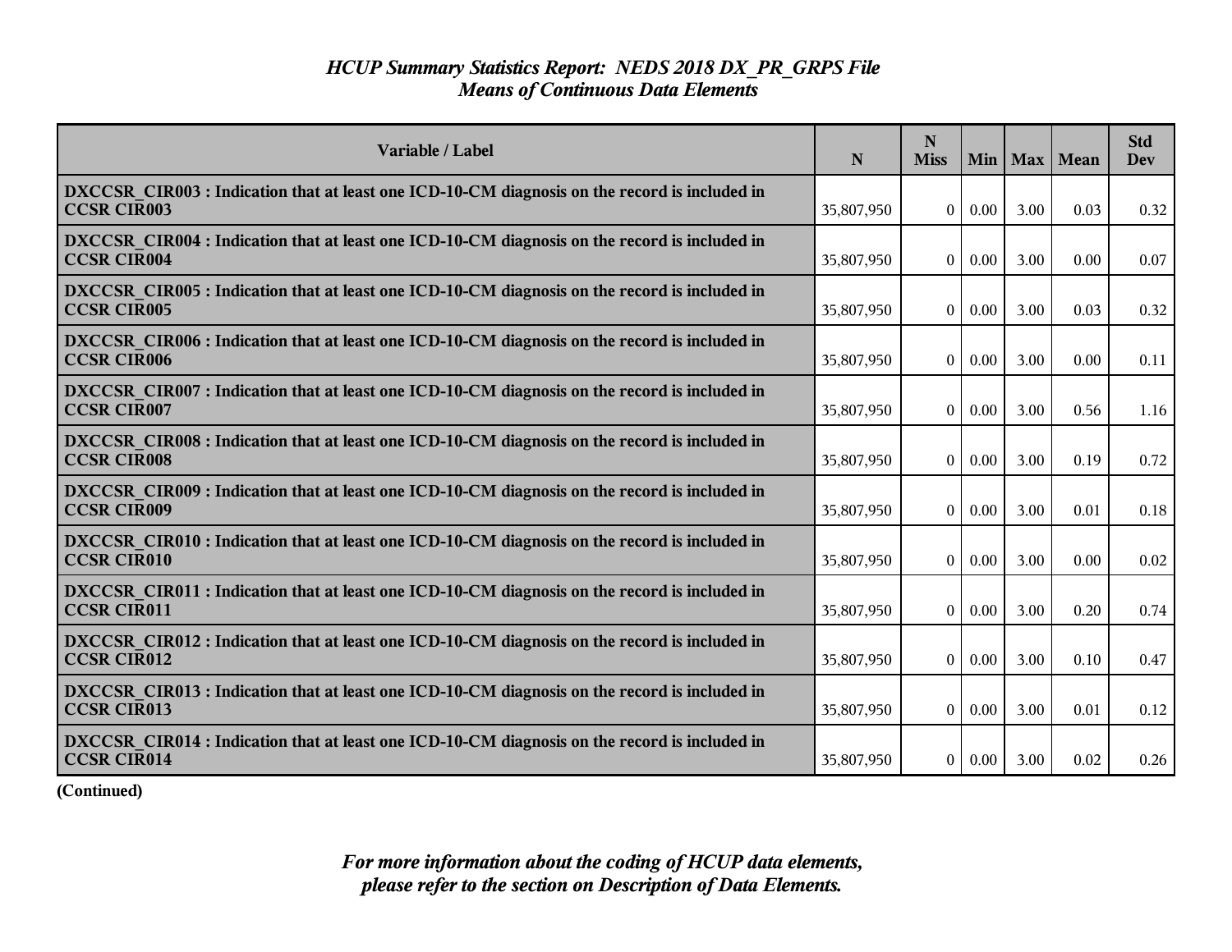# *HCUP Summary Statistics Report: NEDS 2018 DX_PR_GRPS File*
## *Means of Continuous Data Elements*

| Variable / Label | N | N Miss | Min | Max | Mean | Std Dev |
|---|---|---|---|---|---|---|
| **DXCCSR_CIR003 : Indication that at least one ICD-10-CM diagnosis on the record is included in CCSR CIR003** | 35,807,950 | 0 | 0.00 | 3.00 | 0.03 | 0.32 |
| **DXCCSR_CIR004 : Indication that at least one ICD-10-CM diagnosis on the record is included in CCSR CIR004** | 35,807,950 | 0 | 0.00 | 3.00 | 0.00 | 0.07 |
| **DXCCSR_CIR005 : Indication that at least one ICD-10-CM diagnosis on the record is included in CCSR CIR005** | 35,807,950 | 0 | 0.00 | 3.00 | 0.03 | 0.32 |
| **DXCCSR_CIR006 : Indication that at least one ICD-10-CM diagnosis on the record is included in CCSR CIR006** | 35,807,950 | 0 | 0.00 | 3.00 | 0.00 | 0.11 |
| **DXCCSR_CIR007 : Indication that at least one ICD-10-CM diagnosis on the record is included in CCSR CIR007** | 35,807,950 | 0 | 0.00 | 3.00 | 0.56 | 1.16 |
| **DXCCSR_CIR008 : Indication that at least one ICD-10-CM diagnosis on the record is included in CCSR CIR008** | 35,807,950 | 0 | 0.00 | 3.00 | 0.19 | 0.72 |
| **DXCCSR_CIR009 : Indication that at least one ICD-10-CM diagnosis on the record is included in CCSR CIR009** | 35,807,950 | 0 | 0.00 | 3.00 | 0.01 | 0.18 |
| **DXCCSR_CIR010 : Indication that at least one ICD-10-CM diagnosis on the record is included in CCSR CIR010** | 35,807,950 | 0 | 0.00 | 3.00 | 0.00 | 0.02 |
| **DXCCSR_CIR011 : Indication that at least one ICD-10-CM diagnosis on the record is included in CCSR CIR011** | 35,807,950 | 0 | 0.00 | 3.00 | 0.20 | 0.74 |
| **DXCCSR_CIR012 : Indication that at least one ICD-10-CM diagnosis on the record is included in CCSR CIR012** | 35,807,950 | 0 | 0.00 | 3.00 | 0.10 | 0.47 |
| **DXCCSR_CIR013 : Indication that at least one ICD-10-CM diagnosis on the record is included in CCSR CIR013** | 35,807,950 | 0 | 0.00 | 3.00 | 0.01 | 0.12 |
| **DXCCSR_CIR014 : Indication that at least one ICD-10-CM diagnosis on the record is included in CCSR CIR014** | 35,807,950 | 0 | 0.00 | 3.00 | 0.02 | 0.26 |

**(Continued)**

*For more information about the coding of HCUP data elements, please refer to the section on Description of Data Elements.*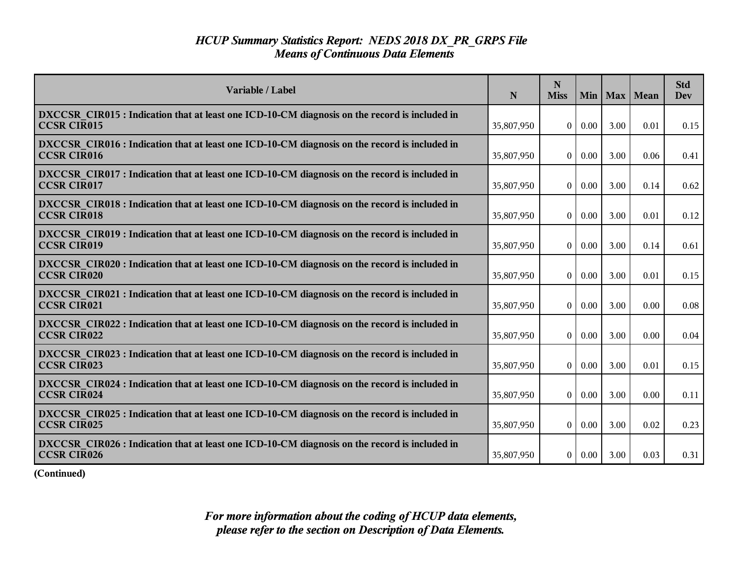# *HCUP Summary Statistics Report: NEDS 2018 DX_PR_GRPS File*
## *Means of Continuous Data Elements*

| Variable / Label | N | N Miss | Min | Max | Mean | Std Dev |
|---|---|---|---|---|---|---|
| **DXCCSR_CIR015 : Indication that at least one ICD-10-CM diagnosis on the record is included in CCSR CIR015** | 35,807,950 | 0 | 0.00 | 3.00 | 0.01 | 0.15 |
| **DXCCSR_CIR016 : Indication that at least one ICD-10-CM diagnosis on the record is included in CCSR CIR016** | 35,807,950 | 0 | 0.00 | 3.00 | 0.06 | 0.41 |
| **DXCCSR_CIR017 : Indication that at least one ICD-10-CM diagnosis on the record is included in CCSR CIR017** | 35,807,950 | 0 | 0.00 | 3.00 | 0.14 | 0.62 |
| **DXCCSR_CIR018 : Indication that at least one ICD-10-CM diagnosis on the record is included in CCSR CIR018** | 35,807,950 | 0 | 0.00 | 3.00 | 0.01 | 0.12 |
| **DXCCSR_CIR019 : Indication that at least one ICD-10-CM diagnosis on the record is included in CCSR CIR019** | 35,807,950 | 0 | 0.00 | 3.00 | 0.14 | 0.61 |
| **DXCCSR_CIR020 : Indication that at least one ICD-10-CM diagnosis on the record is included in CCSR CIR020** | 35,807,950 | 0 | 0.00 | 3.00 | 0.01 | 0.15 |
| **DXCCSR_CIR021 : Indication that at least one ICD-10-CM diagnosis on the record is included in CCSR CIR021** | 35,807,950 | 0 | 0.00 | 3.00 | 0.00 | 0.08 |
| **DXCCSR_CIR022 : Indication that at least one ICD-10-CM diagnosis on the record is included in CCSR CIR022** | 35,807,950 | 0 | 0.00 | 3.00 | 0.00 | 0.04 |
| **DXCCSR_CIR023 : Indication that at least one ICD-10-CM diagnosis on the record is included in CCSR CIR023** | 35,807,950 | 0 | 0.00 | 3.00 | 0.01 | 0.15 |
| **DXCCSR_CIR024 : Indication that at least one ICD-10-CM diagnosis on the record is included in CCSR CIR024** | 35,807,950 | 0 | 0.00 | 3.00 | 0.00 | 0.11 |
| **DXCCSR_CIR025 : Indication that at least one ICD-10-CM diagnosis on the record is included in CCSR CIR025** | 35,807,950 | 0 | 0.00 | 3.00 | 0.02 | 0.23 |
| **DXCCSR_CIR026 : Indication that at least one ICD-10-CM diagnosis on the record is included in CCSR CIR026** | 35,807,950 | 0 | 0.00 | 3.00 | 0.03 | 0.31 |

**(Continued)**

***For more information about the coding of HCUP data elements, please refer to the section on Description of Data Elements.***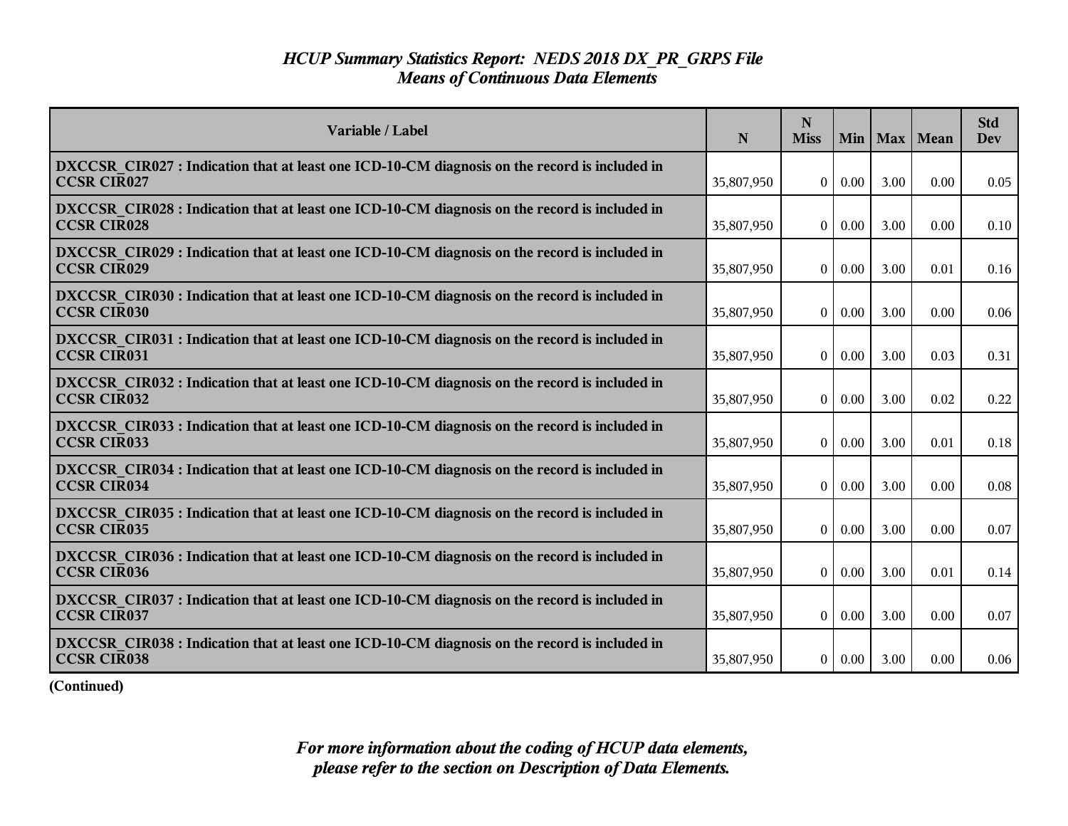# *HCUP Summary Statistics Report: NEDS 2018 DX_PR_GRPS File*
## *Means of Continuous Data Elements*

| Variable / Label | N | N Miss | Min | Max | Mean | Std Dev |
|---|---|---|---|---|---|---|
| **DXCCSR_CIR027 : Indication that at least one ICD-10-CM diagnosis on the record is included in CCSR CIR027** | 35,807,950 | 0 | 0.00 | 3.00 | 0.00 | 0.05 |
| **DXCCSR_CIR028 : Indication that at least one ICD-10-CM diagnosis on the record is included in CCSR CIR028** | 35,807,950 | 0 | 0.00 | 3.00 | 0.00 | 0.10 |
| **DXCCSR_CIR029 : Indication that at least one ICD-10-CM diagnosis on the record is included in CCSR CIR029** | 35,807,950 | 0 | 0.00 | 3.00 | 0.01 | 0.16 |
| **DXCCSR_CIR030 : Indication that at least one ICD-10-CM diagnosis on the record is included in CCSR CIR030** | 35,807,950 | 0 | 0.00 | 3.00 | 0.00 | 0.06 |
| **DXCCSR_CIR031 : Indication that at least one ICD-10-CM diagnosis on the record is included in CCSR CIR031** | 35,807,950 | 0 | 0.00 | 3.00 | 0.03 | 0.31 |
| **DXCCSR_CIR032 : Indication that at least one ICD-10-CM diagnosis on the record is included in CCSR CIR032** | 35,807,950 | 0 | 0.00 | 3.00 | 0.02 | 0.22 |
| **DXCCSR_CIR033 : Indication that at least one ICD-10-CM diagnosis on the record is included in CCSR CIR033** | 35,807,950 | 0 | 0.00 | 3.00 | 0.01 | 0.18 |
| **DXCCSR_CIR034 : Indication that at least one ICD-10-CM diagnosis on the record is included in CCSR CIR034** | 35,807,950 | 0 | 0.00 | 3.00 | 0.00 | 0.08 |
| **DXCCSR_CIR035 : Indication that at least one ICD-10-CM diagnosis on the record is included in CCSR CIR035** | 35,807,950 | 0 | 0.00 | 3.00 | 0.00 | 0.07 |
| **DXCCSR_CIR036 : Indication that at least one ICD-10-CM diagnosis on the record is included in CCSR CIR036** | 35,807,950 | 0 | 0.00 | 3.00 | 0.01 | 0.14 |
| **DXCCSR_CIR037 : Indication that at least one ICD-10-CM diagnosis on the record is included in CCSR CIR037** | 35,807,950 | 0 | 0.00 | 3.00 | 0.00 | 0.07 |
| **DXCCSR_CIR038 : Indication that at least one ICD-10-CM diagnosis on the record is included in CCSR CIR038** | 35,807,950 | 0 | 0.00 | 3.00 | 0.00 | 0.06 |

**(Continued)**

***For more information about the coding of HCUP data elements, please refer to the section on Description of Data Elements.***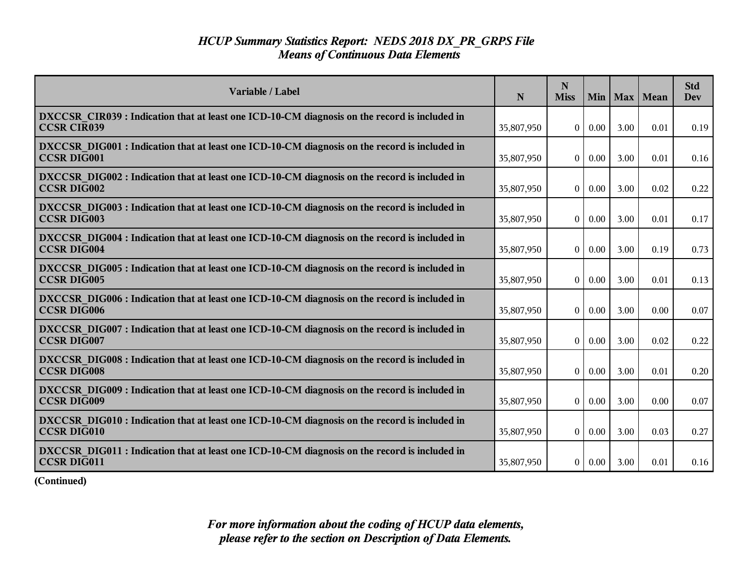# *HCUP Summary Statistics Report: NEDS 2018 DX_PR_GRPS File*
## *Means of Continuous Data Elements*

| Variable / Label | N | N Miss | Min | Max | Mean | Std Dev |
|---|---|---|---|---|---|---|
| **DXCCSR_CIR039 : Indication that at least one ICD-10-CM diagnosis on the record is included in CCSR CIR039** | 35,807,950 | 0 | 0.00 | 3.00 | 0.01 | 0.19 |
| **DXCCSR_DIG001 : Indication that at least one ICD-10-CM diagnosis on the record is included in CCSR DIG001** | 35,807,950 | 0 | 0.00 | 3.00 | 0.01 | 0.16 |
| **DXCCSR_DIG002 : Indication that at least one ICD-10-CM diagnosis on the record is included in CCSR DIG002** | 35,807,950 | 0 | 0.00 | 3.00 | 0.02 | 0.22 |
| **DXCCSR_DIG003 : Indication that at least one ICD-10-CM diagnosis on the record is included in CCSR DIG003** | 35,807,950 | 0 | 0.00 | 3.00 | 0.01 | 0.17 |
| **DXCCSR_DIG004 : Indication that at least one ICD-10-CM diagnosis on the record is included in CCSR DIG004** | 35,807,950 | 0 | 0.00 | 3.00 | 0.19 | 0.73 |
| **DXCCSR_DIG005 : Indication that at least one ICD-10-CM diagnosis on the record is included in CCSR DIG005** | 35,807,950 | 0 | 0.00 | 3.00 | 0.01 | 0.13 |
| **DXCCSR_DIG006 : Indication that at least one ICD-10-CM diagnosis on the record is included in CCSR DIG006** | 35,807,950 | 0 | 0.00 | 3.00 | 0.00 | 0.07 |
| **DXCCSR_DIG007 : Indication that at least one ICD-10-CM diagnosis on the record is included in CCSR DIG007** | 35,807,950 | 0 | 0.00 | 3.00 | 0.02 | 0.22 |
| **DXCCSR_DIG008 : Indication that at least one ICD-10-CM diagnosis on the record is included in CCSR DIG008** | 35,807,950 | 0 | 0.00 | 3.00 | 0.01 | 0.20 |
| **DXCCSR_DIG009 : Indication that at least one ICD-10-CM diagnosis on the record is included in CCSR DIG009** | 35,807,950 | 0 | 0.00 | 3.00 | 0.00 | 0.07 |
| **DXCCSR_DIG010 : Indication that at least one ICD-10-CM diagnosis on the record is included in CCSR DIG010** | 35,807,950 | 0 | 0.00 | 3.00 | 0.03 | 0.27 |
| **DXCCSR_DIG011 : Indication that at least one ICD-10-CM diagnosis on the record is included in CCSR DIG011** | 35,807,950 | 0 | 0.00 | 3.00 | 0.01 | 0.16 |

**(Continued)**

*For more information about the coding of HCUP data elements, please refer to the section on Description of Data Elements.*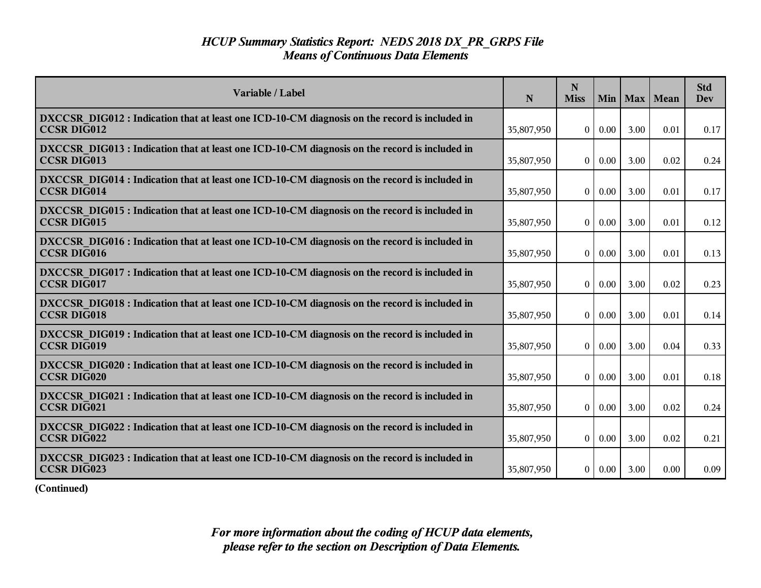## *HCUP Summary Statistics Report: NEDS 2018 DX_PR_GRPS File*
## *Means of Continuous Data Elements*

| Variable / Label | N | N Miss | Min | Max | Mean | Std Dev |
|---|---|---|---|---|---|---|
| **DXCCSR_DIG012 : Indication that at least one ICD-10-CM diagnosis on the record is included in CCSR DIG012** | 35,807,950 | 0 | 0.00 | 3.00 | 0.01 | 0.17 |
| **DXCCSR_DIG013 : Indication that at least one ICD-10-CM diagnosis on the record is included in CCSR DIG013** | 35,807,950 | 0 | 0.00 | 3.00 | 0.02 | 0.24 |
| **DXCCSR_DIG014 : Indication that at least one ICD-10-CM diagnosis on the record is included in CCSR DIG014** | 35,807,950 | 0 | 0.00 | 3.00 | 0.01 | 0.17 |
| **DXCCSR_DIG015 : Indication that at least one ICD-10-CM diagnosis on the record is included in CCSR DIG015** | 35,807,950 | 0 | 0.00 | 3.00 | 0.01 | 0.12 |
| **DXCCSR_DIG016 : Indication that at least one ICD-10-CM diagnosis on the record is included in CCSR DIG016** | 35,807,950 | 0 | 0.00 | 3.00 | 0.01 | 0.13 |
| **DXCCSR_DIG017 : Indication that at least one ICD-10-CM diagnosis on the record is included in CCSR DIG017** | 35,807,950 | 0 | 0.00 | 3.00 | 0.02 | 0.23 |
| **DXCCSR_DIG018 : Indication that at least one ICD-10-CM diagnosis on the record is included in CCSR DIG018** | 35,807,950 | 0 | 0.00 | 3.00 | 0.01 | 0.14 |
| **DXCCSR_DIG019 : Indication that at least one ICD-10-CM diagnosis on the record is included in CCSR DIG019** | 35,807,950 | 0 | 0.00 | 3.00 | 0.04 | 0.33 |
| **DXCCSR_DIG020 : Indication that at least one ICD-10-CM diagnosis on the record is included in CCSR DIG020** | 35,807,950 | 0 | 0.00 | 3.00 | 0.01 | 0.18 |
| **DXCCSR_DIG021 : Indication that at least one ICD-10-CM diagnosis on the record is included in CCSR DIG021** | 35,807,950 | 0 | 0.00 | 3.00 | 0.02 | 0.24 |
| **DXCCSR_DIG022 : Indication that at least one ICD-10-CM diagnosis on the record is included in CCSR DIG022** | 35,807,950 | 0 | 0.00 | 3.00 | 0.02 | 0.21 |
| **DXCCSR_DIG023 : Indication that at least one ICD-10-CM diagnosis on the record is included in CCSR DIG023** | 35,807,950 | 0 | 0.00 | 3.00 | 0.00 | 0.09 |

**(Continued)**

*For more information about the coding of HCUP data elements, please refer to the section on Description of Data Elements.*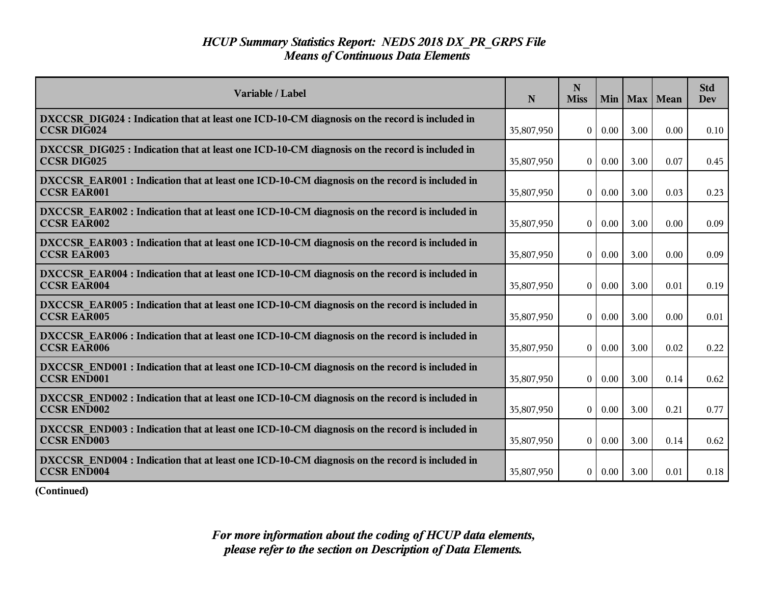# *HCUP Summary Statistics Report: NEDS 2018 DX_PR_GRPS File*
## *Means of Continuous Data Elements*

| Variable / Label | N | N Miss | Min | Max | Mean | Std Dev |
|---|---|---|---|---|---|---|
| **DXCCSR_DIG024 : Indication that at least one ICD-10-CM diagnosis on the record is included in CCSR DIG024** | 35,807,950 | 0 | 0.00 | 3.00 | 0.00 | 0.10 |
| **DXCCSR_DIG025 : Indication that at least one ICD-10-CM diagnosis on the record is included in CCSR DIG025** | 35,807,950 | 0 | 0.00 | 3.00 | 0.07 | 0.45 |
| **DXCCSR_EAR001 : Indication that at least one ICD-10-CM diagnosis on the record is included in CCSR EAR001** | 35,807,950 | 0 | 0.00 | 3.00 | 0.03 | 0.23 |
| **DXCCSR_EAR002 : Indication that at least one ICD-10-CM diagnosis on the record is included in CCSR EAR002** | 35,807,950 | 0 | 0.00 | 3.00 | 0.00 | 0.09 |
| **DXCCSR_EAR003 : Indication that at least one ICD-10-CM diagnosis on the record is included in CCSR EAR003** | 35,807,950 | 0 | 0.00 | 3.00 | 0.00 | 0.09 |
| **DXCCSR_EAR004 : Indication that at least one ICD-10-CM diagnosis on the record is included in CCSR EAR004** | 35,807,950 | 0 | 0.00 | 3.00 | 0.01 | 0.19 |
| **DXCCSR_EAR005 : Indication that at least one ICD-10-CM diagnosis on the record is included in CCSR EAR005** | 35,807,950 | 0 | 0.00 | 3.00 | 0.00 | 0.01 |
| **DXCCSR_EAR006 : Indication that at least one ICD-10-CM diagnosis on the record is included in CCSR EAR006** | 35,807,950 | 0 | 0.00 | 3.00 | 0.02 | 0.22 |
| **DXCCSR_END001 : Indication that at least one ICD-10-CM diagnosis on the record is included in CCSR END001** | 35,807,950 | 0 | 0.00 | 3.00 | 0.14 | 0.62 |
| **DXCCSR_END002 : Indication that at least one ICD-10-CM diagnosis on the record is included in CCSR END002** | 35,807,950 | 0 | 0.00 | 3.00 | 0.21 | 0.77 |
| **DXCCSR_END003 : Indication that at least one ICD-10-CM diagnosis on the record is included in CCSR END003** | 35,807,950 | 0 | 0.00 | 3.00 | 0.14 | 0.62 |
| **DXCCSR_END004 : Indication that at least one ICD-10-CM diagnosis on the record is included in CCSR END004** | 35,807,950 | 0 | 0.00 | 3.00 | 0.01 | 0.18 |

**(Continued)**

***For more information about the coding of HCUP data elements, please refer to the section on Description of Data Elements.***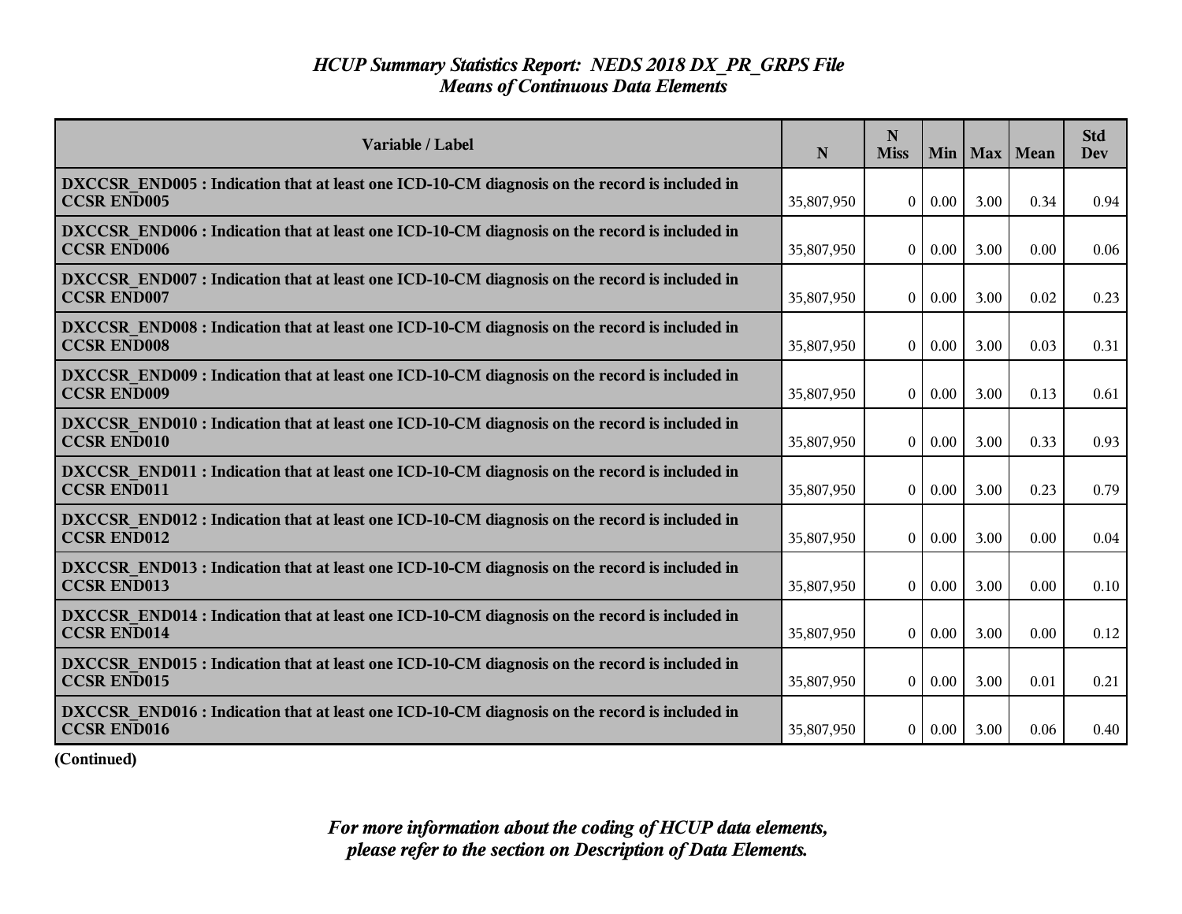# *HCUP Summary Statistics Report: NEDS 2018 DX_PR_GRPS File*
## *Means of Continuous Data Elements*

| Variable / Label | N | N Miss | Min | Max | Mean | Std Dev |
|---|---|---|---|---|---|---|
| **DXCCSR_END005 : Indication that at least one ICD-10-CM diagnosis on the record is included in CCSR END005** | 35,807,950 | 0 | 0.00 | 3.00 | 0.34 | 0.94 |
| **DXCCSR_END006 : Indication that at least one ICD-10-CM diagnosis on the record is included in CCSR END006** | 35,807,950 | 0 | 0.00 | 3.00 | 0.00 | 0.06 |
| **DXCCSR_END007 : Indication that at least one ICD-10-CM diagnosis on the record is included in CCSR END007** | 35,807,950 | 0 | 0.00 | 3.00 | 0.02 | 0.23 |
| **DXCCSR_END008 : Indication that at least one ICD-10-CM diagnosis on the record is included in CCSR END008** | 35,807,950 | 0 | 0.00 | 3.00 | 0.03 | 0.31 |
| **DXCCSR_END009 : Indication that at least one ICD-10-CM diagnosis on the record is included in CCSR END009** | 35,807,950 | 0 | 0.00 | 3.00 | 0.13 | 0.61 |
| **DXCCSR_END010 : Indication that at least one ICD-10-CM diagnosis on the record is included in CCSR END010** | 35,807,950 | 0 | 0.00 | 3.00 | 0.33 | 0.93 |
| **DXCCSR_END011 : Indication that at least one ICD-10-CM diagnosis on the record is included in CCSR END011** | 35,807,950 | 0 | 0.00 | 3.00 | 0.23 | 0.79 |
| **DXCCSR_END012 : Indication that at least one ICD-10-CM diagnosis on the record is included in CCSR END012** | 35,807,950 | 0 | 0.00 | 3.00 | 0.00 | 0.04 |
| **DXCCSR_END013 : Indication that at least one ICD-10-CM diagnosis on the record is included in CCSR END013** | 35,807,950 | 0 | 0.00 | 3.00 | 0.00 | 0.10 |
| **DXCCSR_END014 : Indication that at least one ICD-10-CM diagnosis on the record is included in CCSR END014** | 35,807,950 | 0 | 0.00 | 3.00 | 0.00 | 0.12 |
| **DXCCSR_END015 : Indication that at least one ICD-10-CM diagnosis on the record is included in CCSR END015** | 35,807,950 | 0 | 0.00 | 3.00 | 0.01 | 0.21 |
| **DXCCSR_END016 : Indication that at least one ICD-10-CM diagnosis on the record is included in CCSR END016** | 35,807,950 | 0 | 0.00 | 3.00 | 0.06 | 0.40 |

**(Continued)**

***For more information about the coding of HCUP data elements, please refer to the section on Description of Data Elements.***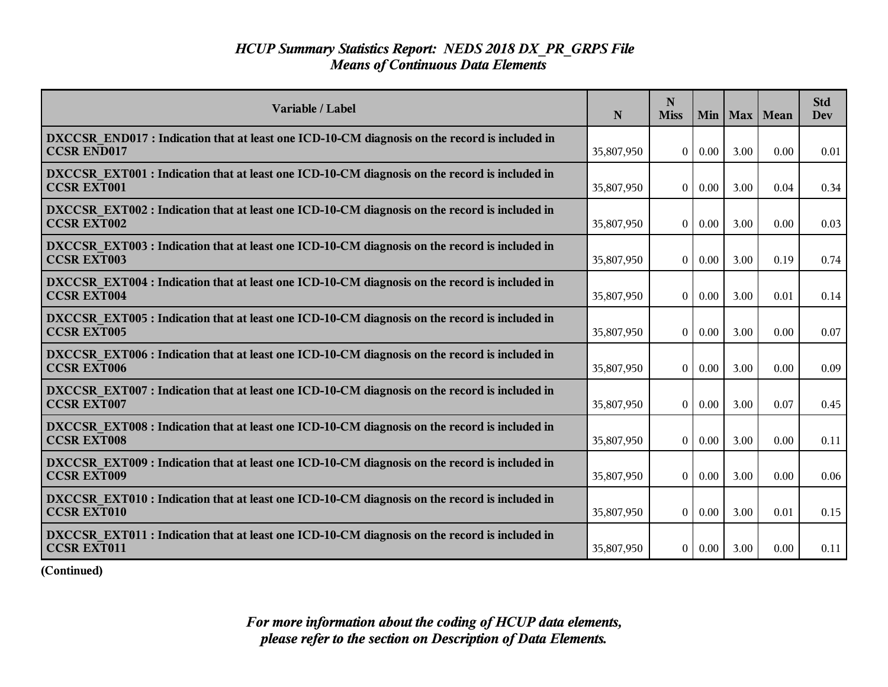*HCUP Summary Statistics Report: NEDS 2018 DX_PR_GRPS File*
*Means of Continuous Data Elements*

| Variable / Label | N | N Miss | Min | Max | Mean | Std Dev |
|---|---|---|---|---|---|---|
| **DXCCSR_END017 : Indication that at least one ICD-10-CM diagnosis on the record is included in CCSR END017** | 35,807,950 | 0 | 0.00 | 3.00 | 0.00 | 0.01 |
| **DXCCSR_EXT001 : Indication that at least one ICD-10-CM diagnosis on the record is included in CCSR EXT001** | 35,807,950 | 0 | 0.00 | 3.00 | 0.04 | 0.34 |
| **DXCCSR_EXT002 : Indication that at least one ICD-10-CM diagnosis on the record is included in CCSR EXT002** | 35,807,950 | 0 | 0.00 | 3.00 | 0.00 | 0.03 |
| **DXCCSR_EXT003 : Indication that at least one ICD-10-CM diagnosis on the record is included in CCSR EXT003** | 35,807,950 | 0 | 0.00 | 3.00 | 0.19 | 0.74 |
| **DXCCSR_EXT004 : Indication that at least one ICD-10-CM diagnosis on the record is included in CCSR EXT004** | 35,807,950 | 0 | 0.00 | 3.00 | 0.01 | 0.14 |
| **DXCCSR_EXT005 : Indication that at least one ICD-10-CM diagnosis on the record is included in CCSR EXT005** | 35,807,950 | 0 | 0.00 | 3.00 | 0.00 | 0.07 |
| **DXCCSR_EXT006 : Indication that at least one ICD-10-CM diagnosis on the record is included in CCSR EXT006** | 35,807,950 | 0 | 0.00 | 3.00 | 0.00 | 0.09 |
| **DXCCSR_EXT007 : Indication that at least one ICD-10-CM diagnosis on the record is included in CCSR EXT007** | 35,807,950 | 0 | 0.00 | 3.00 | 0.07 | 0.45 |
| **DXCCSR_EXT008 : Indication that at least one ICD-10-CM diagnosis on the record is included in CCSR EXT008** | 35,807,950 | 0 | 0.00 | 3.00 | 0.00 | 0.11 |
| **DXCCSR_EXT009 : Indication that at least one ICD-10-CM diagnosis on the record is included in CCSR EXT009** | 35,807,950 | 0 | 0.00 | 3.00 | 0.00 | 0.06 |
| **DXCCSR_EXT010 : Indication that at least one ICD-10-CM diagnosis on the record is included in CCSR EXT010** | 35,807,950 | 0 | 0.00 | 3.00 | 0.01 | 0.15 |
| **DXCCSR_EXT011 : Indication that at least one ICD-10-CM diagnosis on the record is included in CCSR EXT011** | 35,807,950 | 0 | 0.00 | 3.00 | 0.00 | 0.11 |

**(Continued)**

*For more information about the coding of HCUP data elements, please refer to the section on Description of Data Elements.*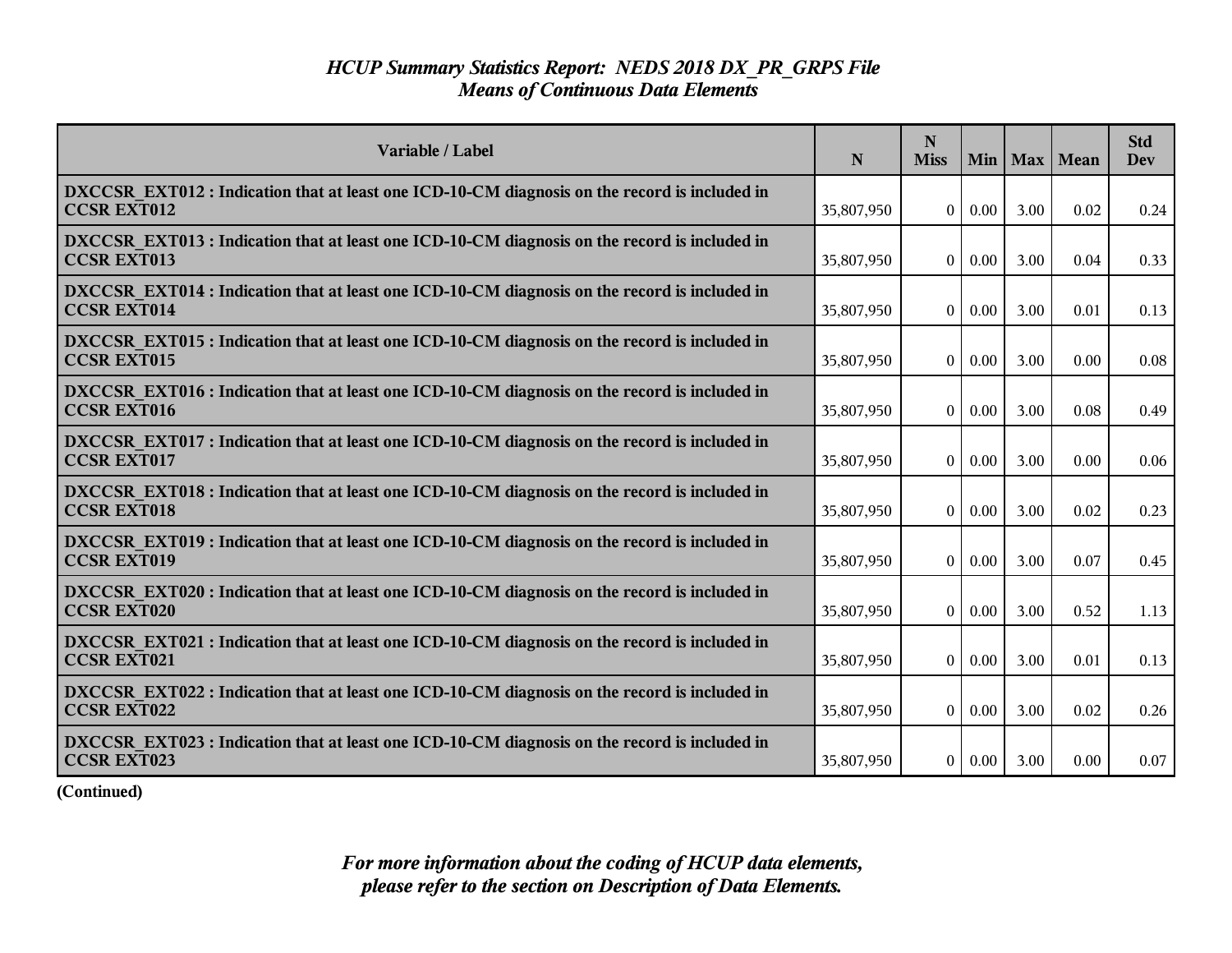# *HCUP Summary Statistics Report: NEDS 2018 DX_PR_GRPS File*
## *Means of Continuous Data Elements*

| Variable / Label | N | N Miss | Min | Max | Mean | Std Dev |
|---|---|---|---|---|---|---|
| **DXCCSR_EXT012 : Indication that at least one ICD-10-CM diagnosis on the record is included in CCSR EXT012** | 35,807,950 | 0 | 0.00 | 3.00 | 0.02 | 0.24 |
| **DXCCSR_EXT013 : Indication that at least one ICD-10-CM diagnosis on the record is included in CCSR EXT013** | 35,807,950 | 0 | 0.00 | 3.00 | 0.04 | 0.33 |
| **DXCCSR_EXT014 : Indication that at least one ICD-10-CM diagnosis on the record is included in CCSR EXT014** | 35,807,950 | 0 | 0.00 | 3.00 | 0.01 | 0.13 |
| **DXCCSR_EXT015 : Indication that at least one ICD-10-CM diagnosis on the record is included in CCSR EXT015** | 35,807,950 | 0 | 0.00 | 3.00 | 0.00 | 0.08 |
| **DXCCSR_EXT016 : Indication that at least one ICD-10-CM diagnosis on the record is included in CCSR EXT016** | 35,807,950 | 0 | 0.00 | 3.00 | 0.08 | 0.49 |
| **DXCCSR_EXT017 : Indication that at least one ICD-10-CM diagnosis on the record is included in CCSR EXT017** | 35,807,950 | 0 | 0.00 | 3.00 | 0.00 | 0.06 |
| **DXCCSR_EXT018 : Indication that at least one ICD-10-CM diagnosis on the record is included in CCSR EXT018** | 35,807,950 | 0 | 0.00 | 3.00 | 0.02 | 0.23 |
| **DXCCSR_EXT019 : Indication that at least one ICD-10-CM diagnosis on the record is included in CCSR EXT019** | 35,807,950 | 0 | 0.00 | 3.00 | 0.07 | 0.45 |
| **DXCCSR_EXT020 : Indication that at least one ICD-10-CM diagnosis on the record is included in CCSR EXT020** | 35,807,950 | 0 | 0.00 | 3.00 | 0.52 | 1.13 |
| **DXCCSR_EXT021 : Indication that at least one ICD-10-CM diagnosis on the record is included in CCSR EXT021** | 35,807,950 | 0 | 0.00 | 3.00 | 0.01 | 0.13 |
| **DXCCSR_EXT022 : Indication that at least one ICD-10-CM diagnosis on the record is included in CCSR EXT022** | 35,807,950 | 0 | 0.00 | 3.00 | 0.02 | 0.26 |
| **DXCCSR_EXT023 : Indication that at least one ICD-10-CM diagnosis on the record is included in CCSR EXT023** | 35,807,950 | 0 | 0.00 | 3.00 | 0.00 | 0.07 |

**(Continued)**

***For more information about the coding of HCUP data elements, please refer to the section on Description of Data Elements.***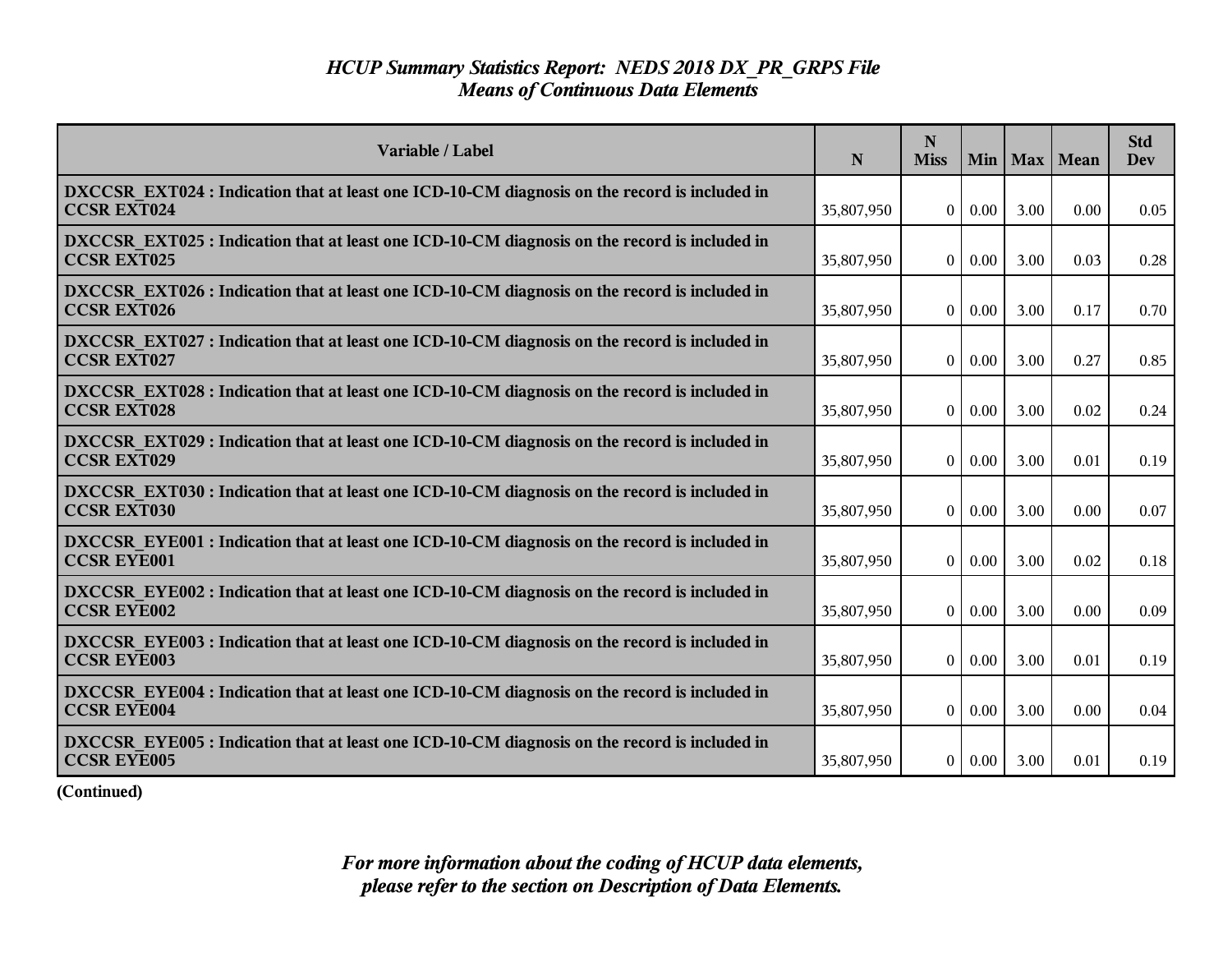# *HCUP Summary Statistics Report: NEDS 2018 DX_PR_GRPS File*
## *Means of Continuous Data Elements*

| Variable / Label | N | N Miss | Min | Max | Mean | Std Dev |
|---|---|---|---|---|---|---|
| **DXCCSR_EXT024 : Indication that at least one ICD-10-CM diagnosis on the record is included in CCSR EXT024** | 35,807,950 | 0 | 0.00 | 3.00 | 0.00 | 0.05 |
| **DXCCSR_EXT025 : Indication that at least one ICD-10-CM diagnosis on the record is included in CCSR EXT025** | 35,807,950 | 0 | 0.00 | 3.00 | 0.03 | 0.28 |
| **DXCCSR_EXT026 : Indication that at least one ICD-10-CM diagnosis on the record is included in CCSR EXT026** | 35,807,950 | 0 | 0.00 | 3.00 | 0.17 | 0.70 |
| **DXCCSR_EXT027 : Indication that at least one ICD-10-CM diagnosis on the record is included in CCSR EXT027** | 35,807,950 | 0 | 0.00 | 3.00 | 0.27 | 0.85 |
| **DXCCSR_EXT028 : Indication that at least one ICD-10-CM diagnosis on the record is included in CCSR EXT028** | 35,807,950 | 0 | 0.00 | 3.00 | 0.02 | 0.24 |
| **DXCCSR_EXT029 : Indication that at least one ICD-10-CM diagnosis on the record is included in CCSR EXT029** | 35,807,950 | 0 | 0.00 | 3.00 | 0.01 | 0.19 |
| **DXCCSR_EXT030 : Indication that at least one ICD-10-CM diagnosis on the record is included in CCSR EXT030** | 35,807,950 | 0 | 0.00 | 3.00 | 0.00 | 0.07 |
| **DXCCSR_EYE001 : Indication that at least one ICD-10-CM diagnosis on the record is included in CCSR EYE001** | 35,807,950 | 0 | 0.00 | 3.00 | 0.02 | 0.18 |
| **DXCCSR_EYE002 : Indication that at least one ICD-10-CM diagnosis on the record is included in CCSR EYE002** | 35,807,950 | 0 | 0.00 | 3.00 | 0.00 | 0.09 |
| **DXCCSR_EYE003 : Indication that at least one ICD-10-CM diagnosis on the record is included in CCSR EYE003** | 35,807,950 | 0 | 0.00 | 3.00 | 0.01 | 0.19 |
| **DXCCSR_EYE004 : Indication that at least one ICD-10-CM diagnosis on the record is included in CCSR EYE004** | 35,807,950 | 0 | 0.00 | 3.00 | 0.00 | 0.04 |
| **DXCCSR_EYE005 : Indication that at least one ICD-10-CM diagnosis on the record is included in CCSR EYE005** | 35,807,950 | 0 | 0.00 | 3.00 | 0.01 | 0.19 |

**(Continued)**

***For more information about the coding of HCUP data elements, please refer to the section on Description of Data Elements.***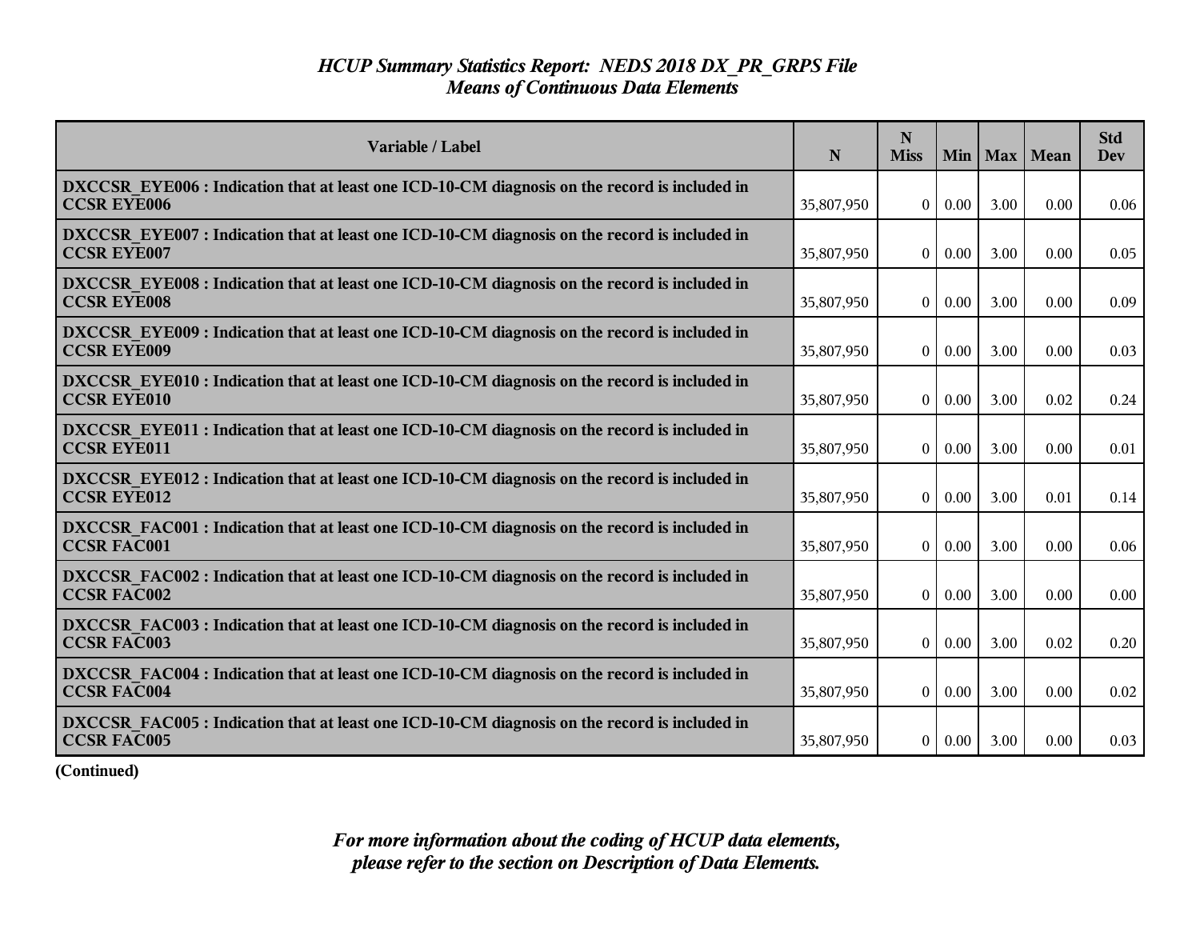# *HCUP Summary Statistics Report: NEDS 2018 DX_PR_GRPS File*
## *Means of Continuous Data Elements*

| Variable / Label | N | N Miss | Min | Max | Mean | Std Dev |
|---|---|---|---|---|---|---|
| **DXCCSR_EYE006 : Indication that at least one ICD-10-CM diagnosis on the record is included in CCSR EYE006** | 35,807,950 | 0 | 0.00 | 3.00 | 0.00 | 0.06 |
| **DXCCSR_EYE007 : Indication that at least one ICD-10-CM diagnosis on the record is included in CCSR EYE007** | 35,807,950 | 0 | 0.00 | 3.00 | 0.00 | 0.05 |
| **DXCCSR_EYE008 : Indication that at least one ICD-10-CM diagnosis on the record is included in CCSR EYE008** | 35,807,950 | 0 | 0.00 | 3.00 | 0.00 | 0.09 |
| **DXCCSR_EYE009 : Indication that at least one ICD-10-CM diagnosis on the record is included in CCSR EYE009** | 35,807,950 | 0 | 0.00 | 3.00 | 0.00 | 0.03 |
| **DXCCSR_EYE010 : Indication that at least one ICD-10-CM diagnosis on the record is included in CCSR EYE010** | 35,807,950 | 0 | 0.00 | 3.00 | 0.02 | 0.24 |
| **DXCCSR_EYE011 : Indication that at least one ICD-10-CM diagnosis on the record is included in CCSR EYE011** | 35,807,950 | 0 | 0.00 | 3.00 | 0.00 | 0.01 |
| **DXCCSR_EYE012 : Indication that at least one ICD-10-CM diagnosis on the record is included in CCSR EYE012** | 35,807,950 | 0 | 0.00 | 3.00 | 0.01 | 0.14 |
| **DXCCSR_FAC001 : Indication that at least one ICD-10-CM diagnosis on the record is included in CCSR FAC001** | 35,807,950 | 0 | 0.00 | 3.00 | 0.00 | 0.06 |
| **DXCCSR_FAC002 : Indication that at least one ICD-10-CM diagnosis on the record is included in CCSR FAC002** | 35,807,950 | 0 | 0.00 | 3.00 | 0.00 | 0.00 |
| **DXCCSR_FAC003 : Indication that at least one ICD-10-CM diagnosis on the record is included in CCSR FAC003** | 35,807,950 | 0 | 0.00 | 3.00 | 0.02 | 0.20 |
| **DXCCSR_FAC004 : Indication that at least one ICD-10-CM diagnosis on the record is included in CCSR FAC004** | 35,807,950 | 0 | 0.00 | 3.00 | 0.00 | 0.02 |
| **DXCCSR_FAC005 : Indication that at least one ICD-10-CM diagnosis on the record is included in CCSR FAC005** | 35,807,950 | 0 | 0.00 | 3.00 | 0.00 | 0.03 |

**(Continued)**

***For more information about the coding of HCUP data elements, please refer to the section on Description of Data Elements.***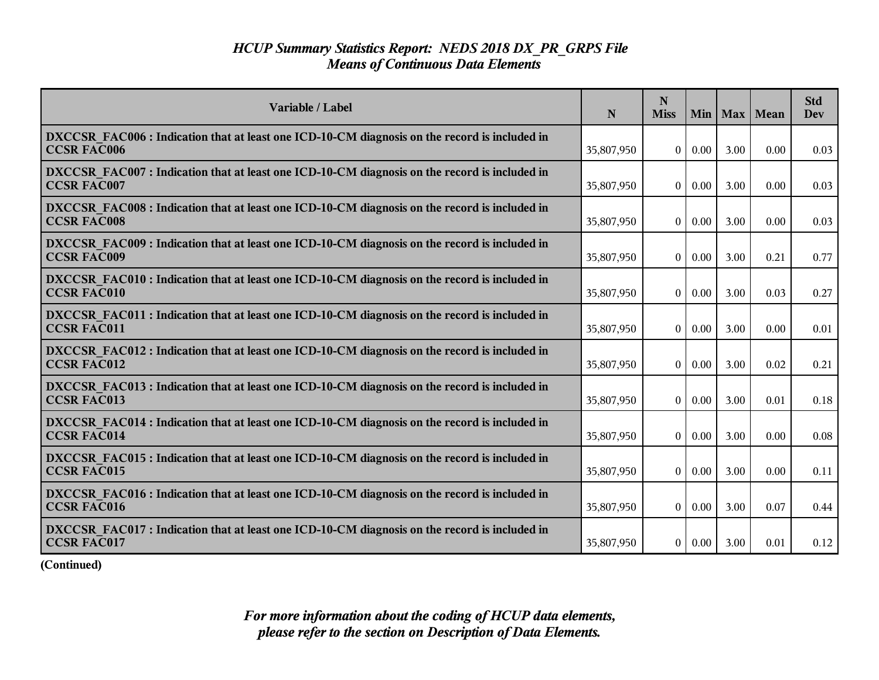*HCUP Summary Statistics Report: NEDS 2018 DX_PR_GRPS File*
*Means of Continuous Data Elements*

| Variable / Label | N | N Miss | Min | Max | Mean | Std Dev |
|---|---|---|---|---|---|---|
| **DXCCSR_FAC006 : Indication that at least one ICD-10-CM diagnosis on the record is included in CCSR FAC006** | 35,807,950 | 0 | 0.00 | 3.00 | 0.00 | 0.03 |
| **DXCCSR_FAC007 : Indication that at least one ICD-10-CM diagnosis on the record is included in CCSR FAC007** | 35,807,950 | 0 | 0.00 | 3.00 | 0.00 | 0.03 |
| **DXCCSR_FAC008 : Indication that at least one ICD-10-CM diagnosis on the record is included in CCSR FAC008** | 35,807,950 | 0 | 0.00 | 3.00 | 0.00 | 0.03 |
| **DXCCSR_FAC009 : Indication that at least one ICD-10-CM diagnosis on the record is included in CCSR FAC009** | 35,807,950 | 0 | 0.00 | 3.00 | 0.21 | 0.77 |
| **DXCCSR_FAC010 : Indication that at least one ICD-10-CM diagnosis on the record is included in CCSR FAC010** | 35,807,950 | 0 | 0.00 | 3.00 | 0.03 | 0.27 |
| **DXCCSR_FAC011 : Indication that at least one ICD-10-CM diagnosis on the record is included in CCSR FAC011** | 35,807,950 | 0 | 0.00 | 3.00 | 0.00 | 0.01 |
| **DXCCSR_FAC012 : Indication that at least one ICD-10-CM diagnosis on the record is included in CCSR FAC012** | 35,807,950 | 0 | 0.00 | 3.00 | 0.02 | 0.21 |
| **DXCCSR_FAC013 : Indication that at least one ICD-10-CM diagnosis on the record is included in CCSR FAC013** | 35,807,950 | 0 | 0.00 | 3.00 | 0.01 | 0.18 |
| **DXCCSR_FAC014 : Indication that at least one ICD-10-CM diagnosis on the record is included in CCSR FAC014** | 35,807,950 | 0 | 0.00 | 3.00 | 0.00 | 0.08 |
| **DXCCSR_FAC015 : Indication that at least one ICD-10-CM diagnosis on the record is included in CCSR FAC015** | 35,807,950 | 0 | 0.00 | 3.00 | 0.00 | 0.11 |
| **DXCCSR_FAC016 : Indication that at least one ICD-10-CM diagnosis on the record is included in CCSR FAC016** | 35,807,950 | 0 | 0.00 | 3.00 | 0.07 | 0.44 |
| **DXCCSR_FAC017 : Indication that at least one ICD-10-CM diagnosis on the record is included in CCSR FAC017** | 35,807,950 | 0 | 0.00 | 3.00 | 0.01 | 0.12 |

**(Continued)**

*For more information about the coding of HCUP data elements, please refer to the section on Description of Data Elements.*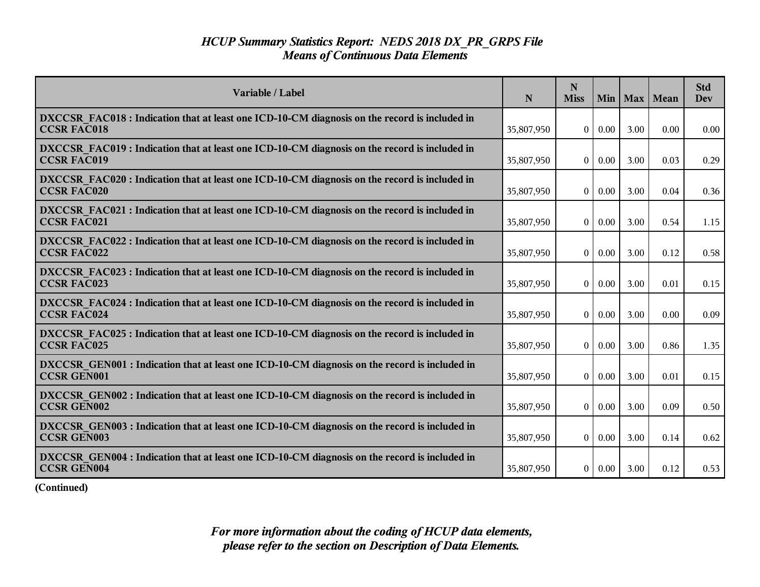# *HCUP Summary Statistics Report: NEDS 2018 DX_PR_GRPS File*
## *Means of Continuous Data Elements*

| Variable / Label | N | N Miss | Min | Max | Mean | Std Dev |
|---|---|---|---|---|---|---|
| **DXCCSR_FAC018 : Indication that at least one ICD-10-CM diagnosis on the record is included in CCSR FAC018** | 35,807,950 | 0 | 0.00 | 3.00 | 0.00 | 0.00 |
| **DXCCSR_FAC019 : Indication that at least one ICD-10-CM diagnosis on the record is included in CCSR FAC019** | 35,807,950 | 0 | 0.00 | 3.00 | 0.03 | 0.29 |
| **DXCCSR_FAC020 : Indication that at least one ICD-10-CM diagnosis on the record is included in CCSR FAC020** | 35,807,950 | 0 | 0.00 | 3.00 | 0.04 | 0.36 |
| **DXCCSR_FAC021 : Indication that at least one ICD-10-CM diagnosis on the record is included in CCSR FAC021** | 35,807,950 | 0 | 0.00 | 3.00 | 0.54 | 1.15 |
| **DXCCSR_FAC022 : Indication that at least one ICD-10-CM diagnosis on the record is included in CCSR FAC022** | 35,807,950 | 0 | 0.00 | 3.00 | 0.12 | 0.58 |
| **DXCCSR_FAC023 : Indication that at least one ICD-10-CM diagnosis on the record is included in CCSR FAC023** | 35,807,950 | 0 | 0.00 | 3.00 | 0.01 | 0.15 |
| **DXCCSR_FAC024 : Indication that at least one ICD-10-CM diagnosis on the record is included in CCSR FAC024** | 35,807,950 | 0 | 0.00 | 3.00 | 0.00 | 0.09 |
| **DXCCSR_FAC025 : Indication that at least one ICD-10-CM diagnosis on the record is included in CCSR FAC025** | 35,807,950 | 0 | 0.00 | 3.00 | 0.86 | 1.35 |
| **DXCCSR_GEN001 : Indication that at least one ICD-10-CM diagnosis on the record is included in CCSR GEN001** | 35,807,950 | 0 | 0.00 | 3.00 | 0.01 | 0.15 |
| **DXCCSR_GEN002 : Indication that at least one ICD-10-CM diagnosis on the record is included in CCSR GEN002** | 35,807,950 | 0 | 0.00 | 3.00 | 0.09 | 0.50 |
| **DXCCSR_GEN003 : Indication that at least one ICD-10-CM diagnosis on the record is included in CCSR GEN003** | 35,807,950 | 0 | 0.00 | 3.00 | 0.14 | 0.62 |
| **DXCCSR_GEN004 : Indication that at least one ICD-10-CM diagnosis on the record is included in CCSR GEN004** | 35,807,950 | 0 | 0.00 | 3.00 | 0.12 | 0.53 |

**(Continued)**

*For more information about the coding of HCUP data elements, please refer to the section on Description of Data Elements.*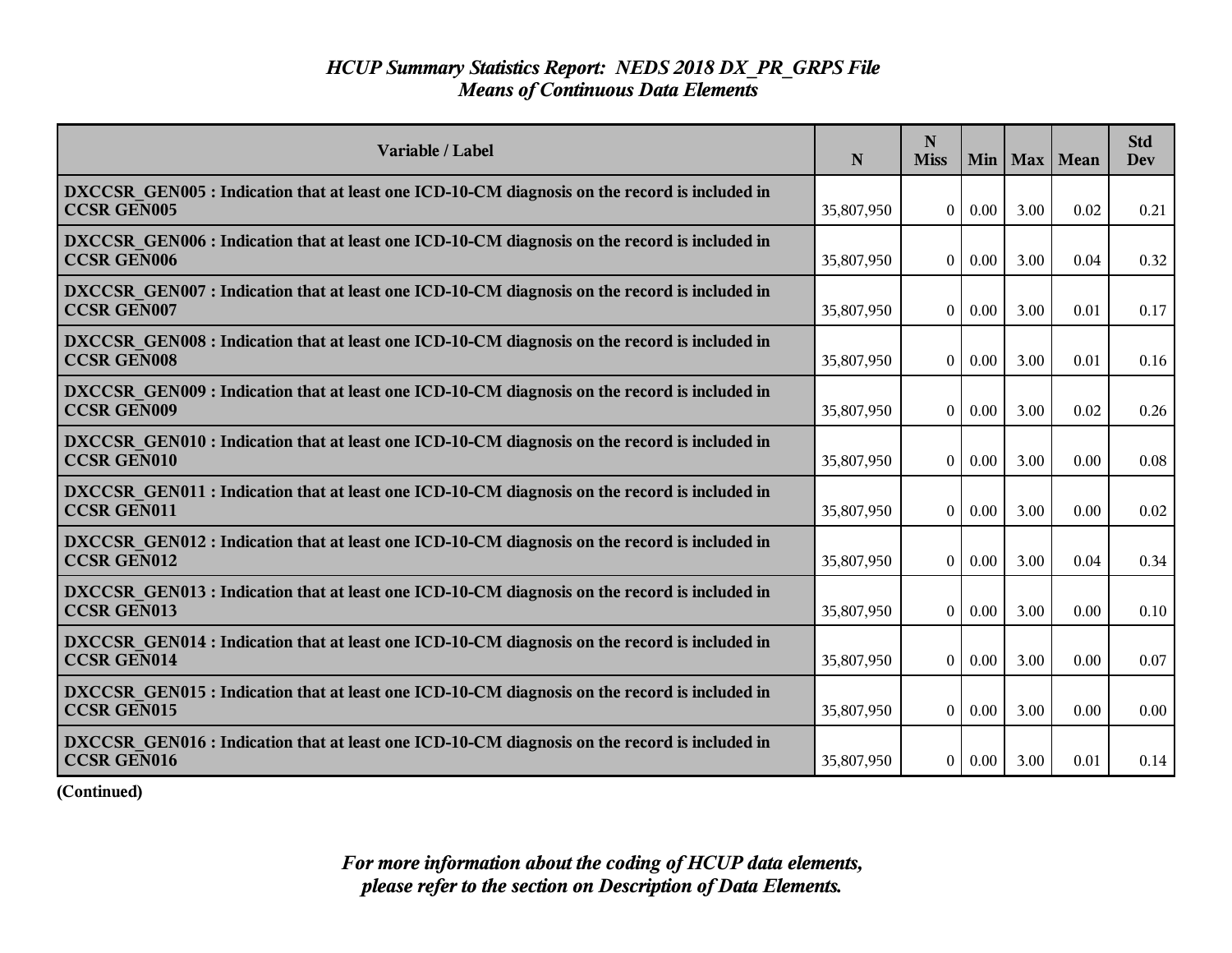# *HCUP Summary Statistics Report: NEDS 2018 DX_PR_GRPS File*
## *Means of Continuous Data Elements*

| Variable / Label | N | N Miss | Min | Max | Mean | Std Dev |
|---|---|---|---|---|---|---|
| **DXCCSR_GEN005 : Indication that at least one ICD-10-CM diagnosis on the record is included in CCSR GEN005** | 35,807,950 | 0 | 0.00 | 3.00 | 0.02 | 0.21 |
| **DXCCSR_GEN006 : Indication that at least one ICD-10-CM diagnosis on the record is included in CCSR GEN006** | 35,807,950 | 0 | 0.00 | 3.00 | 0.04 | 0.32 |
| **DXCCSR_GEN007 : Indication that at least one ICD-10-CM diagnosis on the record is included in CCSR GEN007** | 35,807,950 | 0 | 0.00 | 3.00 | 0.01 | 0.17 |
| **DXCCSR_GEN008 : Indication that at least one ICD-10-CM diagnosis on the record is included in CCSR GEN008** | 35,807,950 | 0 | 0.00 | 3.00 | 0.01 | 0.16 |
| **DXCCSR_GEN009 : Indication that at least one ICD-10-CM diagnosis on the record is included in CCSR GEN009** | 35,807,950 | 0 | 0.00 | 3.00 | 0.02 | 0.26 |
| **DXCCSR_GEN010 : Indication that at least one ICD-10-CM diagnosis on the record is included in CCSR GEN010** | 35,807,950 | 0 | 0.00 | 3.00 | 0.00 | 0.08 |
| **DXCCSR_GEN011 : Indication that at least one ICD-10-CM diagnosis on the record is included in CCSR GEN011** | 35,807,950 | 0 | 0.00 | 3.00 | 0.00 | 0.02 |
| **DXCCSR_GEN012 : Indication that at least one ICD-10-CM diagnosis on the record is included in CCSR GEN012** | 35,807,950 | 0 | 0.00 | 3.00 | 0.04 | 0.34 |
| **DXCCSR_GEN013 : Indication that at least one ICD-10-CM diagnosis on the record is included in CCSR GEN013** | 35,807,950 | 0 | 0.00 | 3.00 | 0.00 | 0.10 |
| **DXCCSR_GEN014 : Indication that at least one ICD-10-CM diagnosis on the record is included in CCSR GEN014** | 35,807,950 | 0 | 0.00 | 3.00 | 0.00 | 0.07 |
| **DXCCSR_GEN015 : Indication that at least one ICD-10-CM diagnosis on the record is included in CCSR GEN015** | 35,807,950 | 0 | 0.00 | 3.00 | 0.00 | 0.00 |
| **DXCCSR_GEN016 : Indication that at least one ICD-10-CM diagnosis on the record is included in CCSR GEN016** | 35,807,950 | 0 | 0.00 | 3.00 | 0.01 | 0.14 |

**(Continued)**

***For more information about the coding of HCUP data elements, please refer to the section on Description of Data Elements.***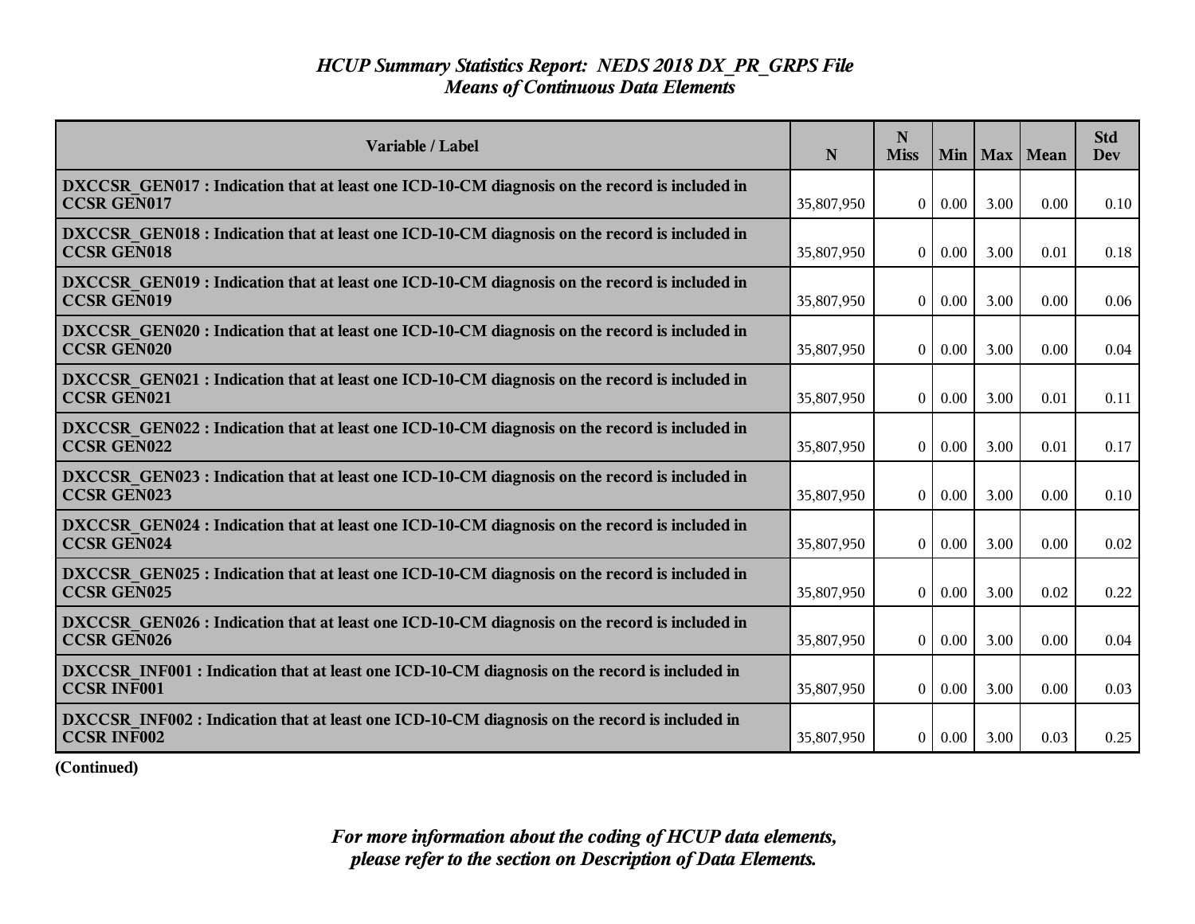# *HCUP Summary Statistics Report: NEDS 2018 DX_PR_GRPS File*
## *Means of Continuous Data Elements*

| Variable / Label | N | N Miss | Min | Max | Mean | Std Dev |
|---|---|---|---|---|---|---|
| **DXCCSR_GEN017 : Indication that at least one ICD-10-CM diagnosis on the record is included in CCSR GEN017** | 35,807,950 | 0 | 0.00 | 3.00 | 0.00 | 0.10 |
| **DXCCSR_GEN018 : Indication that at least one ICD-10-CM diagnosis on the record is included in CCSR GEN018** | 35,807,950 | 0 | 0.00 | 3.00 | 0.01 | 0.18 |
| **DXCCSR_GEN019 : Indication that at least one ICD-10-CM diagnosis on the record is included in CCSR GEN019** | 35,807,950 | 0 | 0.00 | 3.00 | 0.00 | 0.06 |
| **DXCCSR_GEN020 : Indication that at least one ICD-10-CM diagnosis on the record is included in CCSR GEN020** | 35,807,950 | 0 | 0.00 | 3.00 | 0.00 | 0.04 |
| **DXCCSR_GEN021 : Indication that at least one ICD-10-CM diagnosis on the record is included in CCSR GEN021** | 35,807,950 | 0 | 0.00 | 3.00 | 0.01 | 0.11 |
| **DXCCSR_GEN022 : Indication that at least one ICD-10-CM diagnosis on the record is included in CCSR GEN022** | 35,807,950 | 0 | 0.00 | 3.00 | 0.01 | 0.17 |
| **DXCCSR_GEN023 : Indication that at least one ICD-10-CM diagnosis on the record is included in CCSR GEN023** | 35,807,950 | 0 | 0.00 | 3.00 | 0.00 | 0.10 |
| **DXCCSR_GEN024 : Indication that at least one ICD-10-CM diagnosis on the record is included in CCSR GEN024** | 35,807,950 | 0 | 0.00 | 3.00 | 0.00 | 0.02 |
| **DXCCSR_GEN025 : Indication that at least one ICD-10-CM diagnosis on the record is included in CCSR GEN025** | 35,807,950 | 0 | 0.00 | 3.00 | 0.02 | 0.22 |
| **DXCCSR_GEN026 : Indication that at least one ICD-10-CM diagnosis on the record is included in CCSR GEN026** | 35,807,950 | 0 | 0.00 | 3.00 | 0.00 | 0.04 |
| **DXCCSR_INF001 : Indication that at least one ICD-10-CM diagnosis on the record is included in CCSR INF001** | 35,807,950 | 0 | 0.00 | 3.00 | 0.00 | 0.03 |
| **DXCCSR_INF002 : Indication that at least one ICD-10-CM diagnosis on the record is included in CCSR INF002** | 35,807,950 | 0 | 0.00 | 3.00 | 0.03 | 0.25 |

**(Continued)**

***For more information about the coding of HCUP data elements, please refer to the section on Description of Data Elements.***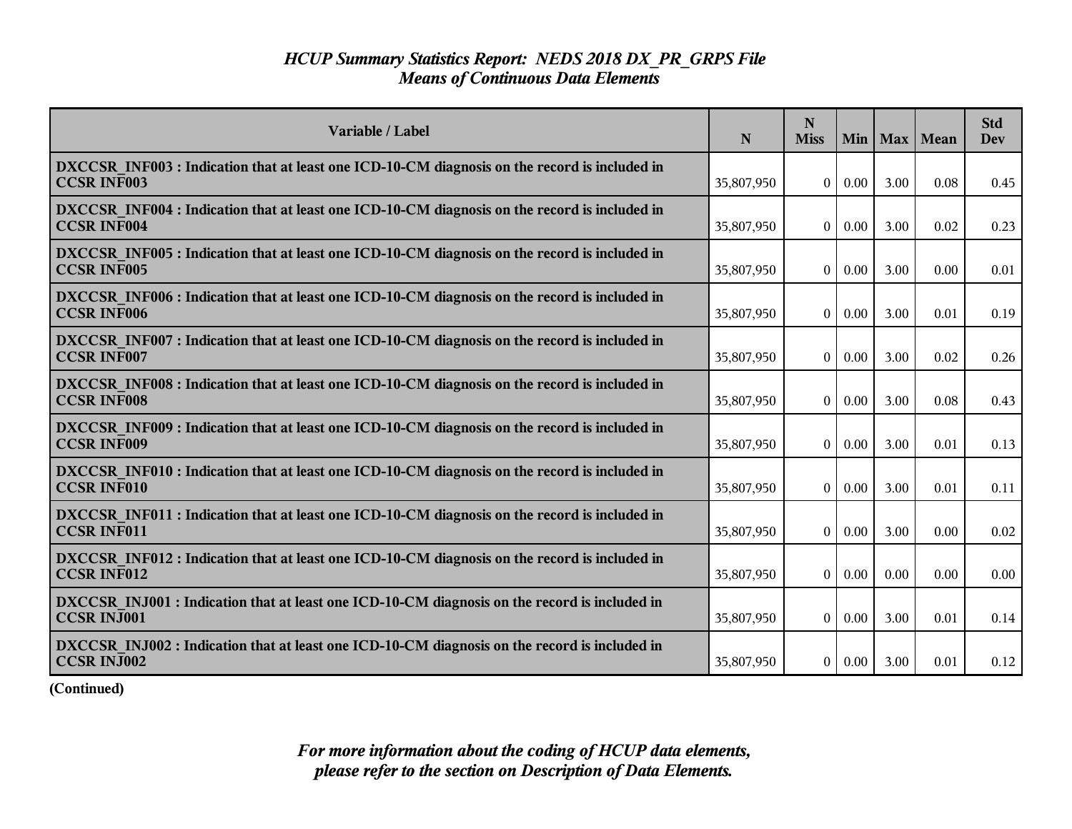# *HCUP Summary Statistics Report: NEDS 2018 DX_PR_GRPS File*
## *Means of Continuous Data Elements*

| Variable / Label | N | N Miss | Min | Max | Mean | Std Dev |
|---|---|---|---|---|---|---|
| **DXCCSR_INF003 : Indication that at least one ICD-10-CM diagnosis on the record is included in CCSR INF003** | 35,807,950 | 0 | 0.00 | 3.00 | 0.08 | 0.45 |
| **DXCCSR_INF004 : Indication that at least one ICD-10-CM diagnosis on the record is included in CCSR INF004** | 35,807,950 | 0 | 0.00 | 3.00 | 0.02 | 0.23 |
| **DXCCSR_INF005 : Indication that at least one ICD-10-CM diagnosis on the record is included in CCSR INF005** | 35,807,950 | 0 | 0.00 | 3.00 | 0.00 | 0.01 |
| **DXCCSR_INF006 : Indication that at least one ICD-10-CM diagnosis on the record is included in CCSR INF006** | 35,807,950 | 0 | 0.00 | 3.00 | 0.01 | 0.19 |
| **DXCCSR_INF007 : Indication that at least one ICD-10-CM diagnosis on the record is included in CCSR INF007** | 35,807,950 | 0 | 0.00 | 3.00 | 0.02 | 0.26 |
| **DXCCSR_INF008 : Indication that at least one ICD-10-CM diagnosis on the record is included in CCSR INF008** | 35,807,950 | 0 | 0.00 | 3.00 | 0.08 | 0.43 |
| **DXCCSR_INF009 : Indication that at least one ICD-10-CM diagnosis on the record is included in CCSR INF009** | 35,807,950 | 0 | 0.00 | 3.00 | 0.01 | 0.13 |
| **DXCCSR_INF010 : Indication that at least one ICD-10-CM diagnosis on the record is included in CCSR INF010** | 35,807,950 | 0 | 0.00 | 3.00 | 0.01 | 0.11 |
| **DXCCSR_INF011 : Indication that at least one ICD-10-CM diagnosis on the record is included in CCSR INF011** | 35,807,950 | 0 | 0.00 | 3.00 | 0.00 | 0.02 |
| **DXCCSR_INF012 : Indication that at least one ICD-10-CM diagnosis on the record is included in CCSR INF012** | 35,807,950 | 0 | 0.00 | 0.00 | 0.00 | 0.00 |
| **DXCCSR_INJ001 : Indication that at least one ICD-10-CM diagnosis on the record is included in CCSR INJ001** | 35,807,950 | 0 | 0.00 | 3.00 | 0.01 | 0.14 |
| **DXCCSR_INJ002 : Indication that at least one ICD-10-CM diagnosis on the record is included in CCSR INJ002** | 35,807,950 | 0 | 0.00 | 3.00 | 0.01 | 0.12 |

**(Continued)**

*For more information about the coding of HCUP data elements, please refer to the section on Description of Data Elements.*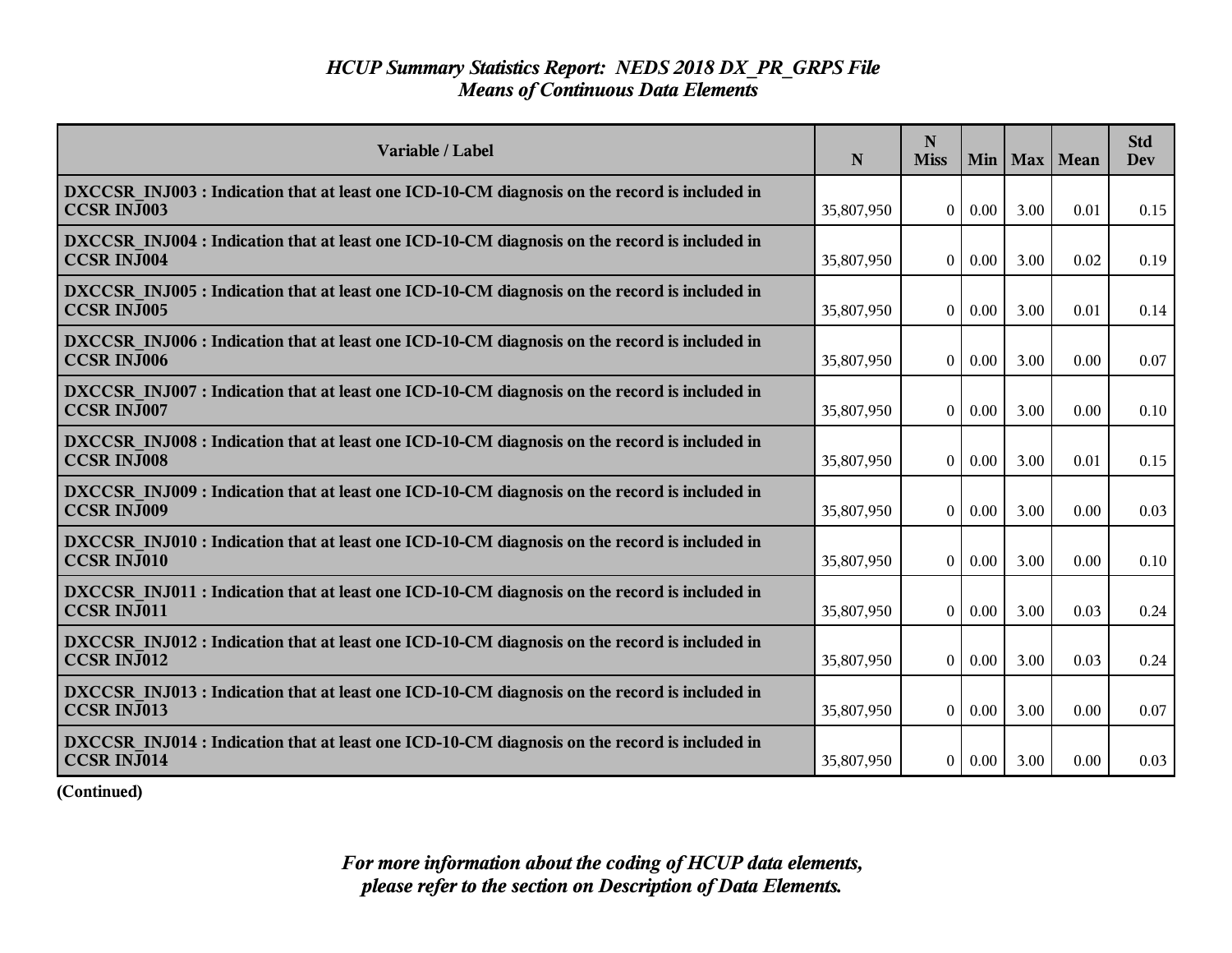## *HCUP Summary Statistics Report: NEDS 2018 DX_PR_GRPS File*
## *Means of Continuous Data Elements*

| Variable / Label | N | N Miss | Min | Max | Mean | Std Dev |
|---|---|---|---|---|---|---|
| **DXCCSR_INJ003 : Indication that at least one ICD-10-CM diagnosis on the record is included in CCSR INJ003** | 35,807,950 | 0 | 0.00 | 3.00 | 0.01 | 0.15 |
| **DXCCSR_INJ004 : Indication that at least one ICD-10-CM diagnosis on the record is included in CCSR INJ004** | 35,807,950 | 0 | 0.00 | 3.00 | 0.02 | 0.19 |
| **DXCCSR_INJ005 : Indication that at least one ICD-10-CM diagnosis on the record is included in CCSR INJ005** | 35,807,950 | 0 | 0.00 | 3.00 | 0.01 | 0.14 |
| **DXCCSR_INJ006 : Indication that at least one ICD-10-CM diagnosis on the record is included in CCSR INJ006** | 35,807,950 | 0 | 0.00 | 3.00 | 0.00 | 0.07 |
| **DXCCSR_INJ007 : Indication that at least one ICD-10-CM diagnosis on the record is included in CCSR INJ007** | 35,807,950 | 0 | 0.00 | 3.00 | 0.00 | 0.10 |
| **DXCCSR_INJ008 : Indication that at least one ICD-10-CM diagnosis on the record is included in CCSR INJ008** | 35,807,950 | 0 | 0.00 | 3.00 | 0.01 | 0.15 |
| **DXCCSR_INJ009 : Indication that at least one ICD-10-CM diagnosis on the record is included in CCSR INJ009** | 35,807,950 | 0 | 0.00 | 3.00 | 0.00 | 0.03 |
| **DXCCSR_INJ010 : Indication that at least one ICD-10-CM diagnosis on the record is included in CCSR INJ010** | 35,807,950 | 0 | 0.00 | 3.00 | 0.00 | 0.10 |
| **DXCCSR_INJ011 : Indication that at least one ICD-10-CM diagnosis on the record is included in CCSR INJ011** | 35,807,950 | 0 | 0.00 | 3.00 | 0.03 | 0.24 |
| **DXCCSR_INJ012 : Indication that at least one ICD-10-CM diagnosis on the record is included in CCSR INJ012** | 35,807,950 | 0 | 0.00 | 3.00 | 0.03 | 0.24 |
| **DXCCSR_INJ013 : Indication that at least one ICD-10-CM diagnosis on the record is included in CCSR INJ013** | 35,807,950 | 0 | 0.00 | 3.00 | 0.00 | 0.07 |
| **DXCCSR_INJ014 : Indication that at least one ICD-10-CM diagnosis on the record is included in CCSR INJ014** | 35,807,950 | 0 | 0.00 | 3.00 | 0.00 | 0.03 |

**(Continued)**

*For more information about the coding of HCUP data elements, please refer to the section on Description of Data Elements.*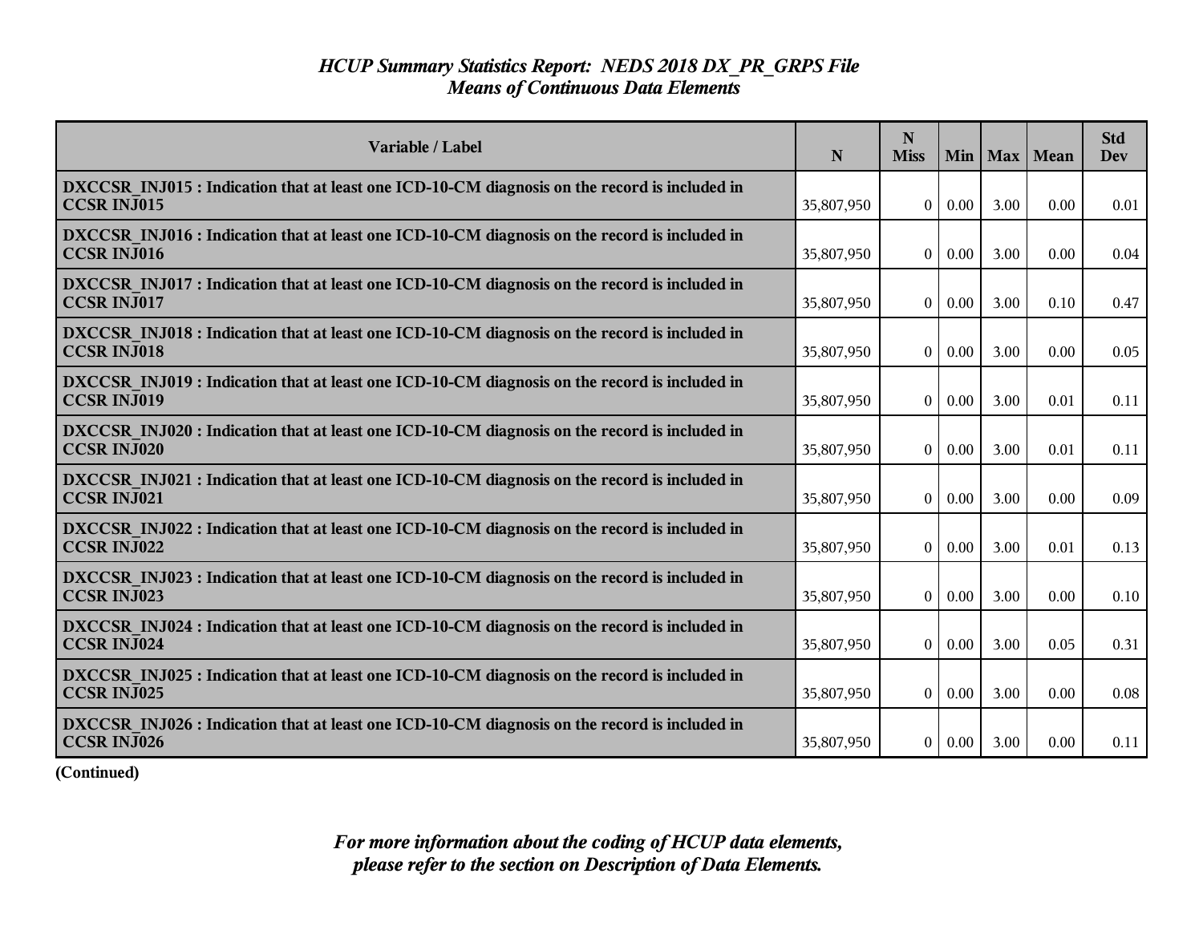# *HCUP Summary Statistics Report: NEDS 2018 DX_PR_GRPS File*
## *Means of Continuous Data Elements*

| Variable / Label | N | N Miss | Min | Max | Mean | Std Dev |
|---|---|---|---|---|---|---|
| **DXCCSR_INJ015 : Indication that at least one ICD-10-CM diagnosis on the record is included in CCSR INJ015** | 35,807,950 | 0 | 0.00 | 3.00 | 0.00 | 0.01 |
| **DXCCSR_INJ016 : Indication that at least one ICD-10-CM diagnosis on the record is included in CCSR INJ016** | 35,807,950 | 0 | 0.00 | 3.00 | 0.00 | 0.04 |
| **DXCCSR_INJ017 : Indication that at least one ICD-10-CM diagnosis on the record is included in CCSR INJ017** | 35,807,950 | 0 | 0.00 | 3.00 | 0.10 | 0.47 |
| **DXCCSR_INJ018 : Indication that at least one ICD-10-CM diagnosis on the record is included in CCSR INJ018** | 35,807,950 | 0 | 0.00 | 3.00 | 0.00 | 0.05 |
| **DXCCSR_INJ019 : Indication that at least one ICD-10-CM diagnosis on the record is included in CCSR INJ019** | 35,807,950 | 0 | 0.00 | 3.00 | 0.01 | 0.11 |
| **DXCCSR_INJ020 : Indication that at least one ICD-10-CM diagnosis on the record is included in CCSR INJ020** | 35,807,950 | 0 | 0.00 | 3.00 | 0.01 | 0.11 |
| **DXCCSR_INJ021 : Indication that at least one ICD-10-CM diagnosis on the record is included in CCSR INJ021** | 35,807,950 | 0 | 0.00 | 3.00 | 0.00 | 0.09 |
| **DXCCSR_INJ022 : Indication that at least one ICD-10-CM diagnosis on the record is included in CCSR INJ022** | 35,807,950 | 0 | 0.00 | 3.00 | 0.01 | 0.13 |
| **DXCCSR_INJ023 : Indication that at least one ICD-10-CM diagnosis on the record is included in CCSR INJ023** | 35,807,950 | 0 | 0.00 | 3.00 | 0.00 | 0.10 |
| **DXCCSR_INJ024 : Indication that at least one ICD-10-CM diagnosis on the record is included in CCSR INJ024** | 35,807,950 | 0 | 0.00 | 3.00 | 0.05 | 0.31 |
| **DXCCSR_INJ025 : Indication that at least one ICD-10-CM diagnosis on the record is included in CCSR INJ025** | 35,807,950 | 0 | 0.00 | 3.00 | 0.00 | 0.08 |
| **DXCCSR_INJ026 : Indication that at least one ICD-10-CM diagnosis on the record is included in CCSR INJ026** | 35,807,950 | 0 | 0.00 | 3.00 | 0.00 | 0.11 |

**(Continued)**

*For more information about the coding of HCUP data elements, please refer to the section on Description of Data Elements.*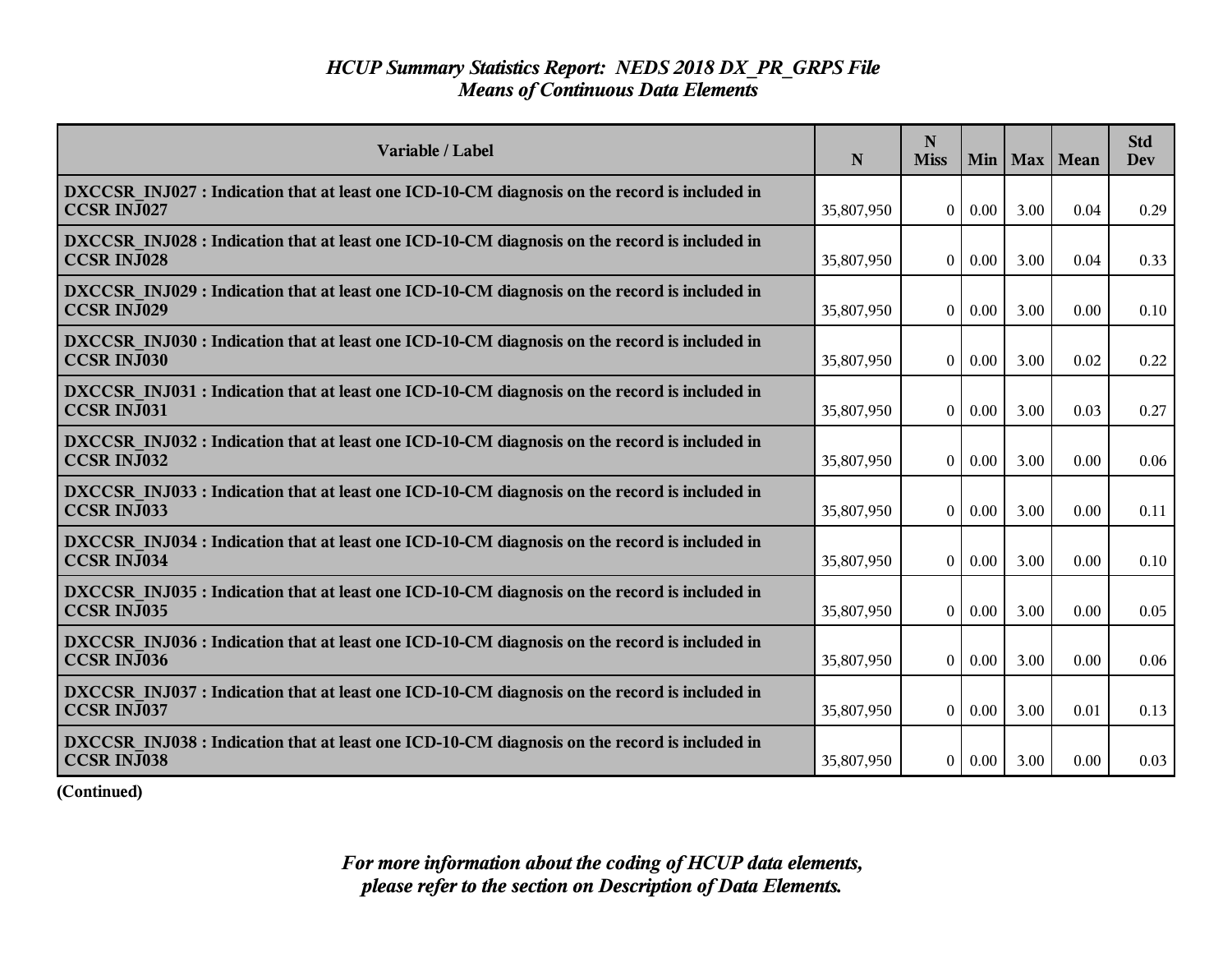# *HCUP Summary Statistics Report: NEDS 2018 DX_PR_GRPS File*
## *Means of Continuous Data Elements*

| Variable / Label | N | N Miss | Min | Max | Mean | Std Dev |
|---|---|---|---|---|---|---|
| **DXCCSR_INJ027 : Indication that at least one ICD-10-CM diagnosis on the record is included in CCSR INJ027** | 35,807,950 | 0 | 0.00 | 3.00 | 0.04 | 0.29 |
| **DXCCSR_INJ028 : Indication that at least one ICD-10-CM diagnosis on the record is included in CCSR INJ028** | 35,807,950 | 0 | 0.00 | 3.00 | 0.04 | 0.33 |
| **DXCCSR_INJ029 : Indication that at least one ICD-10-CM diagnosis on the record is included in CCSR INJ029** | 35,807,950 | 0 | 0.00 | 3.00 | 0.00 | 0.10 |
| **DXCCSR_INJ030 : Indication that at least one ICD-10-CM diagnosis on the record is included in CCSR INJ030** | 35,807,950 | 0 | 0.00 | 3.00 | 0.02 | 0.22 |
| **DXCCSR_INJ031 : Indication that at least one ICD-10-CM diagnosis on the record is included in CCSR INJ031** | 35,807,950 | 0 | 0.00 | 3.00 | 0.03 | 0.27 |
| **DXCCSR_INJ032 : Indication that at least one ICD-10-CM diagnosis on the record is included in CCSR INJ032** | 35,807,950 | 0 | 0.00 | 3.00 | 0.00 | 0.06 |
| **DXCCSR_INJ033 : Indication that at least one ICD-10-CM diagnosis on the record is included in CCSR INJ033** | 35,807,950 | 0 | 0.00 | 3.00 | 0.00 | 0.11 |
| **DXCCSR_INJ034 : Indication that at least one ICD-10-CM diagnosis on the record is included in CCSR INJ034** | 35,807,950 | 0 | 0.00 | 3.00 | 0.00 | 0.10 |
| **DXCCSR_INJ035 : Indication that at least one ICD-10-CM diagnosis on the record is included in CCSR INJ035** | 35,807,950 | 0 | 0.00 | 3.00 | 0.00 | 0.05 |
| **DXCCSR_INJ036 : Indication that at least one ICD-10-CM diagnosis on the record is included in CCSR INJ036** | 35,807,950 | 0 | 0.00 | 3.00 | 0.00 | 0.06 |
| **DXCCSR_INJ037 : Indication that at least one ICD-10-CM diagnosis on the record is included in CCSR INJ037** | 35,807,950 | 0 | 0.00 | 3.00 | 0.01 | 0.13 |
| **DXCCSR_INJ038 : Indication that at least one ICD-10-CM diagnosis on the record is included in CCSR INJ038** | 35,807,950 | 0 | 0.00 | 3.00 | 0.00 | 0.03 |

**(Continued)**

***For more information about the coding of HCUP data elements, please refer to the section on Description of Data Elements.***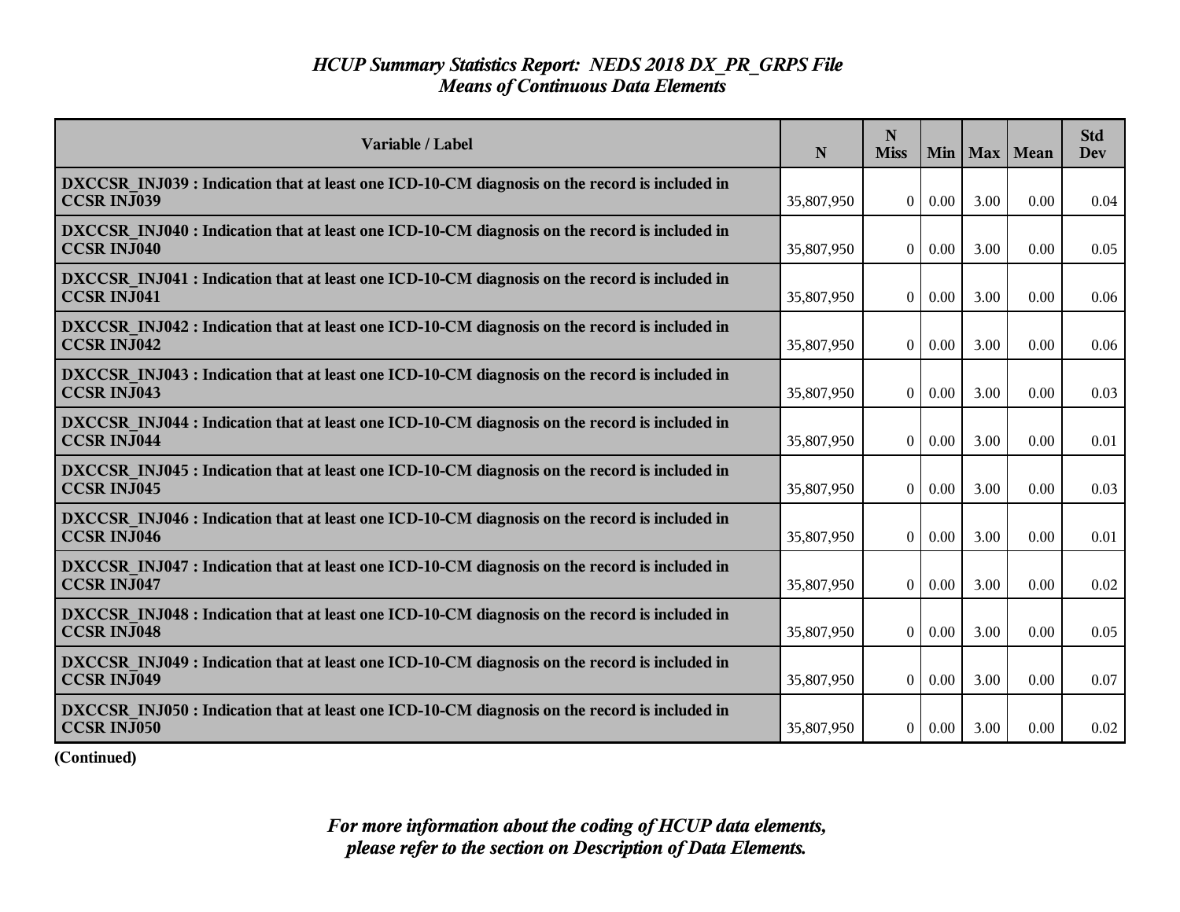# *HCUP Summary Statistics Report: NEDS 2018 DX_PR_GRPS File*
## *Means of Continuous Data Elements*

| Variable / Label | N | N Miss | Min | Max | Mean | Std Dev |
|---|---|---|---|---|---|---|
| **DXCCSR_INJ039 : Indication that at least one ICD-10-CM diagnosis on the record is included in CCSR INJ039** | 35,807,950 | 0 | 0.00 | 3.00 | 0.00 | 0.04 |
| **DXCCSR_INJ040 : Indication that at least one ICD-10-CM diagnosis on the record is included in CCSR INJ040** | 35,807,950 | 0 | 0.00 | 3.00 | 0.00 | 0.05 |
| **DXCCSR_INJ041 : Indication that at least one ICD-10-CM diagnosis on the record is included in CCSR INJ041** | 35,807,950 | 0 | 0.00 | 3.00 | 0.00 | 0.06 |
| **DXCCSR_INJ042 : Indication that at least one ICD-10-CM diagnosis on the record is included in CCSR INJ042** | 35,807,950 | 0 | 0.00 | 3.00 | 0.00 | 0.06 |
| **DXCCSR_INJ043 : Indication that at least one ICD-10-CM diagnosis on the record is included in CCSR INJ043** | 35,807,950 | 0 | 0.00 | 3.00 | 0.00 | 0.03 |
| **DXCCSR_INJ044 : Indication that at least one ICD-10-CM diagnosis on the record is included in CCSR INJ044** | 35,807,950 | 0 | 0.00 | 3.00 | 0.00 | 0.01 |
| **DXCCSR_INJ045 : Indication that at least one ICD-10-CM diagnosis on the record is included in CCSR INJ045** | 35,807,950 | 0 | 0.00 | 3.00 | 0.00 | 0.03 |
| **DXCCSR_INJ046 : Indication that at least one ICD-10-CM diagnosis on the record is included in CCSR INJ046** | 35,807,950 | 0 | 0.00 | 3.00 | 0.00 | 0.01 |
| **DXCCSR_INJ047 : Indication that at least one ICD-10-CM diagnosis on the record is included in CCSR INJ047** | 35,807,950 | 0 | 0.00 | 3.00 | 0.00 | 0.02 |
| **DXCCSR_INJ048 : Indication that at least one ICD-10-CM diagnosis on the record is included in CCSR INJ048** | 35,807,950 | 0 | 0.00 | 3.00 | 0.00 | 0.05 |
| **DXCCSR_INJ049 : Indication that at least one ICD-10-CM diagnosis on the record is included in CCSR INJ049** | 35,807,950 | 0 | 0.00 | 3.00 | 0.00 | 0.07 |
| **DXCCSR_INJ050 : Indication that at least one ICD-10-CM diagnosis on the record is included in CCSR INJ050** | 35,807,950 | 0 | 0.00 | 3.00 | 0.00 | 0.02 |

**(Continued)**

*For more information about the coding of HCUP data elements, please refer to the section on Description of Data Elements.*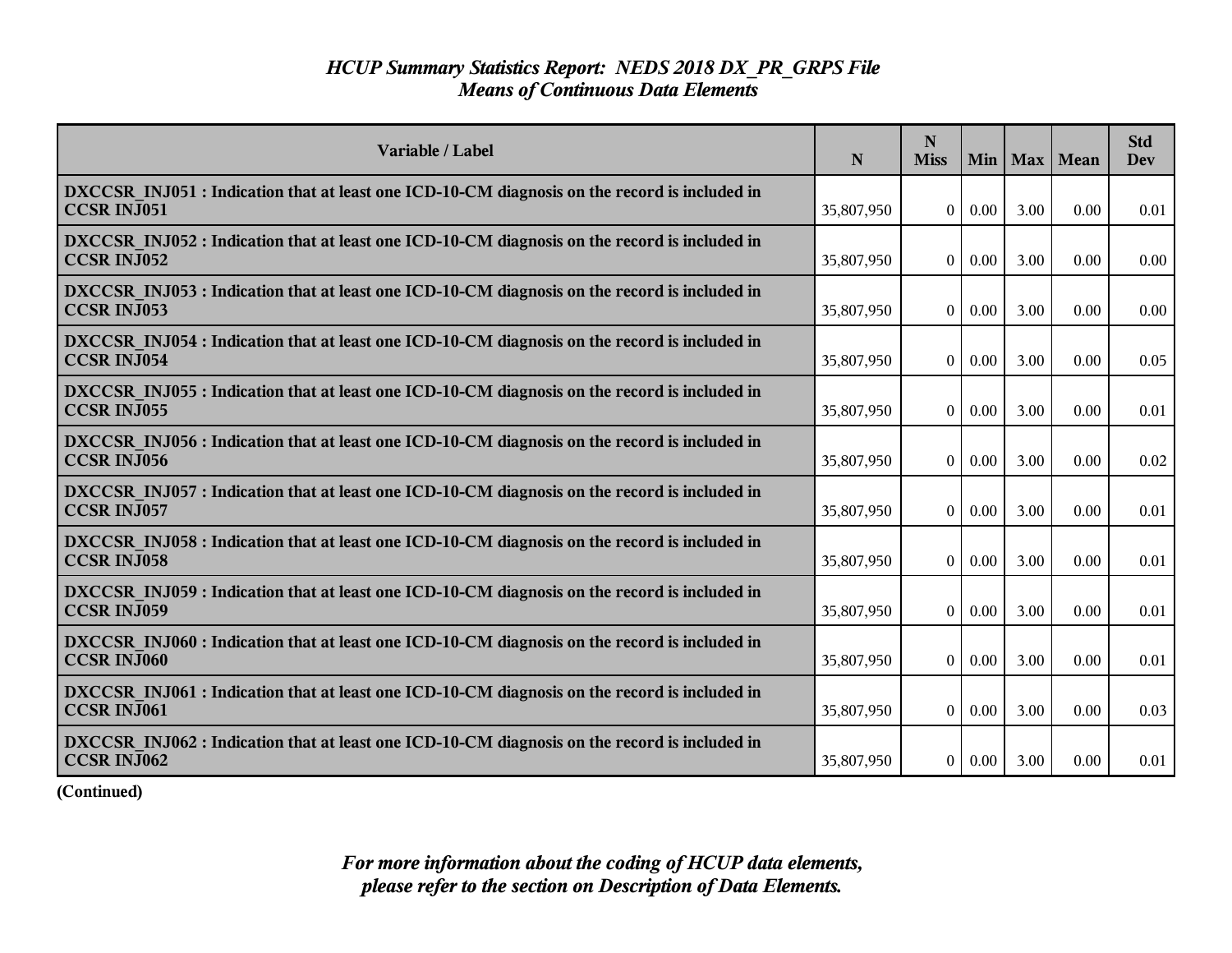# *HCUP Summary Statistics Report: NEDS 2018 DX_PR_GRPS File*
## *Means of Continuous Data Elements*

| Variable / Label | N | N Miss | Min | Max | Mean | Std Dev |
|---|---|---|---|---|---|---|
| **DXCCSR_INJ051 : Indication that at least one ICD-10-CM diagnosis on the record is included in CCSR INJ051** | 35,807,950 | 0 | 0.00 | 3.00 | 0.00 | 0.01 |
| **DXCCSR_INJ052 : Indication that at least one ICD-10-CM diagnosis on the record is included in CCSR INJ052** | 35,807,950 | 0 | 0.00 | 3.00 | 0.00 | 0.00 |
| **DXCCSR_INJ053 : Indication that at least one ICD-10-CM diagnosis on the record is included in CCSR INJ053** | 35,807,950 | 0 | 0.00 | 3.00 | 0.00 | 0.00 |
| **DXCCSR_INJ054 : Indication that at least one ICD-10-CM diagnosis on the record is included in CCSR INJ054** | 35,807,950 | 0 | 0.00 | 3.00 | 0.00 | 0.05 |
| **DXCCSR_INJ055 : Indication that at least one ICD-10-CM diagnosis on the record is included in CCSR INJ055** | 35,807,950 | 0 | 0.00 | 3.00 | 0.00 | 0.01 |
| **DXCCSR_INJ056 : Indication that at least one ICD-10-CM diagnosis on the record is included in CCSR INJ056** | 35,807,950 | 0 | 0.00 | 3.00 | 0.00 | 0.02 |
| **DXCCSR_INJ057 : Indication that at least one ICD-10-CM diagnosis on the record is included in CCSR INJ057** | 35,807,950 | 0 | 0.00 | 3.00 | 0.00 | 0.01 |
| **DXCCSR_INJ058 : Indication that at least one ICD-10-CM diagnosis on the record is included in CCSR INJ058** | 35,807,950 | 0 | 0.00 | 3.00 | 0.00 | 0.01 |
| **DXCCSR_INJ059 : Indication that at least one ICD-10-CM diagnosis on the record is included in CCSR INJ059** | 35,807,950 | 0 | 0.00 | 3.00 | 0.00 | 0.01 |
| **DXCCSR_INJ060 : Indication that at least one ICD-10-CM diagnosis on the record is included in CCSR INJ060** | 35,807,950 | 0 | 0.00 | 3.00 | 0.00 | 0.01 |
| **DXCCSR_INJ061 : Indication that at least one ICD-10-CM diagnosis on the record is included in CCSR INJ061** | 35,807,950 | 0 | 0.00 | 3.00 | 0.00 | 0.03 |
| **DXCCSR_INJ062 : Indication that at least one ICD-10-CM diagnosis on the record is included in CCSR INJ062** | 35,807,950 | 0 | 0.00 | 3.00 | 0.00 | 0.01 |

**(Continued)**

*For more information about the coding of HCUP data elements, please refer to the section on Description of Data Elements.*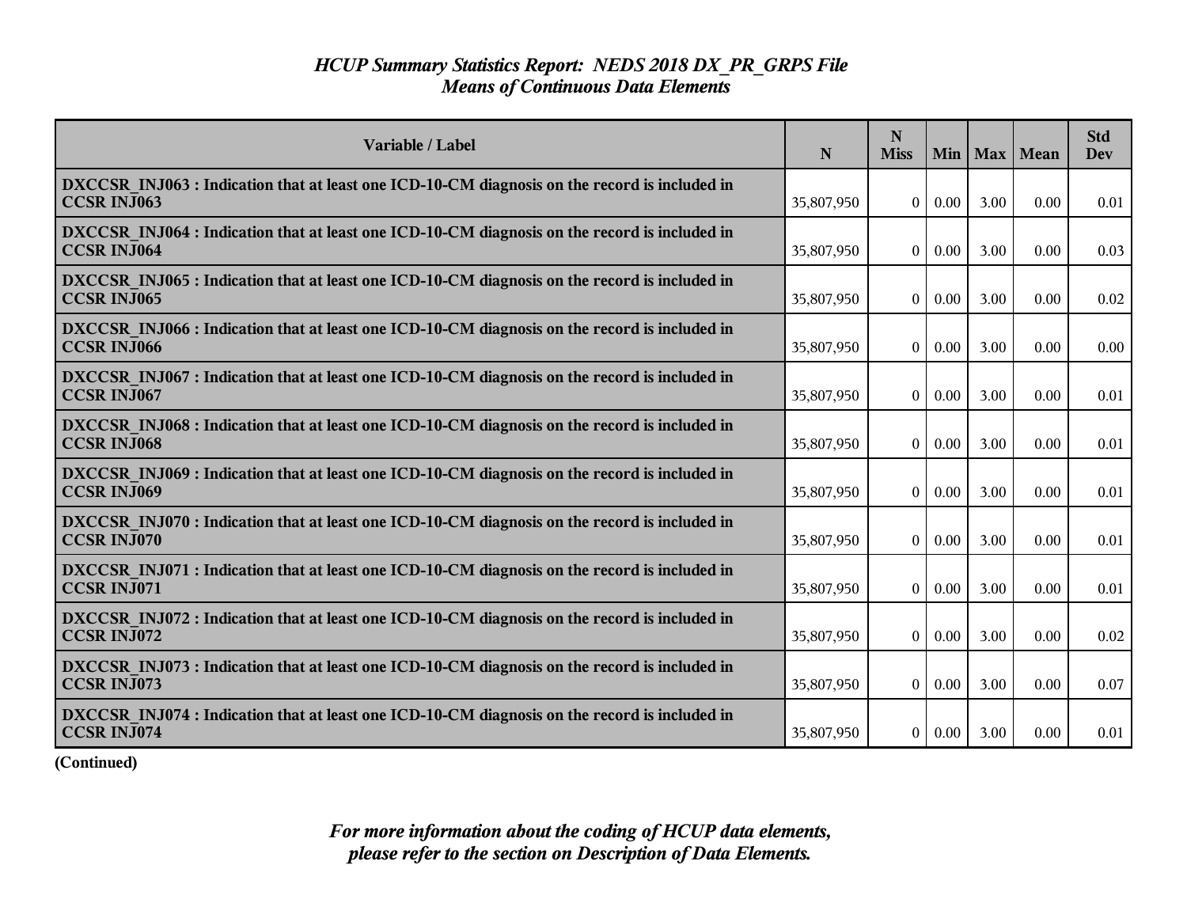# *HCUP Summary Statistics Report: NEDS 2018 DX_PR_GRPS File*
## *Means of Continuous Data Elements*

| Variable / Label | N | N Miss | Min | Max | Mean | Std Dev |
|---|---|---|---|---|---|---|
| **DXCCSR_INJ063 : Indication that at least one ICD-10-CM diagnosis on the record is included in CCSR INJ063** | 35,807,950 | 0 | 0.00 | 3.00 | 0.00 | 0.01 |
| **DXCCSR_INJ064 : Indication that at least one ICD-10-CM diagnosis on the record is included in CCSR INJ064** | 35,807,950 | 0 | 0.00 | 3.00 | 0.00 | 0.03 |
| **DXCCSR_INJ065 : Indication that at least one ICD-10-CM diagnosis on the record is included in CCSR INJ065** | 35,807,950 | 0 | 0.00 | 3.00 | 0.00 | 0.02 |
| **DXCCSR_INJ066 : Indication that at least one ICD-10-CM diagnosis on the record is included in CCSR INJ066** | 35,807,950 | 0 | 0.00 | 3.00 | 0.00 | 0.00 |
| **DXCCSR_INJ067 : Indication that at least one ICD-10-CM diagnosis on the record is included in CCSR INJ067** | 35,807,950 | 0 | 0.00 | 3.00 | 0.00 | 0.01 |
| **DXCCSR_INJ068 : Indication that at least one ICD-10-CM diagnosis on the record is included in CCSR INJ068** | 35,807,950 | 0 | 0.00 | 3.00 | 0.00 | 0.01 |
| **DXCCSR_INJ069 : Indication that at least one ICD-10-CM diagnosis on the record is included in CCSR INJ069** | 35,807,950 | 0 | 0.00 | 3.00 | 0.00 | 0.01 |
| **DXCCSR_INJ070 : Indication that at least one ICD-10-CM diagnosis on the record is included in CCSR INJ070** | 35,807,950 | 0 | 0.00 | 3.00 | 0.00 | 0.01 |
| **DXCCSR_INJ071 : Indication that at least one ICD-10-CM diagnosis on the record is included in CCSR INJ071** | 35,807,950 | 0 | 0.00 | 3.00 | 0.00 | 0.01 |
| **DXCCSR_INJ072 : Indication that at least one ICD-10-CM diagnosis on the record is included in CCSR INJ072** | 35,807,950 | 0 | 0.00 | 3.00 | 0.00 | 0.02 |
| **DXCCSR_INJ073 : Indication that at least one ICD-10-CM diagnosis on the record is included in CCSR INJ073** | 35,807,950 | 0 | 0.00 | 3.00 | 0.00 | 0.07 |
| **DXCCSR_INJ074 : Indication that at least one ICD-10-CM diagnosis on the record is included in CCSR INJ074** | 35,807,950 | 0 | 0.00 | 3.00 | 0.00 | 0.01 |

**(Continued)**

*For more information about the coding of HCUP data elements, please refer to the section on Description of Data Elements.*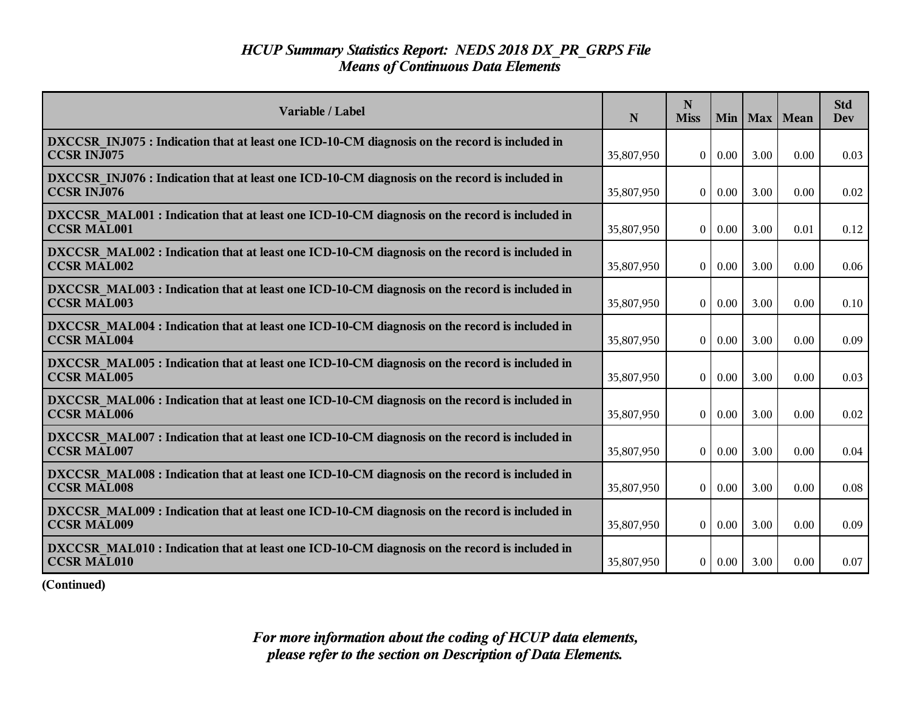*HCUP Summary Statistics Report: NEDS 2018 DX_PR_GRPS File*
*Means of Continuous Data Elements*

| Variable / Label | N | N Miss | Min | Max | Mean | Std Dev |
|---|---|---|---|---|---|---|
| **DXCCSR_INJ075 : Indication that at least one ICD-10-CM diagnosis on the record is included in CCSR INJ075** | 35,807,950 | 0 | 0.00 | 3.00 | 0.00 | 0.03 |
| **DXCCSR_INJ076 : Indication that at least one ICD-10-CM diagnosis on the record is included in CCSR INJ076** | 35,807,950 | 0 | 0.00 | 3.00 | 0.00 | 0.02 |
| **DXCCSR_MAL001 : Indication that at least one ICD-10-CM diagnosis on the record is included in CCSR MAL001** | 35,807,950 | 0 | 0.00 | 3.00 | 0.01 | 0.12 |
| **DXCCSR_MAL002 : Indication that at least one ICD-10-CM diagnosis on the record is included in CCSR MAL002** | 35,807,950 | 0 | 0.00 | 3.00 | 0.00 | 0.06 |
| **DXCCSR_MAL003 : Indication that at least one ICD-10-CM diagnosis on the record is included in CCSR MAL003** | 35,807,950 | 0 | 0.00 | 3.00 | 0.00 | 0.10 |
| **DXCCSR_MAL004 : Indication that at least one ICD-10-CM diagnosis on the record is included in CCSR MAL004** | 35,807,950 | 0 | 0.00 | 3.00 | 0.00 | 0.09 |
| **DXCCSR_MAL005 : Indication that at least one ICD-10-CM diagnosis on the record is included in CCSR MAL005** | 35,807,950 | 0 | 0.00 | 3.00 | 0.00 | 0.03 |
| **DXCCSR_MAL006 : Indication that at least one ICD-10-CM diagnosis on the record is included in CCSR MAL006** | 35,807,950 | 0 | 0.00 | 3.00 | 0.00 | 0.02 |
| **DXCCSR_MAL007 : Indication that at least one ICD-10-CM diagnosis on the record is included in CCSR MAL007** | 35,807,950 | 0 | 0.00 | 3.00 | 0.00 | 0.04 |
| **DXCCSR_MAL008 : Indication that at least one ICD-10-CM diagnosis on the record is included in CCSR MAL008** | 35,807,950 | 0 | 0.00 | 3.00 | 0.00 | 0.08 |
| **DXCCSR_MAL009 : Indication that at least one ICD-10-CM diagnosis on the record is included in CCSR MAL009** | 35,807,950 | 0 | 0.00 | 3.00 | 0.00 | 0.09 |
| **DXCCSR_MAL010 : Indication that at least one ICD-10-CM diagnosis on the record is included in CCSR MAL010** | 35,807,950 | 0 | 0.00 | 3.00 | 0.00 | 0.07 |

**(Continued)**

*For more information about the coding of HCUP data elements, please refer to the section on Description of Data Elements.*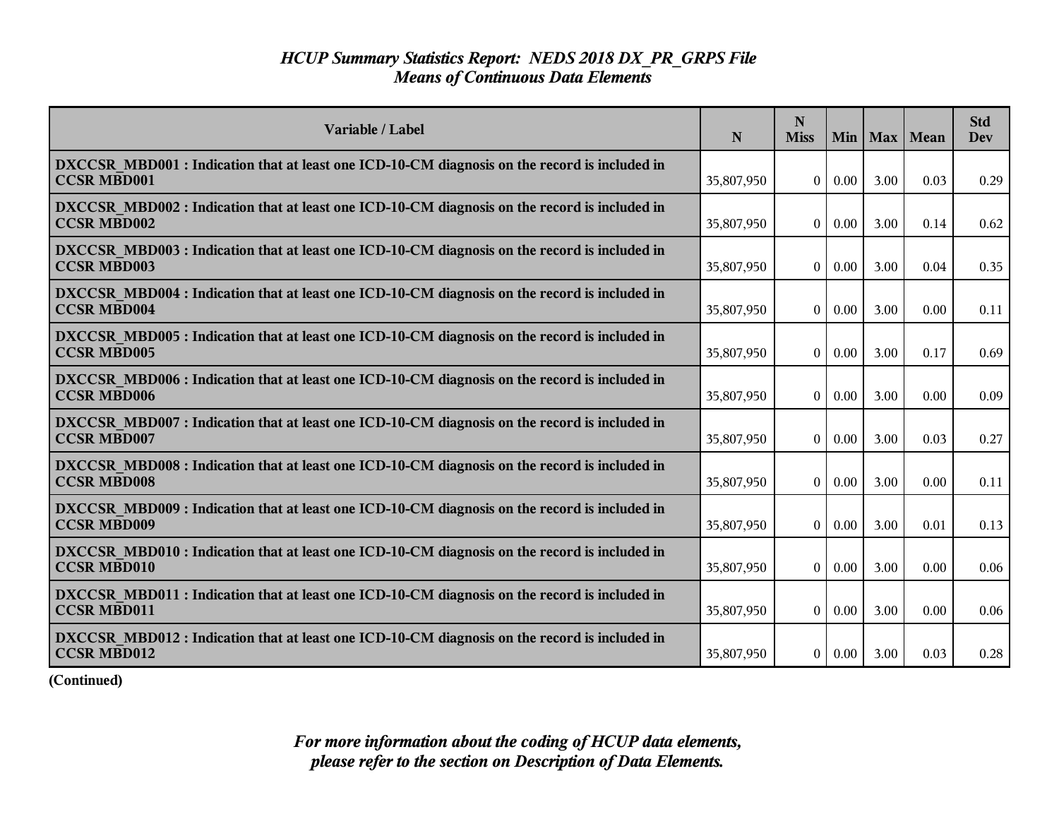*HCUP Summary Statistics Report: NEDS 2018 DX_PR_GRPS File*
*Means of Continuous Data Elements*

| Variable / Label | N | N Miss | Min | Max | Mean | Std Dev |
|---|---|---|---|---|---|---|
| **DXCCSR_MBD001 : Indication that at least one ICD-10-CM diagnosis on the record is included in CCSR MBD001** | 35,807,950 | 0 | 0.00 | 3.00 | 0.03 | 0.29 |
| **DXCCSR_MBD002 : Indication that at least one ICD-10-CM diagnosis on the record is included in CCSR MBD002** | 35,807,950 | 0 | 0.00 | 3.00 | 0.14 | 0.62 |
| **DXCCSR_MBD003 : Indication that at least one ICD-10-CM diagnosis on the record is included in CCSR MBD003** | 35,807,950 | 0 | 0.00 | 3.00 | 0.04 | 0.35 |
| **DXCCSR_MBD004 : Indication that at least one ICD-10-CM diagnosis on the record is included in CCSR MBD004** | 35,807,950 | 0 | 0.00 | 3.00 | 0.00 | 0.11 |
| **DXCCSR_MBD005 : Indication that at least one ICD-10-CM diagnosis on the record is included in CCSR MBD005** | 35,807,950 | 0 | 0.00 | 3.00 | 0.17 | 0.69 |
| **DXCCSR_MBD006 : Indication that at least one ICD-10-CM diagnosis on the record is included in CCSR MBD006** | 35,807,950 | 0 | 0.00 | 3.00 | 0.00 | 0.09 |
| **DXCCSR_MBD007 : Indication that at least one ICD-10-CM diagnosis on the record is included in CCSR MBD007** | 35,807,950 | 0 | 0.00 | 3.00 | 0.03 | 0.27 |
| **DXCCSR_MBD008 : Indication that at least one ICD-10-CM diagnosis on the record is included in CCSR MBD008** | 35,807,950 | 0 | 0.00 | 3.00 | 0.00 | 0.11 |
| **DXCCSR_MBD009 : Indication that at least one ICD-10-CM diagnosis on the record is included in CCSR MBD009** | 35,807,950 | 0 | 0.00 | 3.00 | 0.01 | 0.13 |
| **DXCCSR_MBD010 : Indication that at least one ICD-10-CM diagnosis on the record is included in CCSR MBD010** | 35,807,950 | 0 | 0.00 | 3.00 | 0.00 | 0.06 |
| **DXCCSR_MBD011 : Indication that at least one ICD-10-CM diagnosis on the record is included in CCSR MBD011** | 35,807,950 | 0 | 0.00 | 3.00 | 0.00 | 0.06 |
| **DXCCSR_MBD012 : Indication that at least one ICD-10-CM diagnosis on the record is included in CCSR MBD012** | 35,807,950 | 0 | 0.00 | 3.00 | 0.03 | 0.28 |

**(Continued)**

*For more information about the coding of HCUP data elements, please refer to the section on Description of Data Elements.*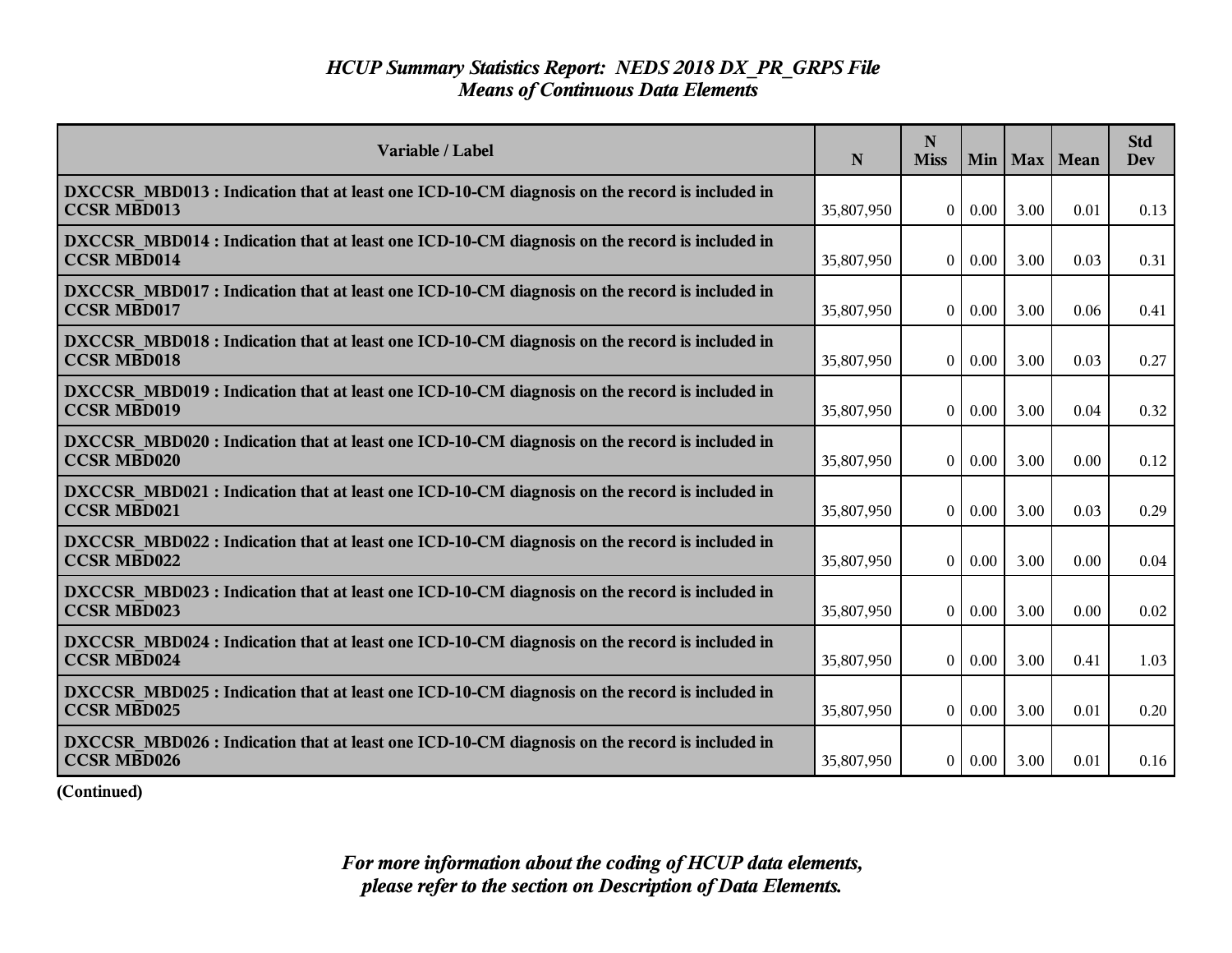# *HCUP Summary Statistics Report: NEDS 2018 DX_PR_GRPS File*
## *Means of Continuous Data Elements*

| Variable / Label | N | N Miss | Min | Max | Mean | Std Dev |
|---|---|---|---|---|---|---|
| **DXCCSR_MBD013 : Indication that at least one ICD-10-CM diagnosis on the record is included in CCSR MBD013** | 35,807,950 | 0 | 0.00 | 3.00 | 0.01 | 0.13 |
| **DXCCSR_MBD014 : Indication that at least one ICD-10-CM diagnosis on the record is included in CCSR MBD014** | 35,807,950 | 0 | 0.00 | 3.00 | 0.03 | 0.31 |
| **DXCCSR_MBD017 : Indication that at least one ICD-10-CM diagnosis on the record is included in CCSR MBD017** | 35,807,950 | 0 | 0.00 | 3.00 | 0.06 | 0.41 |
| **DXCCSR_MBD018 : Indication that at least one ICD-10-CM diagnosis on the record is included in CCSR MBD018** | 35,807,950 | 0 | 0.00 | 3.00 | 0.03 | 0.27 |
| **DXCCSR_MBD019 : Indication that at least one ICD-10-CM diagnosis on the record is included in CCSR MBD019** | 35,807,950 | 0 | 0.00 | 3.00 | 0.04 | 0.32 |
| **DXCCSR_MBD020 : Indication that at least one ICD-10-CM diagnosis on the record is included in CCSR MBD020** | 35,807,950 | 0 | 0.00 | 3.00 | 0.00 | 0.12 |
| **DXCCSR_MBD021 : Indication that at least one ICD-10-CM diagnosis on the record is included in CCSR MBD021** | 35,807,950 | 0 | 0.00 | 3.00 | 0.03 | 0.29 |
| **DXCCSR_MBD022 : Indication that at least one ICD-10-CM diagnosis on the record is included in CCSR MBD022** | 35,807,950 | 0 | 0.00 | 3.00 | 0.00 | 0.04 |
| **DXCCSR_MBD023 : Indication that at least one ICD-10-CM diagnosis on the record is included in CCSR MBD023** | 35,807,950 | 0 | 0.00 | 3.00 | 0.00 | 0.02 |
| **DXCCSR_MBD024 : Indication that at least one ICD-10-CM diagnosis on the record is included in CCSR MBD024** | 35,807,950 | 0 | 0.00 | 3.00 | 0.41 | 1.03 |
| **DXCCSR_MBD025 : Indication that at least one ICD-10-CM diagnosis on the record is included in CCSR MBD025** | 35,807,950 | 0 | 0.00 | 3.00 | 0.01 | 0.20 |
| **DXCCSR_MBD026 : Indication that at least one ICD-10-CM diagnosis on the record is included in CCSR MBD026** | 35,807,950 | 0 | 0.00 | 3.00 | 0.01 | 0.16 |

**(Continued)**

***For more information about the coding of HCUP data elements, please refer to the section on Description of Data Elements.***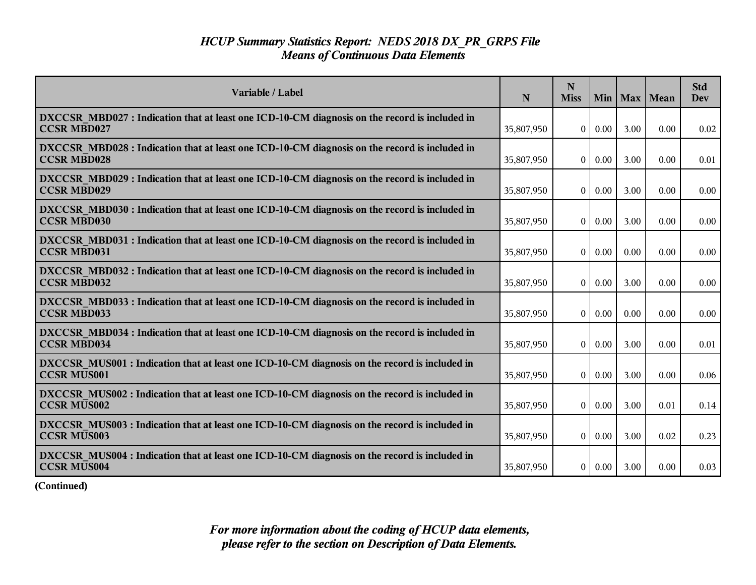# *HCUP Summary Statistics Report: NEDS 2018 DX_PR_GRPS File*
## *Means of Continuous Data Elements*

| Variable / Label | N | N Miss | Min | Max | Mean | Std Dev |
|---|---|---|---|---|---|---|
| **DXCCSR_MBD027 : Indication that at least one ICD-10-CM diagnosis on the record is included in CCSR MBD027** | 35,807,950 | 0 | 0.00 | 3.00 | 0.00 | 0.02 |
| **DXCCSR_MBD028 : Indication that at least one ICD-10-CM diagnosis on the record is included in CCSR MBD028** | 35,807,950 | 0 | 0.00 | 3.00 | 0.00 | 0.01 |
| **DXCCSR_MBD029 : Indication that at least one ICD-10-CM diagnosis on the record is included in CCSR MBD029** | 35,807,950 | 0 | 0.00 | 3.00 | 0.00 | 0.00 |
| **DXCCSR_MBD030 : Indication that at least one ICD-10-CM diagnosis on the record is included in CCSR MBD030** | 35,807,950 | 0 | 0.00 | 3.00 | 0.00 | 0.00 |
| **DXCCSR_MBD031 : Indication that at least one ICD-10-CM diagnosis on the record is included in CCSR MBD031** | 35,807,950 | 0 | 0.00 | 0.00 | 0.00 | 0.00 |
| **DXCCSR_MBD032 : Indication that at least one ICD-10-CM diagnosis on the record is included in CCSR MBD032** | 35,807,950 | 0 | 0.00 | 3.00 | 0.00 | 0.00 |
| **DXCCSR_MBD033 : Indication that at least one ICD-10-CM diagnosis on the record is included in CCSR MBD033** | 35,807,950 | 0 | 0.00 | 0.00 | 0.00 | 0.00 |
| **DXCCSR_MBD034 : Indication that at least one ICD-10-CM diagnosis on the record is included in CCSR MBD034** | 35,807,950 | 0 | 0.00 | 3.00 | 0.00 | 0.01 |
| **DXCCSR_MUS001 : Indication that at least one ICD-10-CM diagnosis on the record is included in CCSR MUS001** | 35,807,950 | 0 | 0.00 | 3.00 | 0.00 | 0.06 |
| **DXCCSR_MUS002 : Indication that at least one ICD-10-CM diagnosis on the record is included in CCSR MUS002** | 35,807,950 | 0 | 0.00 | 3.00 | 0.01 | 0.14 |
| **DXCCSR_MUS003 : Indication that at least one ICD-10-CM diagnosis on the record is included in CCSR MUS003** | 35,807,950 | 0 | 0.00 | 3.00 | 0.02 | 0.23 |
| **DXCCSR_MUS004 : Indication that at least one ICD-10-CM diagnosis on the record is included in CCSR MUS004** | 35,807,950 | 0 | 0.00 | 3.00 | 0.00 | 0.03 |

**(Continued)**

***For more information about the coding of HCUP data elements, please refer to the section on Description of Data Elements.***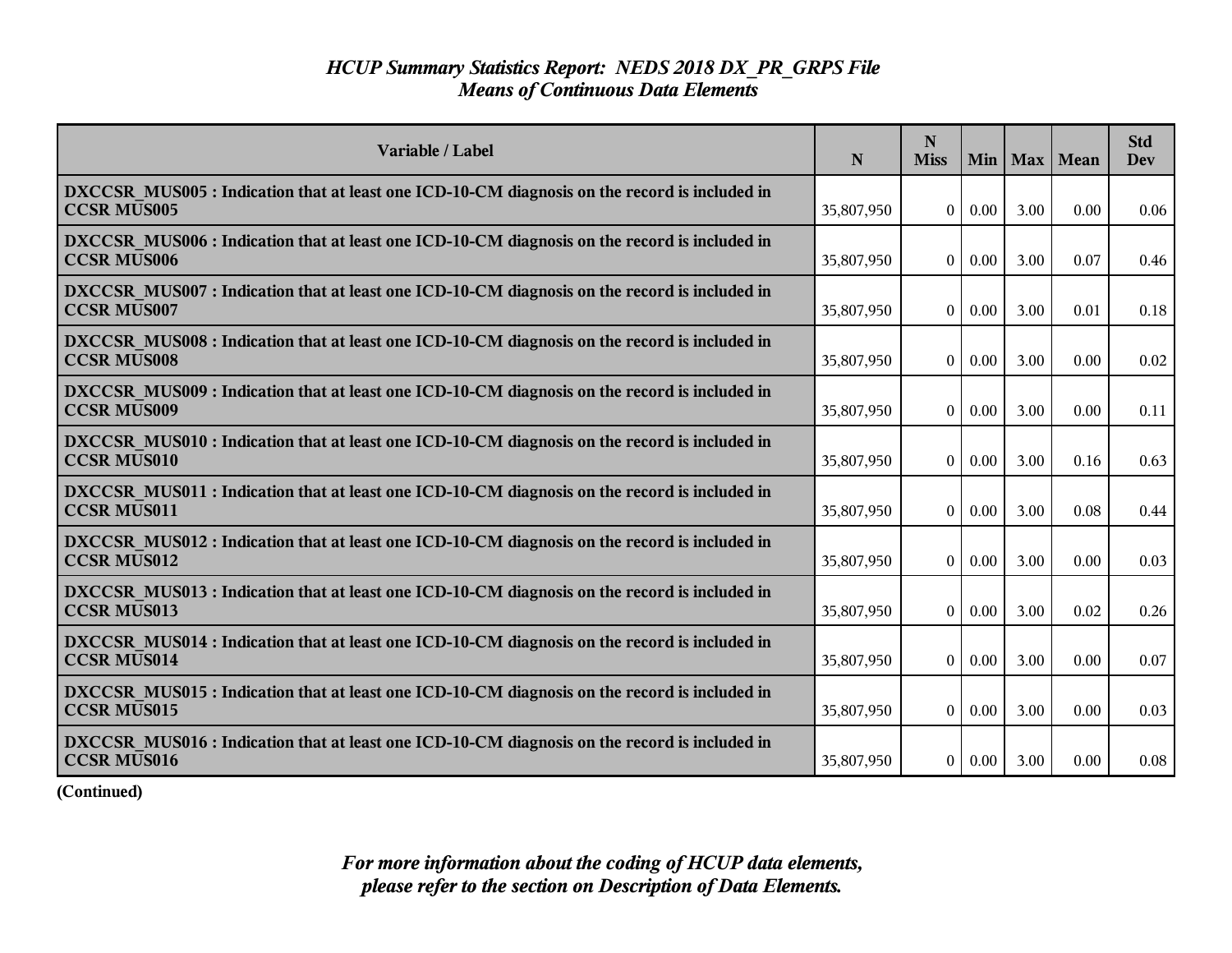# *HCUP Summary Statistics Report: NEDS 2018 DX_PR_GRPS File*
## *Means of Continuous Data Elements*

| Variable / Label | N | N Miss | Min | Max | Mean | Std Dev |
|---|---|---|---|---|---|---|
| **DXCCSR_MUS005 : Indication that at least one ICD-10-CM diagnosis on the record is included in CCSR MUS005** | 35,807,950 | 0 | 0.00 | 3.00 | 0.00 | 0.06 |
| **DXCCSR_MUS006 : Indication that at least one ICD-10-CM diagnosis on the record is included in CCSR MUS006** | 35,807,950 | 0 | 0.00 | 3.00 | 0.07 | 0.46 |
| **DXCCSR_MUS007 : Indication that at least one ICD-10-CM diagnosis on the record is included in CCSR MUS007** | 35,807,950 | 0 | 0.00 | 3.00 | 0.01 | 0.18 |
| **DXCCSR_MUS008 : Indication that at least one ICD-10-CM diagnosis on the record is included in CCSR MUS008** | 35,807,950 | 0 | 0.00 | 3.00 | 0.00 | 0.02 |
| **DXCCSR_MUS009 : Indication that at least one ICD-10-CM diagnosis on the record is included in CCSR MUS009** | 35,807,950 | 0 | 0.00 | 3.00 | 0.00 | 0.11 |
| **DXCCSR_MUS010 : Indication that at least one ICD-10-CM diagnosis on the record is included in CCSR MUS010** | 35,807,950 | 0 | 0.00 | 3.00 | 0.16 | 0.63 |
| **DXCCSR_MUS011 : Indication that at least one ICD-10-CM diagnosis on the record is included in CCSR MUS011** | 35,807,950 | 0 | 0.00 | 3.00 | 0.08 | 0.44 |
| **DXCCSR_MUS012 : Indication that at least one ICD-10-CM diagnosis on the record is included in CCSR MUS012** | 35,807,950 | 0 | 0.00 | 3.00 | 0.00 | 0.03 |
| **DXCCSR_MUS013 : Indication that at least one ICD-10-CM diagnosis on the record is included in CCSR MUS013** | 35,807,950 | 0 | 0.00 | 3.00 | 0.02 | 0.26 |
| **DXCCSR_MUS014 : Indication that at least one ICD-10-CM diagnosis on the record is included in CCSR MUS014** | 35,807,950 | 0 | 0.00 | 3.00 | 0.00 | 0.07 |
| **DXCCSR_MUS015 : Indication that at least one ICD-10-CM diagnosis on the record is included in CCSR MUS015** | 35,807,950 | 0 | 0.00 | 3.00 | 0.00 | 0.03 |
| **DXCCSR_MUS016 : Indication that at least one ICD-10-CM diagnosis on the record is included in CCSR MUS016** | 35,807,950 | 0 | 0.00 | 3.00 | 0.00 | 0.08 |

**(Continued)**

***For more information about the coding of HCUP data elements, please refer to the section on Description of Data Elements.***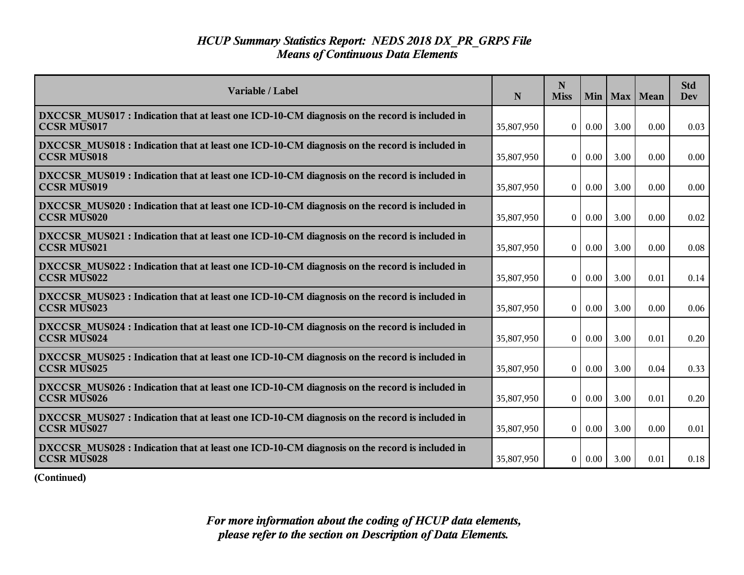# *HCUP Summary Statistics Report: NEDS 2018 DX_PR_GRPS File*
## *Means of Continuous Data Elements*

| Variable / Label | N | N Miss | Min | Max | Mean | Std Dev |
|---|---|---|---|---|---|---|
| **DXCCSR_MUS017 : Indication that at least one ICD-10-CM diagnosis on the record is included in CCSR MUS017** | 35,807,950 | 0 | 0.00 | 3.00 | 0.00 | 0.03 |
| **DXCCSR_MUS018 : Indication that at least one ICD-10-CM diagnosis on the record is included in CCSR MUS018** | 35,807,950 | 0 | 0.00 | 3.00 | 0.00 | 0.00 |
| **DXCCSR_MUS019 : Indication that at least one ICD-10-CM diagnosis on the record is included in CCSR MUS019** | 35,807,950 | 0 | 0.00 | 3.00 | 0.00 | 0.00 |
| **DXCCSR_MUS020 : Indication that at least one ICD-10-CM diagnosis on the record is included in CCSR MUS020** | 35,807,950 | 0 | 0.00 | 3.00 | 0.00 | 0.02 |
| **DXCCSR_MUS021 : Indication that at least one ICD-10-CM diagnosis on the record is included in CCSR MUS021** | 35,807,950 | 0 | 0.00 | 3.00 | 0.00 | 0.08 |
| **DXCCSR_MUS022 : Indication that at least one ICD-10-CM diagnosis on the record is included in CCSR MUS022** | 35,807,950 | 0 | 0.00 | 3.00 | 0.01 | 0.14 |
| **DXCCSR_MUS023 : Indication that at least one ICD-10-CM diagnosis on the record is included in CCSR MUS023** | 35,807,950 | 0 | 0.00 | 3.00 | 0.00 | 0.06 |
| **DXCCSR_MUS024 : Indication that at least one ICD-10-CM diagnosis on the record is included in CCSR MUS024** | 35,807,950 | 0 | 0.00 | 3.00 | 0.01 | 0.20 |
| **DXCCSR_MUS025 : Indication that at least one ICD-10-CM diagnosis on the record is included in CCSR MUS025** | 35,807,950 | 0 | 0.00 | 3.00 | 0.04 | 0.33 |
| **DXCCSR_MUS026 : Indication that at least one ICD-10-CM diagnosis on the record is included in CCSR MUS026** | 35,807,950 | 0 | 0.00 | 3.00 | 0.01 | 0.20 |
| **DXCCSR_MUS027 : Indication that at least one ICD-10-CM diagnosis on the record is included in CCSR MUS027** | 35,807,950 | 0 | 0.00 | 3.00 | 0.00 | 0.01 |
| **DXCCSR_MUS028 : Indication that at least one ICD-10-CM diagnosis on the record is included in CCSR MUS028** | 35,807,950 | 0 | 0.00 | 3.00 | 0.01 | 0.18 |

**(Continued)**

***For more information about the coding of HCUP data elements, please refer to the section on Description of Data Elements.***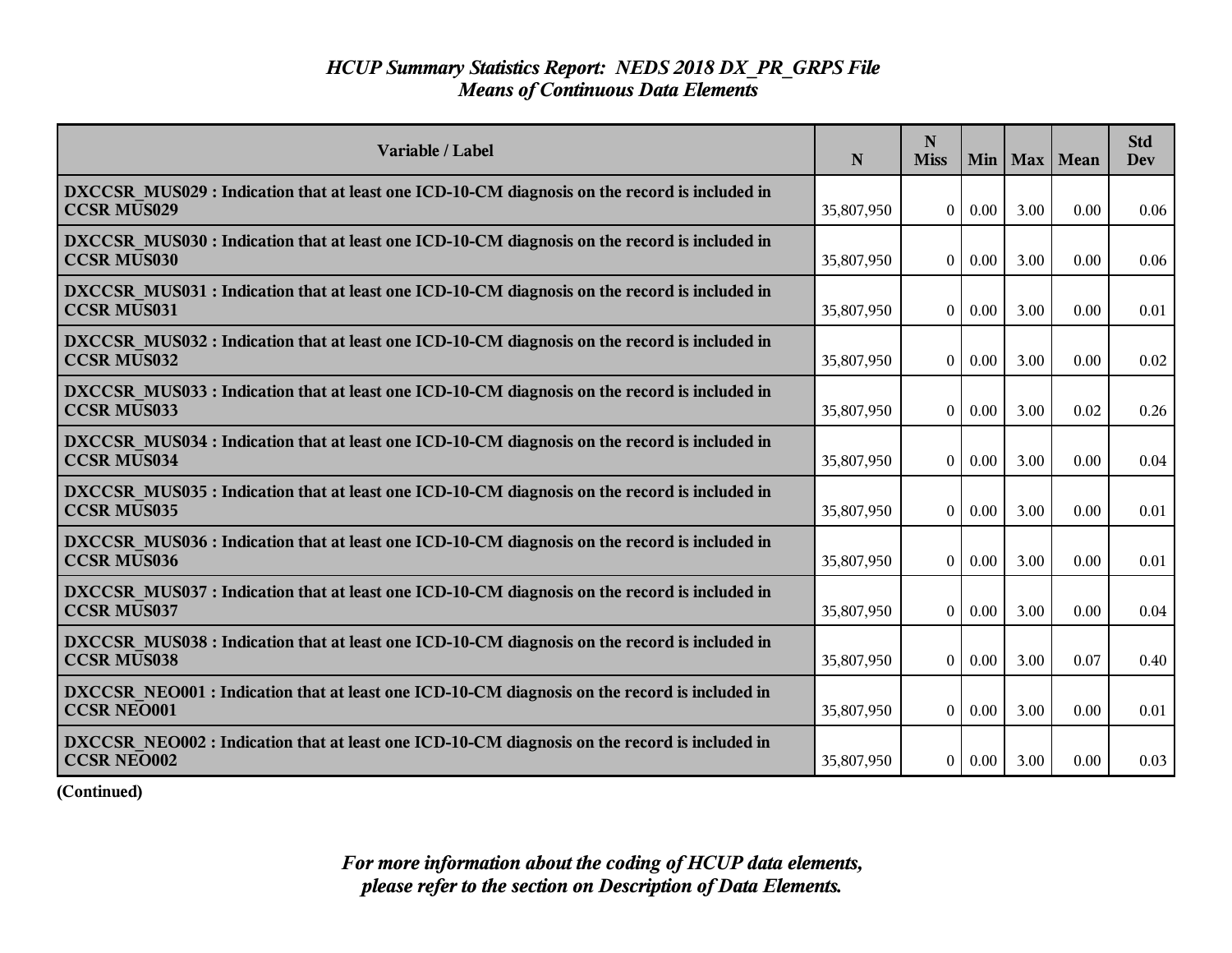# *HCUP Summary Statistics Report: NEDS 2018 DX_PR_GRPS File*
## *Means of Continuous Data Elements*

| Variable / Label | N | N Miss | Min | Max | Mean | Std Dev |
|---|---|---|---|---|---|---|
| **DXCCSR_MUS029 : Indication that at least one ICD-10-CM diagnosis on the record is included in CCSR MUS029** | 35,807,950 | 0 | 0.00 | 3.00 | 0.00 | 0.06 |
| **DXCCSR_MUS030 : Indication that at least one ICD-10-CM diagnosis on the record is included in CCSR MUS030** | 35,807,950 | 0 | 0.00 | 3.00 | 0.00 | 0.06 |
| **DXCCSR_MUS031 : Indication that at least one ICD-10-CM diagnosis on the record is included in CCSR MUS031** | 35,807,950 | 0 | 0.00 | 3.00 | 0.00 | 0.01 |
| **DXCCSR_MUS032 : Indication that at least one ICD-10-CM diagnosis on the record is included in CCSR MUS032** | 35,807,950 | 0 | 0.00 | 3.00 | 0.00 | 0.02 |
| **DXCCSR_MUS033 : Indication that at least one ICD-10-CM diagnosis on the record is included in CCSR MUS033** | 35,807,950 | 0 | 0.00 | 3.00 | 0.02 | 0.26 |
| **DXCCSR_MUS034 : Indication that at least one ICD-10-CM diagnosis on the record is included in CCSR MUS034** | 35,807,950 | 0 | 0.00 | 3.00 | 0.00 | 0.04 |
| **DXCCSR_MUS035 : Indication that at least one ICD-10-CM diagnosis on the record is included in CCSR MUS035** | 35,807,950 | 0 | 0.00 | 3.00 | 0.00 | 0.01 |
| **DXCCSR_MUS036 : Indication that at least one ICD-10-CM diagnosis on the record is included in CCSR MUS036** | 35,807,950 | 0 | 0.00 | 3.00 | 0.00 | 0.01 |
| **DXCCSR_MUS037 : Indication that at least one ICD-10-CM diagnosis on the record is included in CCSR MUS037** | 35,807,950 | 0 | 0.00 | 3.00 | 0.00 | 0.04 |
| **DXCCSR_MUS038 : Indication that at least one ICD-10-CM diagnosis on the record is included in CCSR MUS038** | 35,807,950 | 0 | 0.00 | 3.00 | 0.07 | 0.40 |
| **DXCCSR_NEO001 : Indication that at least one ICD-10-CM diagnosis on the record is included in CCSR NEO001** | 35,807,950 | 0 | 0.00 | 3.00 | 0.00 | 0.01 |
| **DXCCSR_NEO002 : Indication that at least one ICD-10-CM diagnosis on the record is included in CCSR NEO002** | 35,807,950 | 0 | 0.00 | 3.00 | 0.00 | 0.03 |

**(Continued)**

***For more information about the coding of HCUP data elements, please refer to the section on Description of Data Elements.***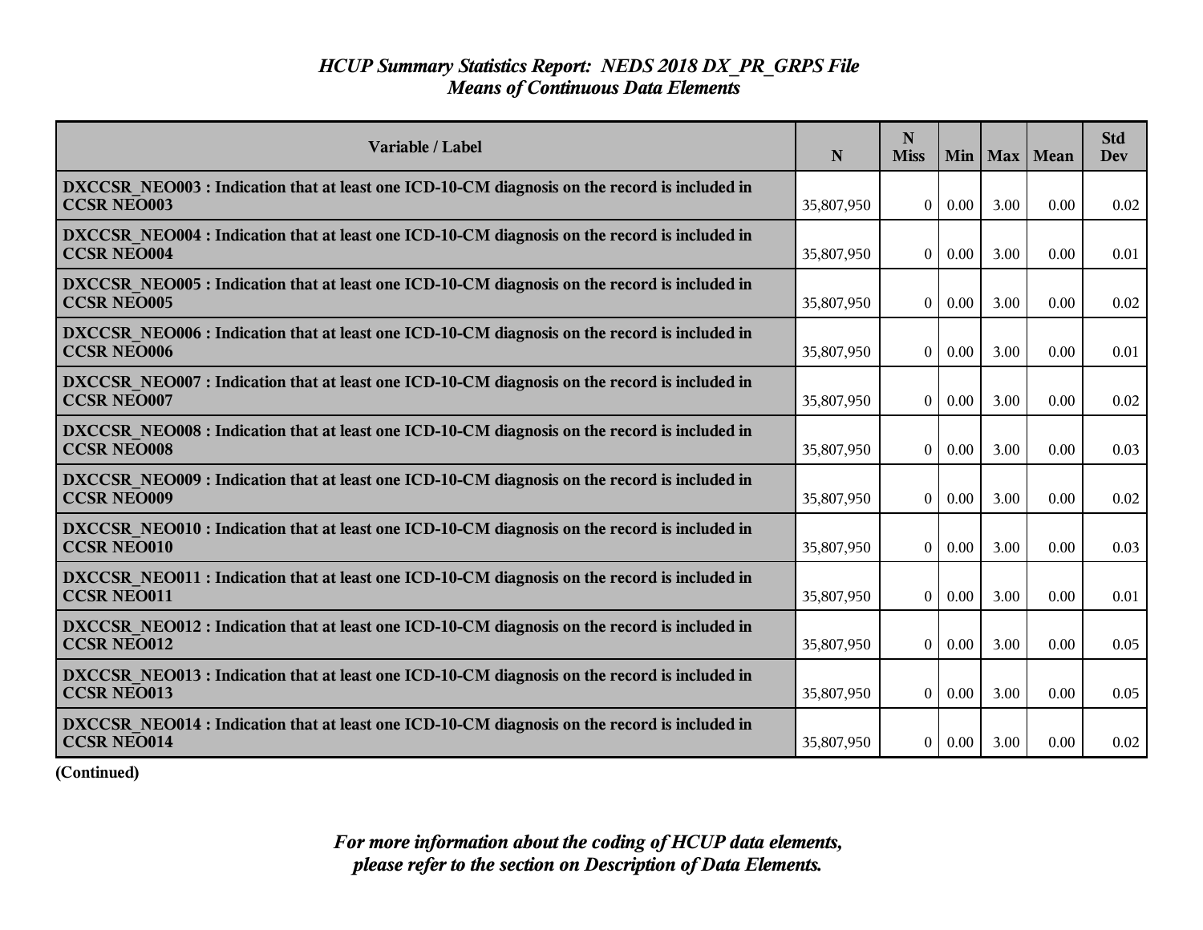# *HCUP Summary Statistics Report: NEDS 2018 DX_PR_GRPS File*
## *Means of Continuous Data Elements*

| Variable / Label | N | N Miss | Min | Max | Mean | Std Dev |
|---|---|---|---|---|---|---|
| **DXCCSR_NEO003 : Indication that at least one ICD-10-CM diagnosis on the record is included in CCSR NEO003** | 35,807,950 | 0 | 0.00 | 3.00 | 0.00 | 0.02 |
| **DXCCSR_NEO004 : Indication that at least one ICD-10-CM diagnosis on the record is included in CCSR NEO004** | 35,807,950 | 0 | 0.00 | 3.00 | 0.00 | 0.01 |
| **DXCCSR_NEO005 : Indication that at least one ICD-10-CM diagnosis on the record is included in CCSR NEO005** | 35,807,950 | 0 | 0.00 | 3.00 | 0.00 | 0.02 |
| **DXCCSR_NEO006 : Indication that at least one ICD-10-CM diagnosis on the record is included in CCSR NEO006** | 35,807,950 | 0 | 0.00 | 3.00 | 0.00 | 0.01 |
| **DXCCSR_NEO007 : Indication that at least one ICD-10-CM diagnosis on the record is included in CCSR NEO007** | 35,807,950 | 0 | 0.00 | 3.00 | 0.00 | 0.02 |
| **DXCCSR_NEO008 : Indication that at least one ICD-10-CM diagnosis on the record is included in CCSR NEO008** | 35,807,950 | 0 | 0.00 | 3.00 | 0.00 | 0.03 |
| **DXCCSR_NEO009 : Indication that at least one ICD-10-CM diagnosis on the record is included in CCSR NEO009** | 35,807,950 | 0 | 0.00 | 3.00 | 0.00 | 0.02 |
| **DXCCSR_NEO010 : Indication that at least one ICD-10-CM diagnosis on the record is included in CCSR NEO010** | 35,807,950 | 0 | 0.00 | 3.00 | 0.00 | 0.03 |
| **DXCCSR_NEO011 : Indication that at least one ICD-10-CM diagnosis on the record is included in CCSR NEO011** | 35,807,950 | 0 | 0.00 | 3.00 | 0.00 | 0.01 |
| **DXCCSR_NEO012 : Indication that at least one ICD-10-CM diagnosis on the record is included in CCSR NEO012** | 35,807,950 | 0 | 0.00 | 3.00 | 0.00 | 0.05 |
| **DXCCSR_NEO013 : Indication that at least one ICD-10-CM diagnosis on the record is included in CCSR NEO013** | 35,807,950 | 0 | 0.00 | 3.00 | 0.00 | 0.05 |
| **DXCCSR_NEO014 : Indication that at least one ICD-10-CM diagnosis on the record is included in CCSR NEO014** | 35,807,950 | 0 | 0.00 | 3.00 | 0.00 | 0.02 |

**(Continued)**

*For more information about the coding of HCUP data elements, please refer to the section on Description of Data Elements.*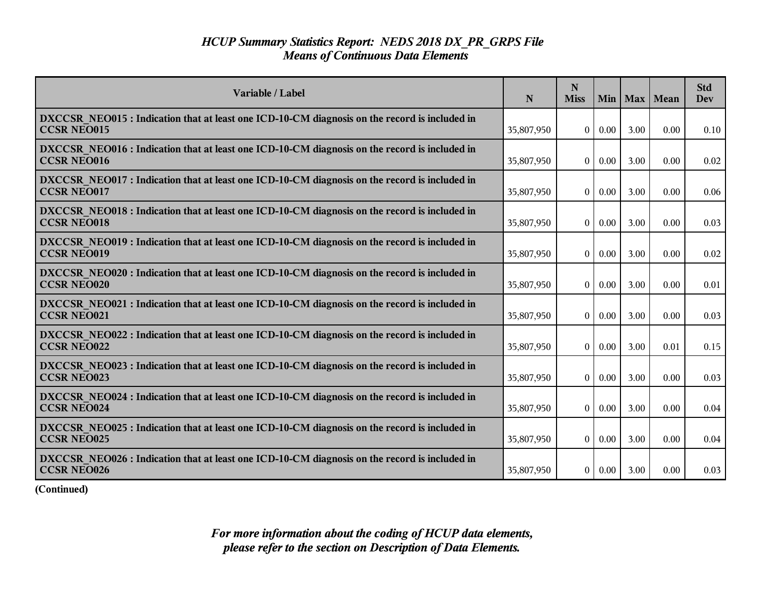## *HCUP Summary Statistics Report: NEDS 2018 DX_PR_GRPS File*
## *Means of Continuous Data Elements*

| Variable / Label | N | N Miss | Min | Max | Mean | Std Dev |
|---|---|---|---|---|---|---|
| **DXCCSR_NEO015 : Indication that at least one ICD-10-CM diagnosis on the record is included in CCSR NEO015** | 35,807,950 | 0 | 0.00 | 3.00 | 0.00 | 0.10 |
| **DXCCSR_NEO016 : Indication that at least one ICD-10-CM diagnosis on the record is included in CCSR NEO016** | 35,807,950 | 0 | 0.00 | 3.00 | 0.00 | 0.02 |
| **DXCCSR_NEO017 : Indication that at least one ICD-10-CM diagnosis on the record is included in CCSR NEO017** | 35,807,950 | 0 | 0.00 | 3.00 | 0.00 | 0.06 |
| **DXCCSR_NEO018 : Indication that at least one ICD-10-CM diagnosis on the record is included in CCSR NEO018** | 35,807,950 | 0 | 0.00 | 3.00 | 0.00 | 0.03 |
| **DXCCSR_NEO019 : Indication that at least one ICD-10-CM diagnosis on the record is included in CCSR NEO019** | 35,807,950 | 0 | 0.00 | 3.00 | 0.00 | 0.02 |
| **DXCCSR_NEO020 : Indication that at least one ICD-10-CM diagnosis on the record is included in CCSR NEO020** | 35,807,950 | 0 | 0.00 | 3.00 | 0.00 | 0.01 |
| **DXCCSR_NEO021 : Indication that at least one ICD-10-CM diagnosis on the record is included in CCSR NEO021** | 35,807,950 | 0 | 0.00 | 3.00 | 0.00 | 0.03 |
| **DXCCSR_NEO022 : Indication that at least one ICD-10-CM diagnosis on the record is included in CCSR NEO022** | 35,807,950 | 0 | 0.00 | 3.00 | 0.01 | 0.15 |
| **DXCCSR_NEO023 : Indication that at least one ICD-10-CM diagnosis on the record is included in CCSR NEO023** | 35,807,950 | 0 | 0.00 | 3.00 | 0.00 | 0.03 |
| **DXCCSR_NEO024 : Indication that at least one ICD-10-CM diagnosis on the record is included in CCSR NEO024** | 35,807,950 | 0 | 0.00 | 3.00 | 0.00 | 0.04 |
| **DXCCSR_NEO025 : Indication that at least one ICD-10-CM diagnosis on the record is included in CCSR NEO025** | 35,807,950 | 0 | 0.00 | 3.00 | 0.00 | 0.04 |
| **DXCCSR_NEO026 : Indication that at least one ICD-10-CM diagnosis on the record is included in CCSR NEO026** | 35,807,950 | 0 | 0.00 | 3.00 | 0.00 | 0.03 |

**(Continued)**

***For more information about the coding of HCUP data elements, please refer to the section on Description of Data Elements.***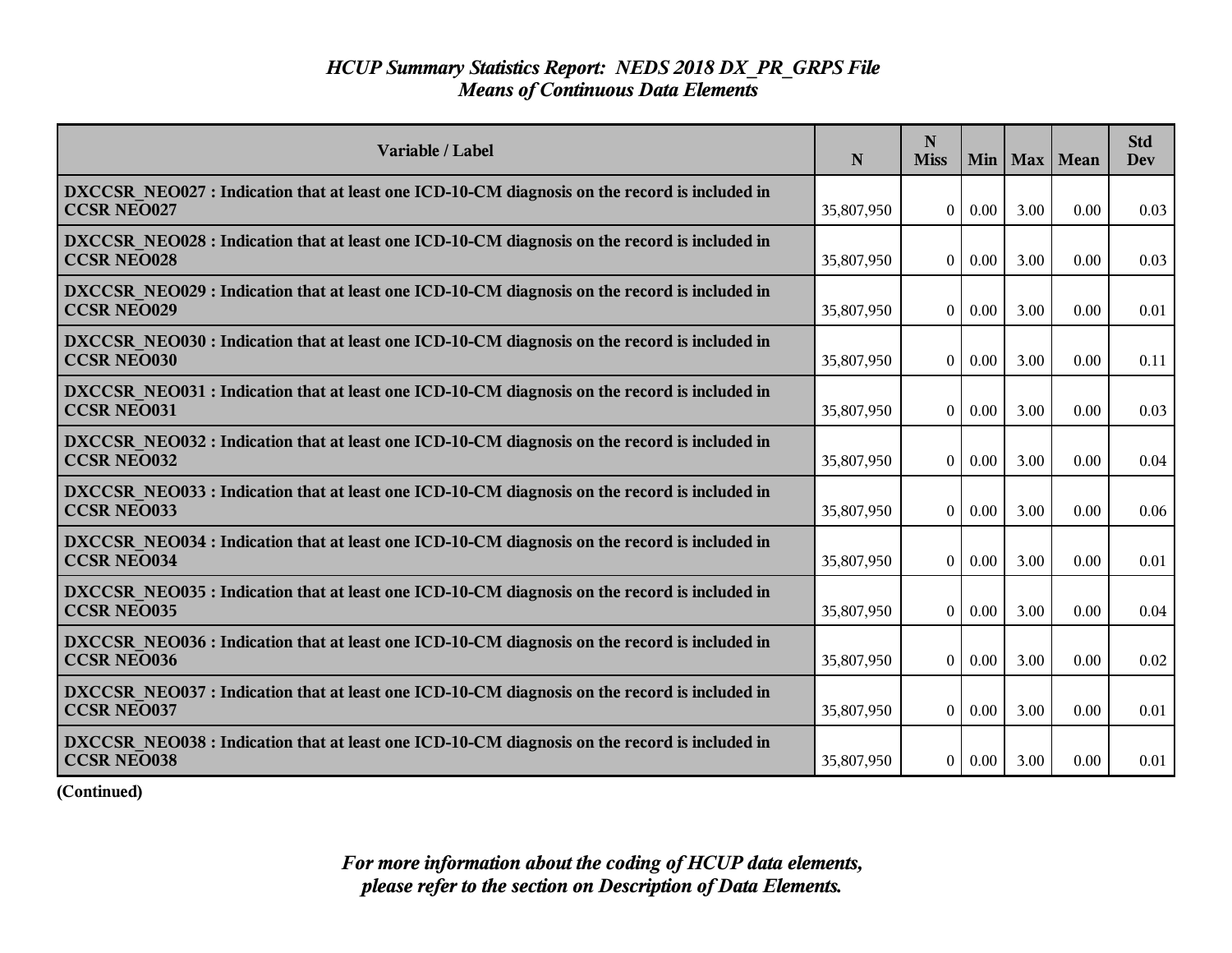# *HCUP Summary Statistics Report: NEDS 2018 DX_PR_GRPS File*
## *Means of Continuous Data Elements*

| Variable / Label | N | N Miss | Min | Max | Mean | Std Dev |
|---|---|---|---|---|---|---|
| **DXCCSR_NEO027 : Indication that at least one ICD-10-CM diagnosis on the record is included in CCSR NEO027** | 35,807,950 | 0 | 0.00 | 3.00 | 0.00 | 0.03 |
| **DXCCSR_NEO028 : Indication that at least one ICD-10-CM diagnosis on the record is included in CCSR NEO028** | 35,807,950 | 0 | 0.00 | 3.00 | 0.00 | 0.03 |
| **DXCCSR_NEO029 : Indication that at least one ICD-10-CM diagnosis on the record is included in CCSR NEO029** | 35,807,950 | 0 | 0.00 | 3.00 | 0.00 | 0.01 |
| **DXCCSR_NEO030 : Indication that at least one ICD-10-CM diagnosis on the record is included in CCSR NEO030** | 35,807,950 | 0 | 0.00 | 3.00 | 0.00 | 0.11 |
| **DXCCSR_NEO031 : Indication that at least one ICD-10-CM diagnosis on the record is included in CCSR NEO031** | 35,807,950 | 0 | 0.00 | 3.00 | 0.00 | 0.03 |
| **DXCCSR_NEO032 : Indication that at least one ICD-10-CM diagnosis on the record is included in CCSR NEO032** | 35,807,950 | 0 | 0.00 | 3.00 | 0.00 | 0.04 |
| **DXCCSR_NEO033 : Indication that at least one ICD-10-CM diagnosis on the record is included in CCSR NEO033** | 35,807,950 | 0 | 0.00 | 3.00 | 0.00 | 0.06 |
| **DXCCSR_NEO034 : Indication that at least one ICD-10-CM diagnosis on the record is included in CCSR NEO034** | 35,807,950 | 0 | 0.00 | 3.00 | 0.00 | 0.01 |
| **DXCCSR_NEO035 : Indication that at least one ICD-10-CM diagnosis on the record is included in CCSR NEO035** | 35,807,950 | 0 | 0.00 | 3.00 | 0.00 | 0.04 |
| **DXCCSR_NEO036 : Indication that at least one ICD-10-CM diagnosis on the record is included in CCSR NEO036** | 35,807,950 | 0 | 0.00 | 3.00 | 0.00 | 0.02 |
| **DXCCSR_NEO037 : Indication that at least one ICD-10-CM diagnosis on the record is included in CCSR NEO037** | 35,807,950 | 0 | 0.00 | 3.00 | 0.00 | 0.01 |
| **DXCCSR_NEO038 : Indication that at least one ICD-10-CM diagnosis on the record is included in CCSR NEO038** | 35,807,950 | 0 | 0.00 | 3.00 | 0.00 | 0.01 |

**(Continued)**

***For more information about the coding of HCUP data elements, please refer to the section on Description of Data Elements.***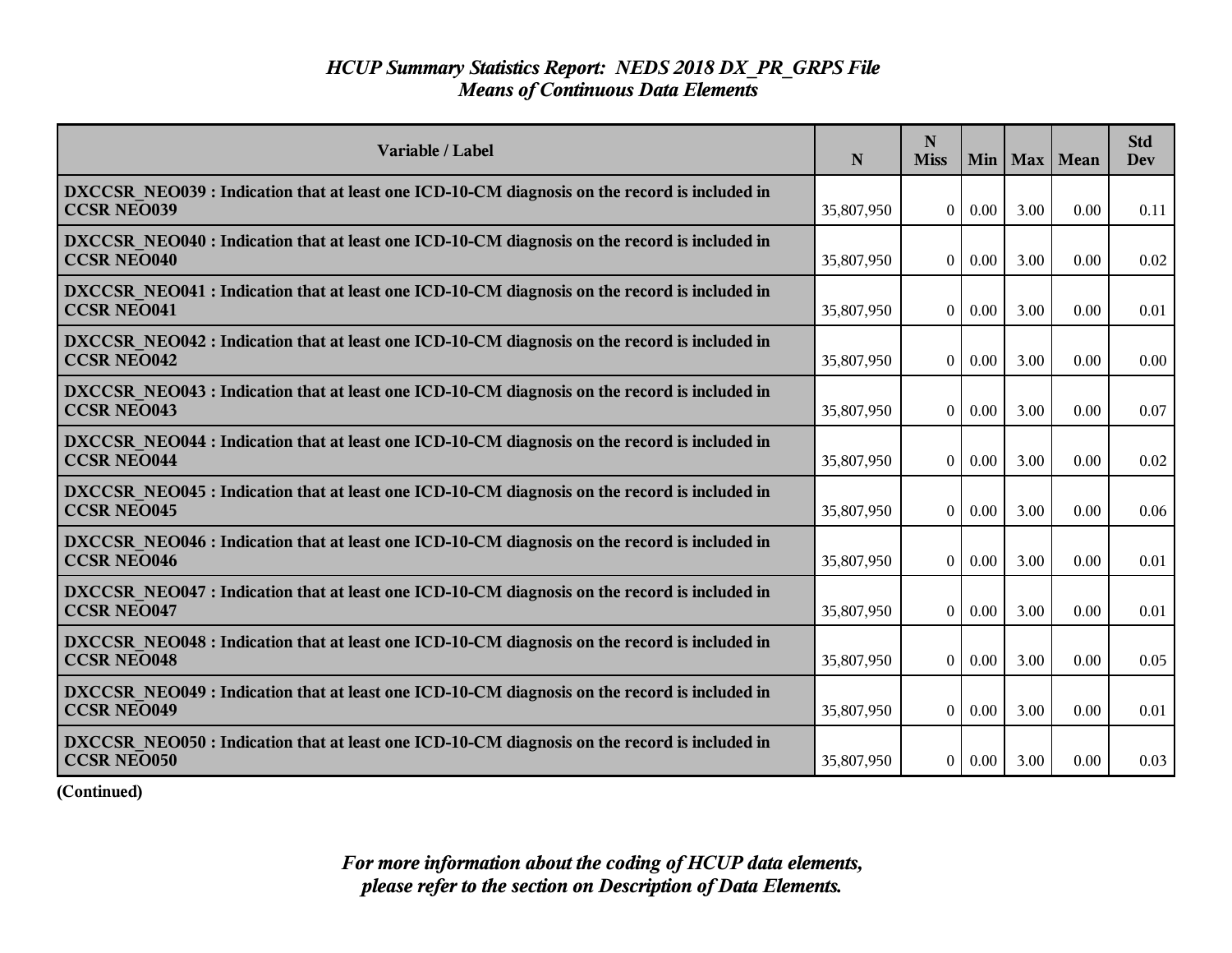*HCUP Summary Statistics Report: NEDS 2018 DX_PR_GRPS File*
*Means of Continuous Data Elements*

| Variable / Label | N | N Miss | Min | Max | Mean | Std Dev |
|---|---|---|---|---|---|---|
| **DXCCSR_NEO039 : Indication that at least one ICD-10-CM diagnosis on the record is included in CCSR NEO039** | 35,807,950 | 0 | 0.00 | 3.00 | 0.00 | 0.11 |
| **DXCCSR_NEO040 : Indication that at least one ICD-10-CM diagnosis on the record is included in CCSR NEO040** | 35,807,950 | 0 | 0.00 | 3.00 | 0.00 | 0.02 |
| **DXCCSR_NEO041 : Indication that at least one ICD-10-CM diagnosis on the record is included in CCSR NEO041** | 35,807,950 | 0 | 0.00 | 3.00 | 0.00 | 0.01 |
| **DXCCSR_NEO042 : Indication that at least one ICD-10-CM diagnosis on the record is included in CCSR NEO042** | 35,807,950 | 0 | 0.00 | 3.00 | 0.00 | 0.00 |
| **DXCCSR_NEO043 : Indication that at least one ICD-10-CM diagnosis on the record is included in CCSR NEO043** | 35,807,950 | 0 | 0.00 | 3.00 | 0.00 | 0.07 |
| **DXCCSR_NEO044 : Indication that at least one ICD-10-CM diagnosis on the record is included in CCSR NEO044** | 35,807,950 | 0 | 0.00 | 3.00 | 0.00 | 0.02 |
| **DXCCSR_NEO045 : Indication that at least one ICD-10-CM diagnosis on the record is included in CCSR NEO045** | 35,807,950 | 0 | 0.00 | 3.00 | 0.00 | 0.06 |
| **DXCCSR_NEO046 : Indication that at least one ICD-10-CM diagnosis on the record is included in CCSR NEO046** | 35,807,950 | 0 | 0.00 | 3.00 | 0.00 | 0.01 |
| **DXCCSR_NEO047 : Indication that at least one ICD-10-CM diagnosis on the record is included in CCSR NEO047** | 35,807,950 | 0 | 0.00 | 3.00 | 0.00 | 0.01 |
| **DXCCSR_NEO048 : Indication that at least one ICD-10-CM diagnosis on the record is included in CCSR NEO048** | 35,807,950 | 0 | 0.00 | 3.00 | 0.00 | 0.05 |
| **DXCCSR_NEO049 : Indication that at least one ICD-10-CM diagnosis on the record is included in CCSR NEO049** | 35,807,950 | 0 | 0.00 | 3.00 | 0.00 | 0.01 |
| **DXCCSR_NEO050 : Indication that at least one ICD-10-CM diagnosis on the record is included in CCSR NEO050** | 35,807,950 | 0 | 0.00 | 3.00 | 0.00 | 0.03 |

**(Continued)**

*For more information about the coding of HCUP data elements, please refer to the section on Description of Data Elements.*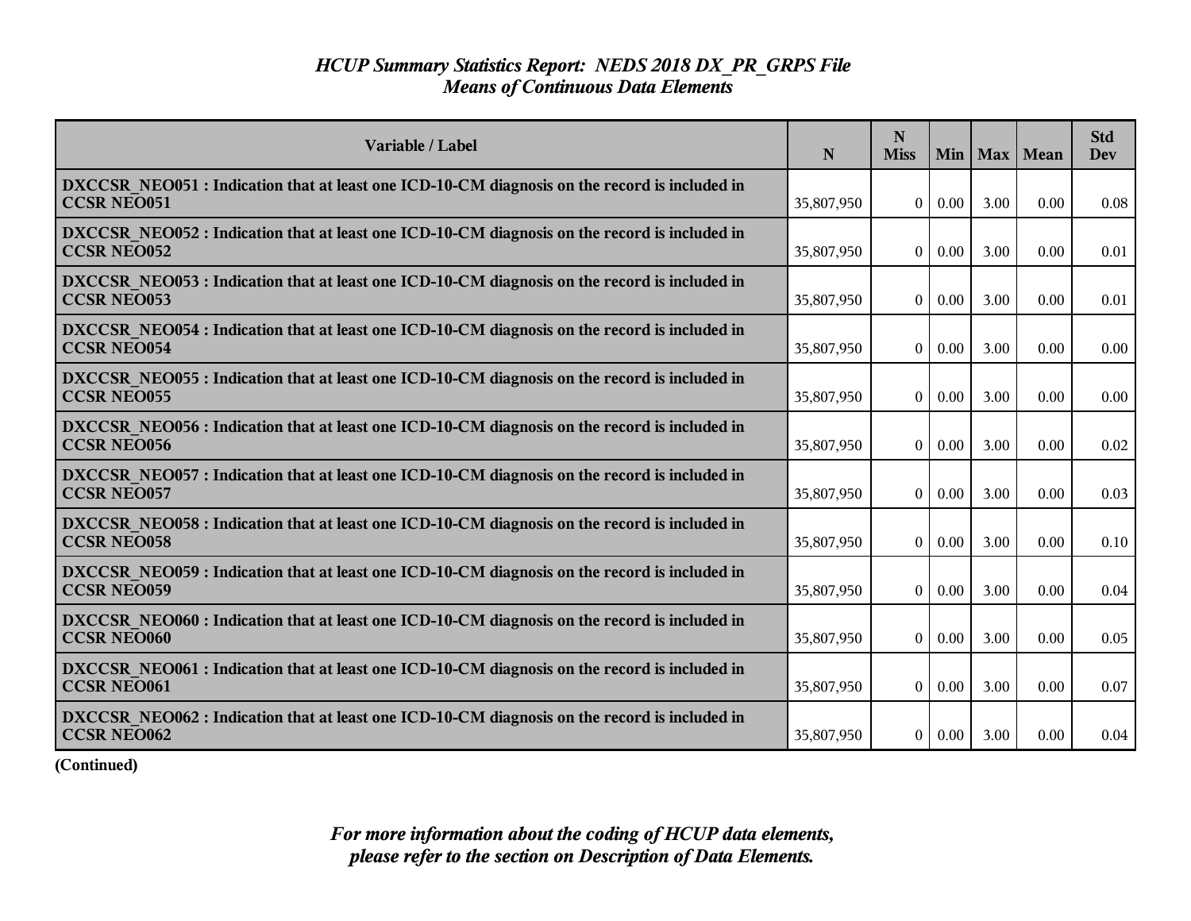## *HCUP Summary Statistics Report: NEDS 2018 DX_PR_GRPS File*
## *Means of Continuous Data Elements*

| Variable / Label | N | N Miss | Min | Max | Mean | Std Dev |
|---|---|---|---|---|---|---|
| **DXCCSR_NEO051 : Indication that at least one ICD-10-CM diagnosis on the record is included in CCSR NEO051** | 35,807,950 | 0 | 0.00 | 3.00 | 0.00 | 0.08 |
| **DXCCSR_NEO052 : Indication that at least one ICD-10-CM diagnosis on the record is included in CCSR NEO052** | 35,807,950 | 0 | 0.00 | 3.00 | 0.00 | 0.01 |
| **DXCCSR_NEO053 : Indication that at least one ICD-10-CM diagnosis on the record is included in CCSR NEO053** | 35,807,950 | 0 | 0.00 | 3.00 | 0.00 | 0.01 |
| **DXCCSR_NEO054 : Indication that at least one ICD-10-CM diagnosis on the record is included in CCSR NEO054** | 35,807,950 | 0 | 0.00 | 3.00 | 0.00 | 0.00 |
| **DXCCSR_NEO055 : Indication that at least one ICD-10-CM diagnosis on the record is included in CCSR NEO055** | 35,807,950 | 0 | 0.00 | 3.00 | 0.00 | 0.00 |
| **DXCCSR_NEO056 : Indication that at least one ICD-10-CM diagnosis on the record is included in CCSR NEO056** | 35,807,950 | 0 | 0.00 | 3.00 | 0.00 | 0.02 |
| **DXCCSR_NEO057 : Indication that at least one ICD-10-CM diagnosis on the record is included in CCSR NEO057** | 35,807,950 | 0 | 0.00 | 3.00 | 0.00 | 0.03 |
| **DXCCSR_NEO058 : Indication that at least one ICD-10-CM diagnosis on the record is included in CCSR NEO058** | 35,807,950 | 0 | 0.00 | 3.00 | 0.00 | 0.10 |
| **DXCCSR_NEO059 : Indication that at least one ICD-10-CM diagnosis on the record is included in CCSR NEO059** | 35,807,950 | 0 | 0.00 | 3.00 | 0.00 | 0.04 |
| **DXCCSR_NEO060 : Indication that at least one ICD-10-CM diagnosis on the record is included in CCSR NEO060** | 35,807,950 | 0 | 0.00 | 3.00 | 0.00 | 0.05 |
| **DXCCSR_NEO061 : Indication that at least one ICD-10-CM diagnosis on the record is included in CCSR NEO061** | 35,807,950 | 0 | 0.00 | 3.00 | 0.00 | 0.07 |
| **DXCCSR_NEO062 : Indication that at least one ICD-10-CM diagnosis on the record is included in CCSR NEO062** | 35,807,950 | 0 | 0.00 | 3.00 | 0.00 | 0.04 |

**(Continued)**

***For more information about the coding of HCUP data elements, please refer to the section on Description of Data Elements.***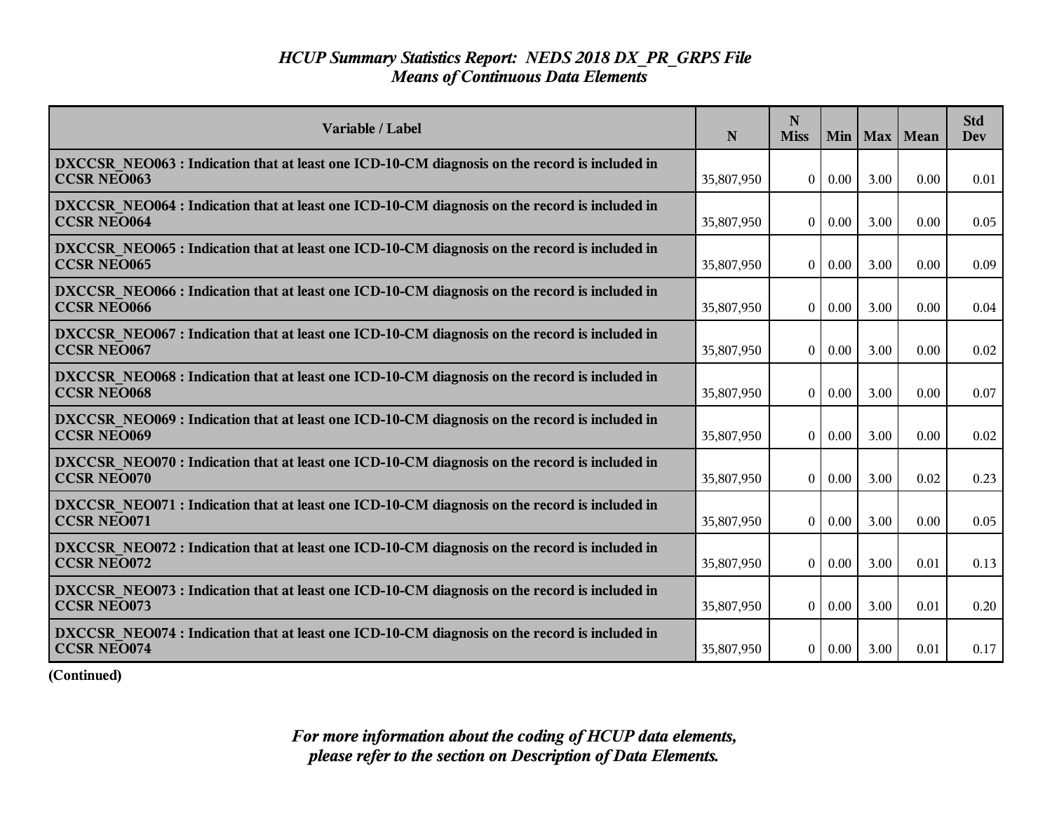# *HCUP Summary Statistics Report: NEDS 2018 DX_PR_GRPS File*
## *Means of Continuous Data Elements*

| Variable / Label | N | N Miss | Min | Max | Mean | Std Dev |
|---|---|---|---|---|---|---|
| **DXCCSR_NEO063 : Indication that at least one ICD-10-CM diagnosis on the record is included in CCSR NEO063** | 35,807,950 | 0 | 0.00 | 3.00 | 0.00 | 0.01 |
| **DXCCSR_NEO064 : Indication that at least one ICD-10-CM diagnosis on the record is included in CCSR NEO064** | 35,807,950 | 0 | 0.00 | 3.00 | 0.00 | 0.05 |
| **DXCCSR_NEO065 : Indication that at least one ICD-10-CM diagnosis on the record is included in CCSR NEO065** | 35,807,950 | 0 | 0.00 | 3.00 | 0.00 | 0.09 |
| **DXCCSR_NEO066 : Indication that at least one ICD-10-CM diagnosis on the record is included in CCSR NEO066** | 35,807,950 | 0 | 0.00 | 3.00 | 0.00 | 0.04 |
| **DXCCSR_NEO067 : Indication that at least one ICD-10-CM diagnosis on the record is included in CCSR NEO067** | 35,807,950 | 0 | 0.00 | 3.00 | 0.00 | 0.02 |
| **DXCCSR_NEO068 : Indication that at least one ICD-10-CM diagnosis on the record is included in CCSR NEO068** | 35,807,950 | 0 | 0.00 | 3.00 | 0.00 | 0.07 |
| **DXCCSR_NEO069 : Indication that at least one ICD-10-CM diagnosis on the record is included in CCSR NEO069** | 35,807,950 | 0 | 0.00 | 3.00 | 0.00 | 0.02 |
| **DXCCSR_NEO070 : Indication that at least one ICD-10-CM diagnosis on the record is included in CCSR NEO070** | 35,807,950 | 0 | 0.00 | 3.00 | 0.02 | 0.23 |
| **DXCCSR_NEO071 : Indication that at least one ICD-10-CM diagnosis on the record is included in CCSR NEO071** | 35,807,950 | 0 | 0.00 | 3.00 | 0.00 | 0.05 |
| **DXCCSR_NEO072 : Indication that at least one ICD-10-CM diagnosis on the record is included in CCSR NEO072** | 35,807,950 | 0 | 0.00 | 3.00 | 0.01 | 0.13 |
| **DXCCSR_NEO073 : Indication that at least one ICD-10-CM diagnosis on the record is included in CCSR NEO073** | 35,807,950 | 0 | 0.00 | 3.00 | 0.01 | 0.20 |
| **DXCCSR_NEO074 : Indication that at least one ICD-10-CM diagnosis on the record is included in CCSR NEO074** | 35,807,950 | 0 | 0.00 | 3.00 | 0.01 | 0.17 |

**(Continued)**

***For more information about the coding of HCUP data elements, please refer to the section on Description of Data Elements.***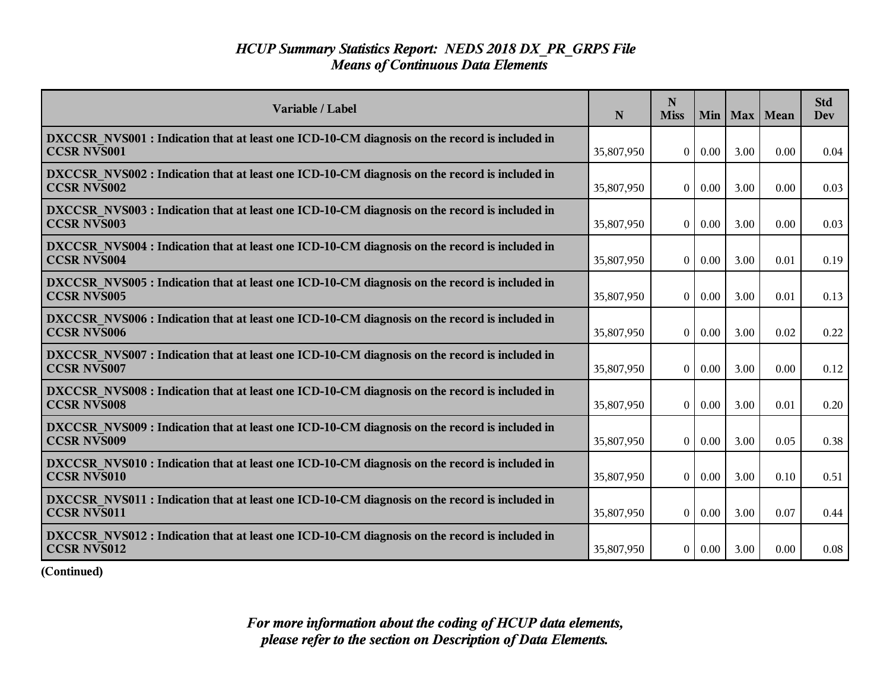# *HCUP Summary Statistics Report: NEDS 2018 DX_PR_GRPS File*
## *Means of Continuous Data Elements*

| Variable / Label | N | N Miss | Min | Max | Mean | Std Dev |
|---|---|---|---|---|---|---|
| **DXCCSR_NVS001 : Indication that at least one ICD-10-CM diagnosis on the record is included in CCSR NVS001** | 35,807,950 | 0 | 0.00 | 3.00 | 0.00 | 0.04 |
| **DXCCSR_NVS002 : Indication that at least one ICD-10-CM diagnosis on the record is included in CCSR NVS002** | 35,807,950 | 0 | 0.00 | 3.00 | 0.00 | 0.03 |
| **DXCCSR_NVS003 : Indication that at least one ICD-10-CM diagnosis on the record is included in CCSR NVS003** | 35,807,950 | 0 | 0.00 | 3.00 | 0.00 | 0.03 |
| **DXCCSR_NVS004 : Indication that at least one ICD-10-CM diagnosis on the record is included in CCSR NVS004** | 35,807,950 | 0 | 0.00 | 3.00 | 0.01 | 0.19 |
| **DXCCSR_NVS005 : Indication that at least one ICD-10-CM diagnosis on the record is included in CCSR NVS005** | 35,807,950 | 0 | 0.00 | 3.00 | 0.01 | 0.13 |
| **DXCCSR_NVS006 : Indication that at least one ICD-10-CM diagnosis on the record is included in CCSR NVS006** | 35,807,950 | 0 | 0.00 | 3.00 | 0.02 | 0.22 |
| **DXCCSR_NVS007 : Indication that at least one ICD-10-CM diagnosis on the record is included in CCSR NVS007** | 35,807,950 | 0 | 0.00 | 3.00 | 0.00 | 0.12 |
| **DXCCSR_NVS008 : Indication that at least one ICD-10-CM diagnosis on the record is included in CCSR NVS008** | 35,807,950 | 0 | 0.00 | 3.00 | 0.01 | 0.20 |
| **DXCCSR_NVS009 : Indication that at least one ICD-10-CM diagnosis on the record is included in CCSR NVS009** | 35,807,950 | 0 | 0.00 | 3.00 | 0.05 | 0.38 |
| **DXCCSR_NVS010 : Indication that at least one ICD-10-CM diagnosis on the record is included in CCSR NVS010** | 35,807,950 | 0 | 0.00 | 3.00 | 0.10 | 0.51 |
| **DXCCSR_NVS011 : Indication that at least one ICD-10-CM diagnosis on the record is included in CCSR NVS011** | 35,807,950 | 0 | 0.00 | 3.00 | 0.07 | 0.44 |
| **DXCCSR_NVS012 : Indication that at least one ICD-10-CM diagnosis on the record is included in CCSR NVS012** | 35,807,950 | 0 | 0.00 | 3.00 | 0.00 | 0.08 |

**(Continued)**

*For more information about the coding of HCUP data elements, please refer to the section on Description of Data Elements.*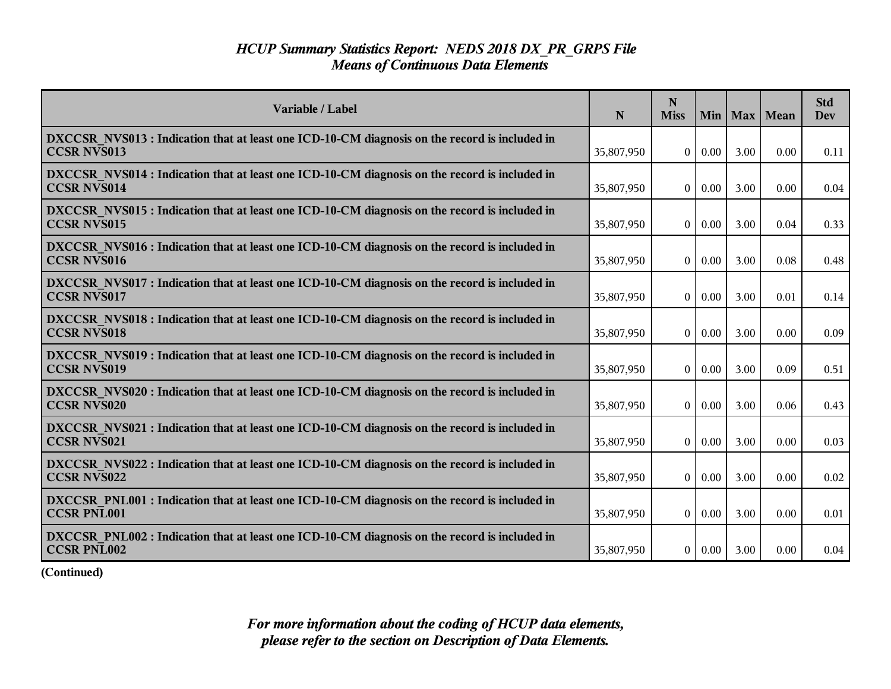# *HCUP Summary Statistics Report: NEDS 2018 DX_PR_GRPS File*
## *Means of Continuous Data Elements*

| Variable / Label | N | N Miss | Min | Max | Mean | Std Dev |
|---|---|---|---|---|---|---|
| **DXCCSR_NVS013 : Indication that at least one ICD-10-CM diagnosis on the record is included in CCSR NVS013** | 35,807,950 | 0 | 0.00 | 3.00 | 0.00 | 0.11 |
| **DXCCSR_NVS014 : Indication that at least one ICD-10-CM diagnosis on the record is included in CCSR NVS014** | 35,807,950 | 0 | 0.00 | 3.00 | 0.00 | 0.04 |
| **DXCCSR_NVS015 : Indication that at least one ICD-10-CM diagnosis on the record is included in CCSR NVS015** | 35,807,950 | 0 | 0.00 | 3.00 | 0.04 | 0.33 |
| **DXCCSR_NVS016 : Indication that at least one ICD-10-CM diagnosis on the record is included in CCSR NVS016** | 35,807,950 | 0 | 0.00 | 3.00 | 0.08 | 0.48 |
| **DXCCSR_NVS017 : Indication that at least one ICD-10-CM diagnosis on the record is included in CCSR NVS017** | 35,807,950 | 0 | 0.00 | 3.00 | 0.01 | 0.14 |
| **DXCCSR_NVS018 : Indication that at least one ICD-10-CM diagnosis on the record is included in CCSR NVS018** | 35,807,950 | 0 | 0.00 | 3.00 | 0.00 | 0.09 |
| **DXCCSR_NVS019 : Indication that at least one ICD-10-CM diagnosis on the record is included in CCSR NVS019** | 35,807,950 | 0 | 0.00 | 3.00 | 0.09 | 0.51 |
| **DXCCSR_NVS020 : Indication that at least one ICD-10-CM diagnosis on the record is included in CCSR NVS020** | 35,807,950 | 0 | 0.00 | 3.00 | 0.06 | 0.43 |
| **DXCCSR_NVS021 : Indication that at least one ICD-10-CM diagnosis on the record is included in CCSR NVS021** | 35,807,950 | 0 | 0.00 | 3.00 | 0.00 | 0.03 |
| **DXCCSR_NVS022 : Indication that at least one ICD-10-CM diagnosis on the record is included in CCSR NVS022** | 35,807,950 | 0 | 0.00 | 3.00 | 0.00 | 0.02 |
| **DXCCSR_PNL001 : Indication that at least one ICD-10-CM diagnosis on the record is included in CCSR PNL001** | 35,807,950 | 0 | 0.00 | 3.00 | 0.00 | 0.01 |
| **DXCCSR_PNL002 : Indication that at least one ICD-10-CM diagnosis on the record is included in CCSR PNL002** | 35,807,950 | 0 | 0.00 | 3.00 | 0.00 | 0.04 |

**(Continued)**

*For more information about the coding of HCUP data elements, please refer to the section on Description of Data Elements.*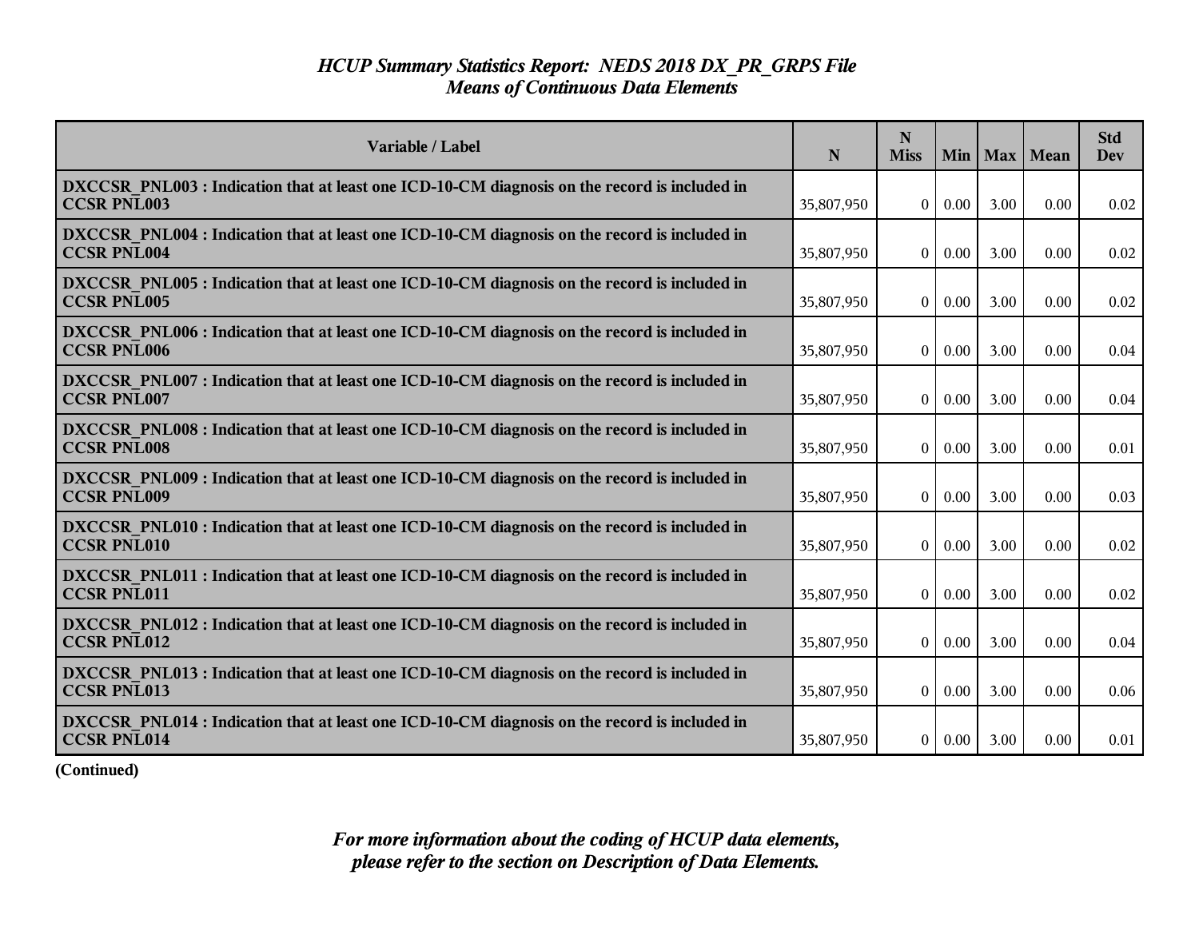*HCUP Summary Statistics Report: NEDS 2018 DX_PR_GRPS File*
*Means of Continuous Data Elements*

| Variable / Label | N | N Miss | Min | Max | Mean | Std Dev |
|---|---|---|---|---|---|---|
| **DXCCSR_PNL003 : Indication that at least one ICD-10-CM diagnosis on the record is included in CCSR PNL003** | 35,807,950 | 0 | 0.00 | 3.00 | 0.00 | 0.02 |
| **DXCCSR_PNL004 : Indication that at least one ICD-10-CM diagnosis on the record is included in CCSR PNL004** | 35,807,950 | 0 | 0.00 | 3.00 | 0.00 | 0.02 |
| **DXCCSR_PNL005 : Indication that at least one ICD-10-CM diagnosis on the record is included in CCSR PNL005** | 35,807,950 | 0 | 0.00 | 3.00 | 0.00 | 0.02 |
| **DXCCSR_PNL006 : Indication that at least one ICD-10-CM diagnosis on the record is included in CCSR PNL006** | 35,807,950 | 0 | 0.00 | 3.00 | 0.00 | 0.04 |
| **DXCCSR_PNL007 : Indication that at least one ICD-10-CM diagnosis on the record is included in CCSR PNL007** | 35,807,950 | 0 | 0.00 | 3.00 | 0.00 | 0.04 |
| **DXCCSR_PNL008 : Indication that at least one ICD-10-CM diagnosis on the record is included in CCSR PNL008** | 35,807,950 | 0 | 0.00 | 3.00 | 0.00 | 0.01 |
| **DXCCSR_PNL009 : Indication that at least one ICD-10-CM diagnosis on the record is included in CCSR PNL009** | 35,807,950 | 0 | 0.00 | 3.00 | 0.00 | 0.03 |
| **DXCCSR_PNL010 : Indication that at least one ICD-10-CM diagnosis on the record is included in CCSR PNL010** | 35,807,950 | 0 | 0.00 | 3.00 | 0.00 | 0.02 |
| **DXCCSR_PNL011 : Indication that at least one ICD-10-CM diagnosis on the record is included in CCSR PNL011** | 35,807,950 | 0 | 0.00 | 3.00 | 0.00 | 0.02 |
| **DXCCSR_PNL012 : Indication that at least one ICD-10-CM diagnosis on the record is included in CCSR PNL012** | 35,807,950 | 0 | 0.00 | 3.00 | 0.00 | 0.04 |
| **DXCCSR_PNL013 : Indication that at least one ICD-10-CM diagnosis on the record is included in CCSR PNL013** | 35,807,950 | 0 | 0.00 | 3.00 | 0.00 | 0.06 |
| **DXCCSR_PNL014 : Indication that at least one ICD-10-CM diagnosis on the record is included in CCSR PNL014** | 35,807,950 | 0 | 0.00 | 3.00 | 0.00 | 0.01 |

**(Continued)**

*For more information about the coding of HCUP data elements, please refer to the section on Description of Data Elements.*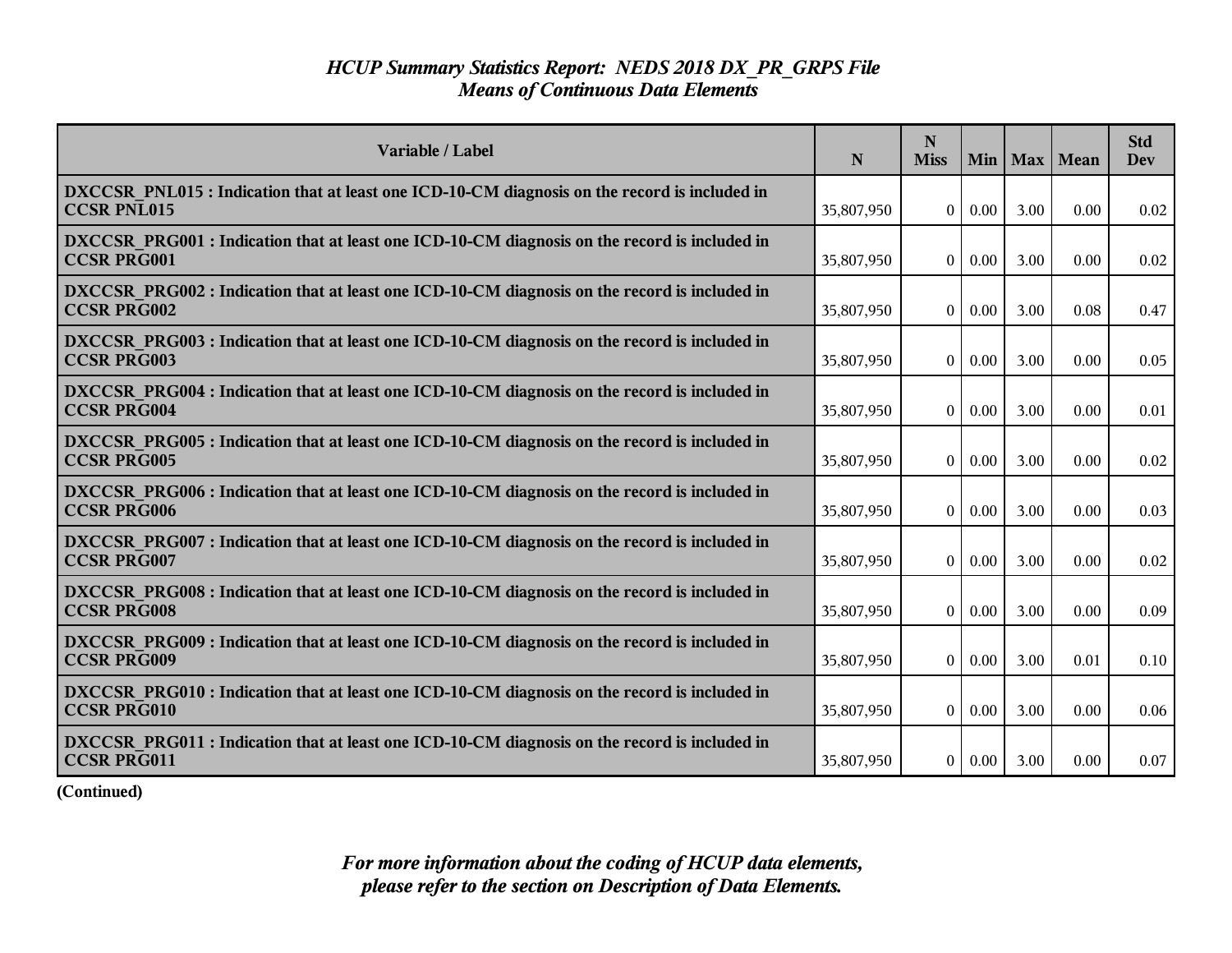*HCUP Summary Statistics Report: NEDS 2018 DX_PR_GRPS File*
*Means of Continuous Data Elements*

| Variable / Label | N | N Miss | Min | Max | Mean | Std Dev |
|---|---|---|---|---|---|---|
| **DXCCSR_PNL015 : Indication that at least one ICD-10-CM diagnosis on the record is included in CCSR PNL015** | 35,807,950 | 0 | 0.00 | 3.00 | 0.00 | 0.02 |
| **DXCCSR_PRG001 : Indication that at least one ICD-10-CM diagnosis on the record is included in CCSR PRG001** | 35,807,950 | 0 | 0.00 | 3.00 | 0.00 | 0.02 |
| **DXCCSR_PRG002 : Indication that at least one ICD-10-CM diagnosis on the record is included in CCSR PRG002** | 35,807,950 | 0 | 0.00 | 3.00 | 0.08 | 0.47 |
| **DXCCSR_PRG003 : Indication that at least one ICD-10-CM diagnosis on the record is included in CCSR PRG003** | 35,807,950 | 0 | 0.00 | 3.00 | 0.00 | 0.05 |
| **DXCCSR_PRG004 : Indication that at least one ICD-10-CM diagnosis on the record is included in CCSR PRG004** | 35,807,950 | 0 | 0.00 | 3.00 | 0.00 | 0.01 |
| **DXCCSR_PRG005 : Indication that at least one ICD-10-CM diagnosis on the record is included in CCSR PRG005** | 35,807,950 | 0 | 0.00 | 3.00 | 0.00 | 0.02 |
| **DXCCSR_PRG006 : Indication that at least one ICD-10-CM diagnosis on the record is included in CCSR PRG006** | 35,807,950 | 0 | 0.00 | 3.00 | 0.00 | 0.03 |
| **DXCCSR_PRG007 : Indication that at least one ICD-10-CM diagnosis on the record is included in CCSR PRG007** | 35,807,950 | 0 | 0.00 | 3.00 | 0.00 | 0.02 |
| **DXCCSR_PRG008 : Indication that at least one ICD-10-CM diagnosis on the record is included in CCSR PRG008** | 35,807,950 | 0 | 0.00 | 3.00 | 0.00 | 0.09 |
| **DXCCSR_PRG009 : Indication that at least one ICD-10-CM diagnosis on the record is included in CCSR PRG009** | 35,807,950 | 0 | 0.00 | 3.00 | 0.01 | 0.10 |
| **DXCCSR_PRG010 : Indication that at least one ICD-10-CM diagnosis on the record is included in CCSR PRG010** | 35,807,950 | 0 | 0.00 | 3.00 | 0.00 | 0.06 |
| **DXCCSR_PRG011 : Indication that at least one ICD-10-CM diagnosis on the record is included in CCSR PRG011** | 35,807,950 | 0 | 0.00 | 3.00 | 0.00 | 0.07 |

**(Continued)**

*For more information about the coding of HCUP data elements, please refer to the section on Description of Data Elements.*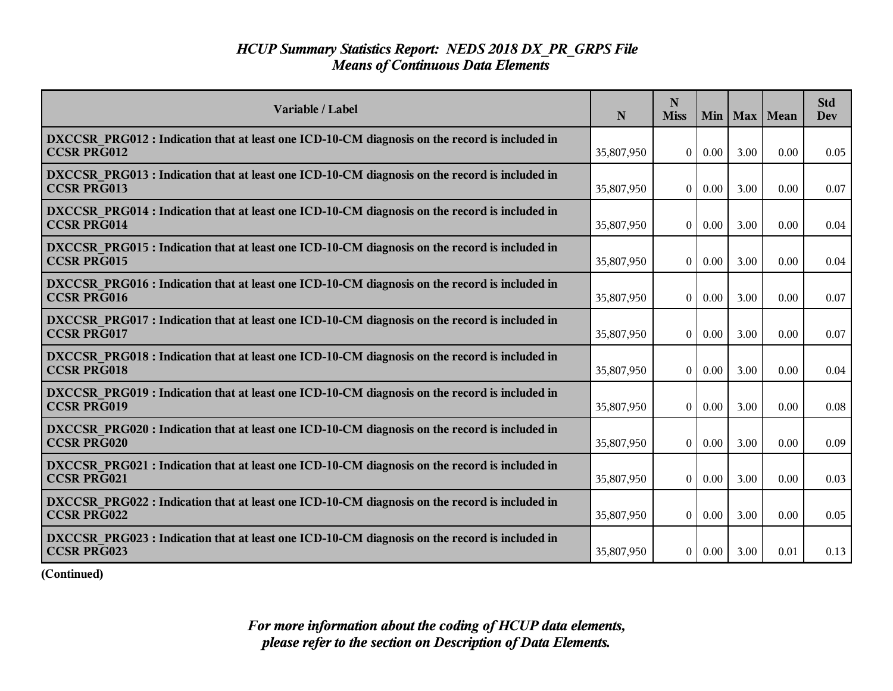# *HCUP Summary Statistics Report: NEDS 2018 DX_PR_GRPS File*
## *Means of Continuous Data Elements*

| Variable / Label | N | N Miss | Min | Max | Mean | Std Dev |
|---|---|---|---|---|---|---|
| **DXCCSR_PRG012 : Indication that at least one ICD-10-CM diagnosis on the record is included in CCSR PRG012** | 35,807,950 | 0 | 0.00 | 3.00 | 0.00 | 0.05 |
| **DXCCSR_PRG013 : Indication that at least one ICD-10-CM diagnosis on the record is included in CCSR PRG013** | 35,807,950 | 0 | 0.00 | 3.00 | 0.00 | 0.07 |
| **DXCCSR_PRG014 : Indication that at least one ICD-10-CM diagnosis on the record is included in CCSR PRG014** | 35,807,950 | 0 | 0.00 | 3.00 | 0.00 | 0.04 |
| **DXCCSR_PRG015 : Indication that at least one ICD-10-CM diagnosis on the record is included in CCSR PRG015** | 35,807,950 | 0 | 0.00 | 3.00 | 0.00 | 0.04 |
| **DXCCSR_PRG016 : Indication that at least one ICD-10-CM diagnosis on the record is included in CCSR PRG016** | 35,807,950 | 0 | 0.00 | 3.00 | 0.00 | 0.07 |
| **DXCCSR_PRG017 : Indication that at least one ICD-10-CM diagnosis on the record is included in CCSR PRG017** | 35,807,950 | 0 | 0.00 | 3.00 | 0.00 | 0.07 |
| **DXCCSR_PRG018 : Indication that at least one ICD-10-CM diagnosis on the record is included in CCSR PRG018** | 35,807,950 | 0 | 0.00 | 3.00 | 0.00 | 0.04 |
| **DXCCSR_PRG019 : Indication that at least one ICD-10-CM diagnosis on the record is included in CCSR PRG019** | 35,807,950 | 0 | 0.00 | 3.00 | 0.00 | 0.08 |
| **DXCCSR_PRG020 : Indication that at least one ICD-10-CM diagnosis on the record is included in CCSR PRG020** | 35,807,950 | 0 | 0.00 | 3.00 | 0.00 | 0.09 |
| **DXCCSR_PRG021 : Indication that at least one ICD-10-CM diagnosis on the record is included in CCSR PRG021** | 35,807,950 | 0 | 0.00 | 3.00 | 0.00 | 0.03 |
| **DXCCSR_PRG022 : Indication that at least one ICD-10-CM diagnosis on the record is included in CCSR PRG022** | 35,807,950 | 0 | 0.00 | 3.00 | 0.00 | 0.05 |
| **DXCCSR_PRG023 : Indication that at least one ICD-10-CM diagnosis on the record is included in CCSR PRG023** | 35,807,950 | 0 | 0.00 | 3.00 | 0.01 | 0.13 |

**(Continued)**

***For more information about the coding of HCUP data elements, please refer to the section on Description of Data Elements.***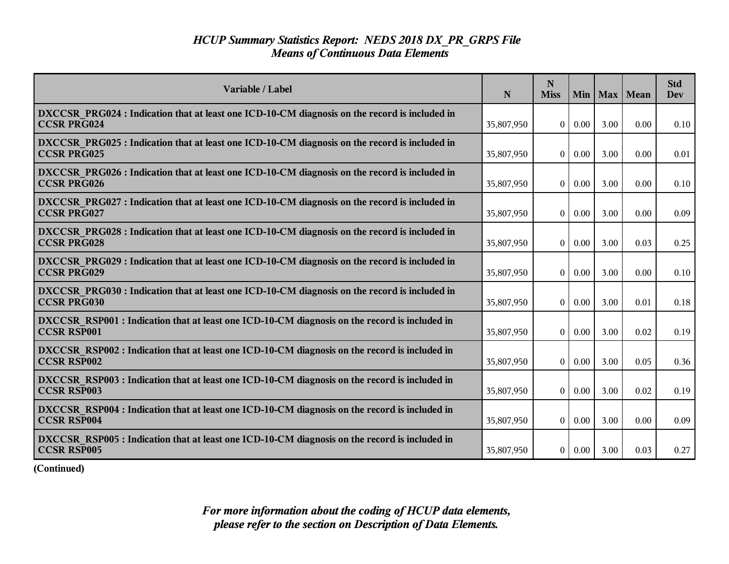# *HCUP Summary Statistics Report: NEDS 2018 DX_PR_GRPS File*
## *Means of Continuous Data Elements*

| Variable / Label | N | N Miss | Min | Max | Mean | Std Dev |
|---|---|---|---|---|---|---|
| **DXCCSR_PRG024 : Indication that at least one ICD-10-CM diagnosis on the record is included in CCSR PRG024** | 35,807,950 | 0 | 0.00 | 3.00 | 0.00 | 0.10 |
| **DXCCSR_PRG025 : Indication that at least one ICD-10-CM diagnosis on the record is included in CCSR PRG025** | 35,807,950 | 0 | 0.00 | 3.00 | 0.00 | 0.01 |
| **DXCCSR_PRG026 : Indication that at least one ICD-10-CM diagnosis on the record is included in CCSR PRG026** | 35,807,950 | 0 | 0.00 | 3.00 | 0.00 | 0.10 |
| **DXCCSR_PRG027 : Indication that at least one ICD-10-CM diagnosis on the record is included in CCSR PRG027** | 35,807,950 | 0 | 0.00 | 3.00 | 0.00 | 0.09 |
| **DXCCSR_PRG028 : Indication that at least one ICD-10-CM diagnosis on the record is included in CCSR PRG028** | 35,807,950 | 0 | 0.00 | 3.00 | 0.03 | 0.25 |
| **DXCCSR_PRG029 : Indication that at least one ICD-10-CM diagnosis on the record is included in CCSR PRG029** | 35,807,950 | 0 | 0.00 | 3.00 | 0.00 | 0.10 |
| **DXCCSR_PRG030 : Indication that at least one ICD-10-CM diagnosis on the record is included in CCSR PRG030** | 35,807,950 | 0 | 0.00 | 3.00 | 0.01 | 0.18 |
| **DXCCSR_RSP001 : Indication that at least one ICD-10-CM diagnosis on the record is included in CCSR RSP001** | 35,807,950 | 0 | 0.00 | 3.00 | 0.02 | 0.19 |
| **DXCCSR_RSP002 : Indication that at least one ICD-10-CM diagnosis on the record is included in CCSR RSP002** | 35,807,950 | 0 | 0.00 | 3.00 | 0.05 | 0.36 |
| **DXCCSR_RSP003 : Indication that at least one ICD-10-CM diagnosis on the record is included in CCSR RSP003** | 35,807,950 | 0 | 0.00 | 3.00 | 0.02 | 0.19 |
| **DXCCSR_RSP004 : Indication that at least one ICD-10-CM diagnosis on the record is included in CCSR RSP004** | 35,807,950 | 0 | 0.00 | 3.00 | 0.00 | 0.09 |
| **DXCCSR_RSP005 : Indication that at least one ICD-10-CM diagnosis on the record is included in CCSR RSP005** | 35,807,950 | 0 | 0.00 | 3.00 | 0.03 | 0.27 |

**(Continued)**

***For more information about the coding of HCUP data elements, please refer to the section on Description of Data Elements.***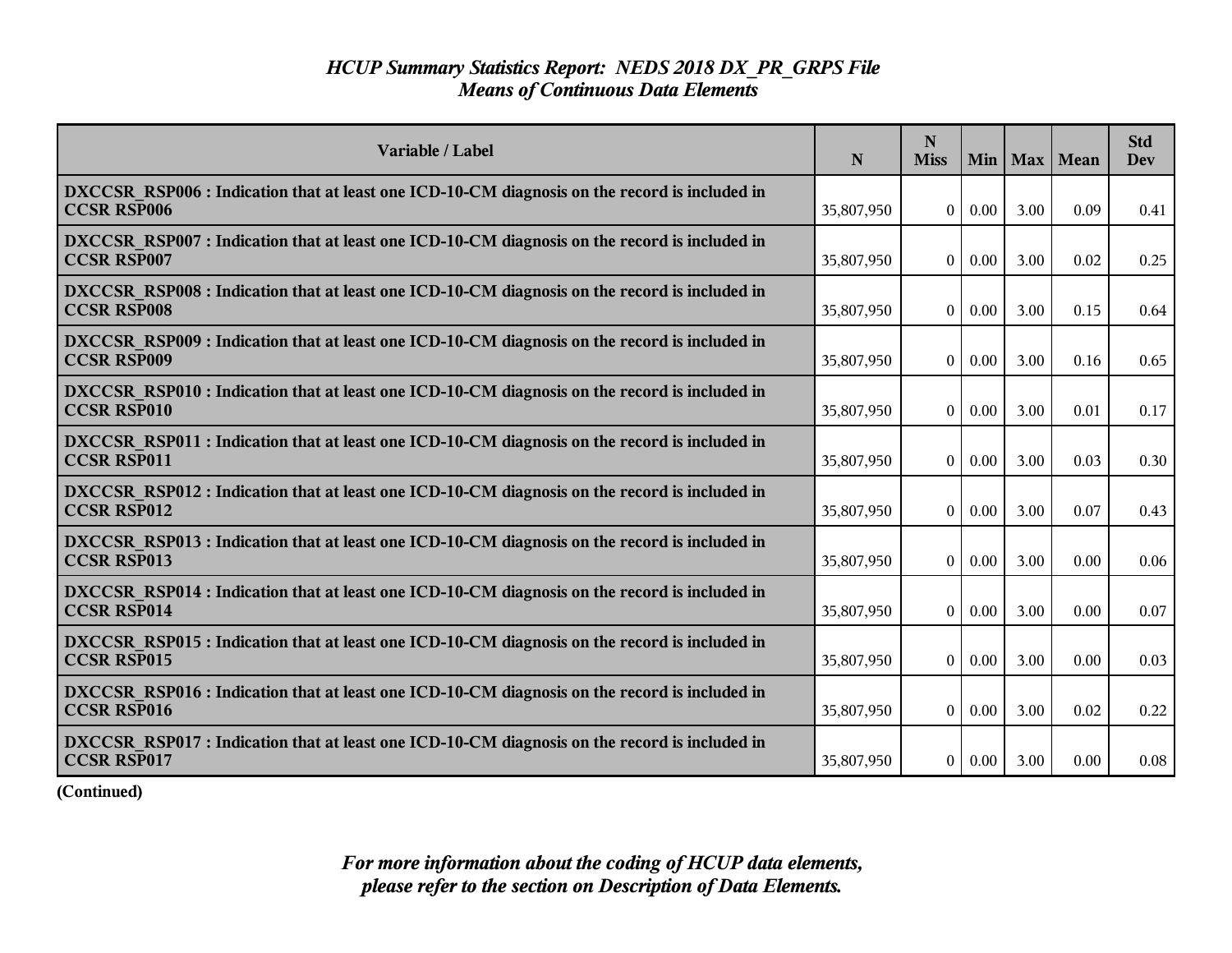# *HCUP Summary Statistics Report: NEDS 2018 DX_PR_GRPS File*
## *Means of Continuous Data Elements*

| Variable / Label | N | N Miss | Min | Max | Mean | Std Dev |
|---|---|---|---|---|---|---|
| **DXCCSR_RSP006 : Indication that at least one ICD-10-CM diagnosis on the record is included in CCSR RSP006** | 35,807,950 | 0 | 0.00 | 3.00 | 0.09 | 0.41 |
| **DXCCSR_RSP007 : Indication that at least one ICD-10-CM diagnosis on the record is included in CCSR RSP007** | 35,807,950 | 0 | 0.00 | 3.00 | 0.02 | 0.25 |
| **DXCCSR_RSP008 : Indication that at least one ICD-10-CM diagnosis on the record is included in CCSR RSP008** | 35,807,950 | 0 | 0.00 | 3.00 | 0.15 | 0.64 |
| **DXCCSR_RSP009 : Indication that at least one ICD-10-CM diagnosis on the record is included in CCSR RSP009** | 35,807,950 | 0 | 0.00 | 3.00 | 0.16 | 0.65 |
| **DXCCSR_RSP010 : Indication that at least one ICD-10-CM diagnosis on the record is included in CCSR RSP010** | 35,807,950 | 0 | 0.00 | 3.00 | 0.01 | 0.17 |
| **DXCCSR_RSP011 : Indication that at least one ICD-10-CM diagnosis on the record is included in CCSR RSP011** | 35,807,950 | 0 | 0.00 | 3.00 | 0.03 | 0.30 |
| **DXCCSR_RSP012 : Indication that at least one ICD-10-CM diagnosis on the record is included in CCSR RSP012** | 35,807,950 | 0 | 0.00 | 3.00 | 0.07 | 0.43 |
| **DXCCSR_RSP013 : Indication that at least one ICD-10-CM diagnosis on the record is included in CCSR RSP013** | 35,807,950 | 0 | 0.00 | 3.00 | 0.00 | 0.06 |
| **DXCCSR_RSP014 : Indication that at least one ICD-10-CM diagnosis on the record is included in CCSR RSP014** | 35,807,950 | 0 | 0.00 | 3.00 | 0.00 | 0.07 |
| **DXCCSR_RSP015 : Indication that at least one ICD-10-CM diagnosis on the record is included in CCSR RSP015** | 35,807,950 | 0 | 0.00 | 3.00 | 0.00 | 0.03 |
| **DXCCSR_RSP016 : Indication that at least one ICD-10-CM diagnosis on the record is included in CCSR RSP016** | 35,807,950 | 0 | 0.00 | 3.00 | 0.02 | 0.22 |
| **DXCCSR_RSP017 : Indication that at least one ICD-10-CM diagnosis on the record is included in CCSR RSP017** | 35,807,950 | 0 | 0.00 | 3.00 | 0.00 | 0.08 |

**(Continued)**

*For more information about the coding of HCUP data elements, please refer to the section on Description of Data Elements.*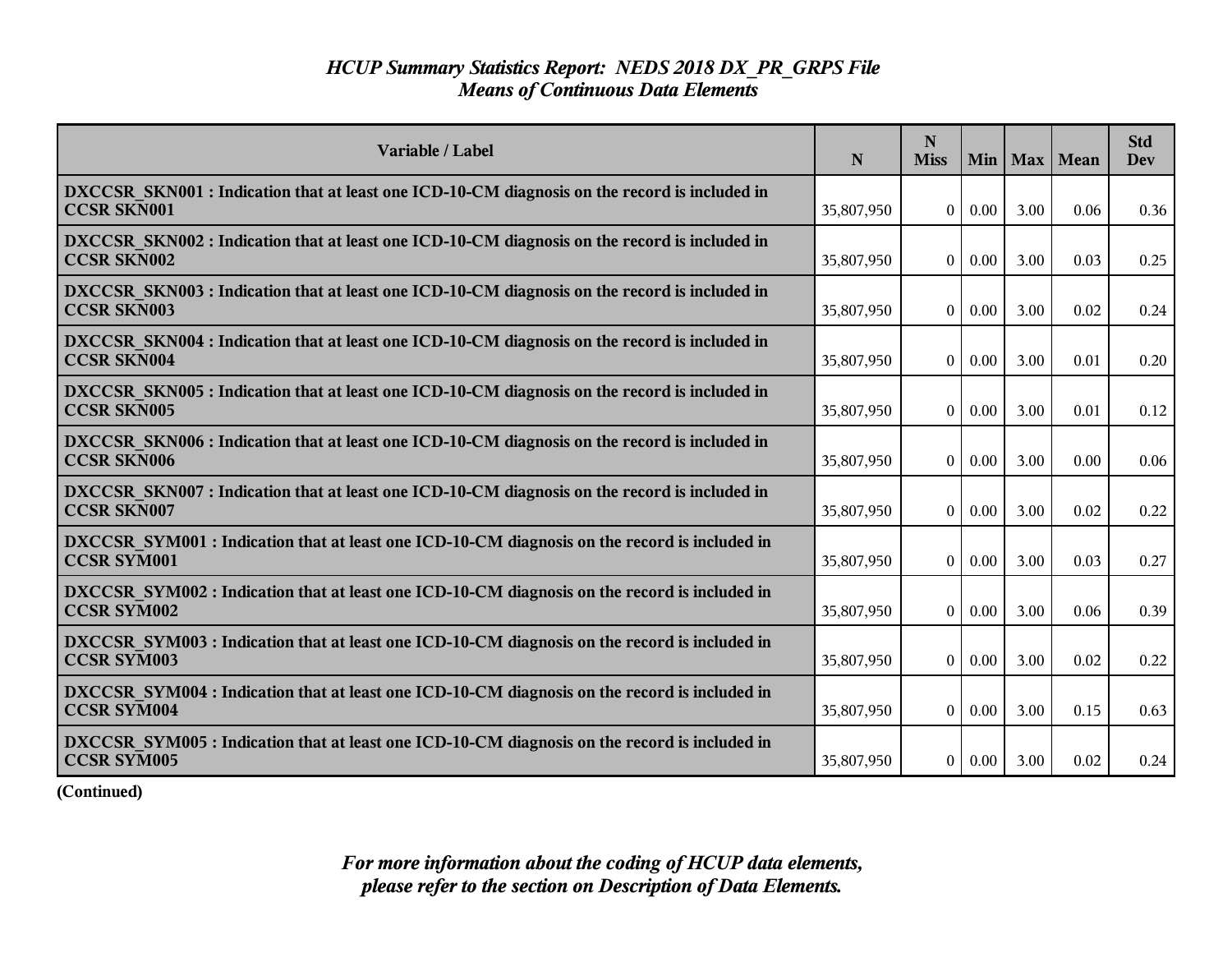# *HCUP Summary Statistics Report: NEDS 2018 DX_PR_GRPS File*
## *Means of Continuous Data Elements*

| Variable / Label | N | N Miss | Min | Max | Mean | Std Dev |
|---|---|---|---|---|---|---|
| **DXCCSR_SKN001 : Indication that at least one ICD-10-CM diagnosis on the record is included in CCSR SKN001** | 35,807,950 | 0 | 0.00 | 3.00 | 0.06 | 0.36 |
| **DXCCSR_SKN002 : Indication that at least one ICD-10-CM diagnosis on the record is included in CCSR SKN002** | 35,807,950 | 0 | 0.00 | 3.00 | 0.03 | 0.25 |
| **DXCCSR_SKN003 : Indication that at least one ICD-10-CM diagnosis on the record is included in CCSR SKN003** | 35,807,950 | 0 | 0.00 | 3.00 | 0.02 | 0.24 |
| **DXCCSR_SKN004 : Indication that at least one ICD-10-CM diagnosis on the record is included in CCSR SKN004** | 35,807,950 | 0 | 0.00 | 3.00 | 0.01 | 0.20 |
| **DXCCSR_SKN005 : Indication that at least one ICD-10-CM diagnosis on the record is included in CCSR SKN005** | 35,807,950 | 0 | 0.00 | 3.00 | 0.01 | 0.12 |
| **DXCCSR_SKN006 : Indication that at least one ICD-10-CM diagnosis on the record is included in CCSR SKN006** | 35,807,950 | 0 | 0.00 | 3.00 | 0.00 | 0.06 |
| **DXCCSR_SKN007 : Indication that at least one ICD-10-CM diagnosis on the record is included in CCSR SKN007** | 35,807,950 | 0 | 0.00 | 3.00 | 0.02 | 0.22 |
| **DXCCSR_SYM001 : Indication that at least one ICD-10-CM diagnosis on the record is included in CCSR SYM001** | 35,807,950 | 0 | 0.00 | 3.00 | 0.03 | 0.27 |
| **DXCCSR_SYM002 : Indication that at least one ICD-10-CM diagnosis on the record is included in CCSR SYM002** | 35,807,950 | 0 | 0.00 | 3.00 | 0.06 | 0.39 |
| **DXCCSR_SYM003 : Indication that at least one ICD-10-CM diagnosis on the record is included in CCSR SYM003** | 35,807,950 | 0 | 0.00 | 3.00 | 0.02 | 0.22 |
| **DXCCSR_SYM004 : Indication that at least one ICD-10-CM diagnosis on the record is included in CCSR SYM004** | 35,807,950 | 0 | 0.00 | 3.00 | 0.15 | 0.63 |
| **DXCCSR_SYM005 : Indication that at least one ICD-10-CM diagnosis on the record is included in CCSR SYM005** | 35,807,950 | 0 | 0.00 | 3.00 | 0.02 | 0.24 |

**(Continued)**

***For more information about the coding of HCUP data elements, please refer to the section on Description of Data Elements.***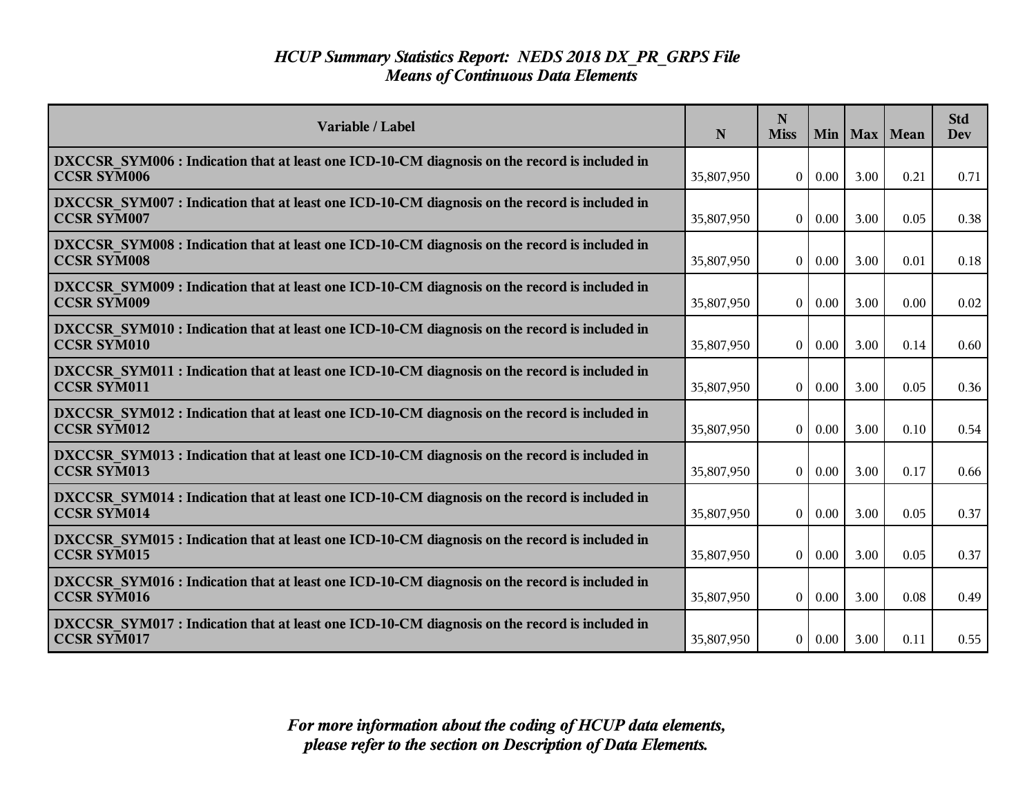# *HCUP Summary Statistics Report: NEDS 2018 DX_PR_GRPS File*
## *Means of Continuous Data Elements*

| Variable / Label | N | N Miss | Min | Max | Mean | Std Dev |
|---|---|---|---|---|---|---|
| **DXCCSR_SYM006 : Indication that at least one ICD-10-CM diagnosis on the record is included in CCSR SYM006** | 35,807,950 | 0 | 0.00 | 3.00 | 0.21 | 0.71 |
| **DXCCSR_SYM007 : Indication that at least one ICD-10-CM diagnosis on the record is included in CCSR SYM007** | 35,807,950 | 0 | 0.00 | 3.00 | 0.05 | 0.38 |
| **DXCCSR_SYM008 : Indication that at least one ICD-10-CM diagnosis on the record is included in CCSR SYM008** | 35,807,950 | 0 | 0.00 | 3.00 | 0.01 | 0.18 |
| **DXCCSR_SYM009 : Indication that at least one ICD-10-CM diagnosis on the record is included in CCSR SYM009** | 35,807,950 | 0 | 0.00 | 3.00 | 0.00 | 0.02 |
| **DXCCSR_SYM010 : Indication that at least one ICD-10-CM diagnosis on the record is included in CCSR SYM010** | 35,807,950 | 0 | 0.00 | 3.00 | 0.14 | 0.60 |
| **DXCCSR_SYM011 : Indication that at least one ICD-10-CM diagnosis on the record is included in CCSR SYM011** | 35,807,950 | 0 | 0.00 | 3.00 | 0.05 | 0.36 |
| **DXCCSR_SYM012 : Indication that at least one ICD-10-CM diagnosis on the record is included in CCSR SYM012** | 35,807,950 | 0 | 0.00 | 3.00 | 0.10 | 0.54 |
| **DXCCSR_SYM013 : Indication that at least one ICD-10-CM diagnosis on the record is included in CCSR SYM013** | 35,807,950 | 0 | 0.00 | 3.00 | 0.17 | 0.66 |
| **DXCCSR_SYM014 : Indication that at least one ICD-10-CM diagnosis on the record is included in CCSR SYM014** | 35,807,950 | 0 | 0.00 | 3.00 | 0.05 | 0.37 |
| **DXCCSR_SYM015 : Indication that at least one ICD-10-CM diagnosis on the record is included in CCSR SYM015** | 35,807,950 | 0 | 0.00 | 3.00 | 0.05 | 0.37 |
| **DXCCSR_SYM016 : Indication that at least one ICD-10-CM diagnosis on the record is included in CCSR SYM016** | 35,807,950 | 0 | 0.00 | 3.00 | 0.08 | 0.49 |
| **DXCCSR_SYM017 : Indication that at least one ICD-10-CM diagnosis on the record is included in CCSR SYM017** | 35,807,950 | 0 | 0.00 | 3.00 | 0.11 | 0.55 |

***For more information about the coding of HCUP data elements, please refer to the section on Description of Data Elements.***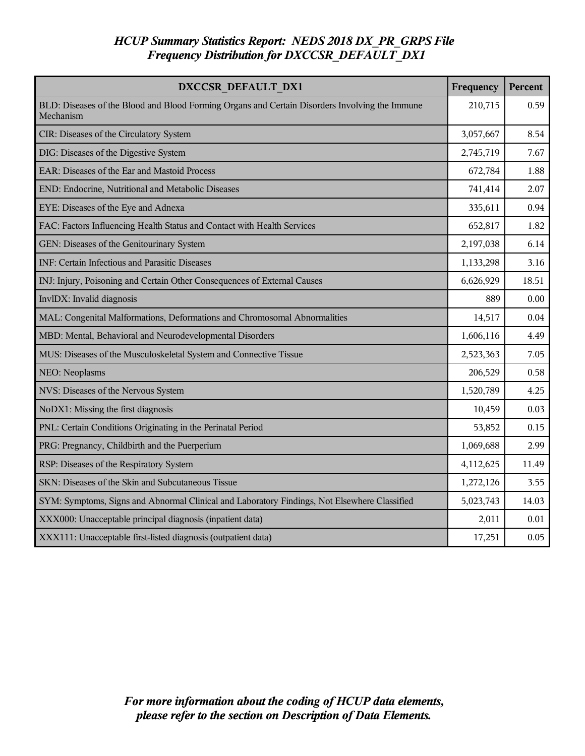# HCUP Summary Statistics Report: NEDS 2018 DX_PR_GRPS File
## Frequency Distribution for DXCCSR_DEFAULT_DX1

| DXCCSR_DEFAULT_DX1 | Frequency | Percent |
|---|---|---|
| BLD: Diseases of the Blood and Blood Forming Organs and Certain Disorders Involving the Immune Mechanism | 210,715 | 0.59 |
| CIR: Diseases of the Circulatory System | 3,057,667 | 8.54 |
| DIG: Diseases of the Digestive System | 2,745,719 | 7.67 |
| EAR: Diseases of the Ear and Mastoid Process | 672,784 | 1.88 |
| END: Endocrine, Nutritional and Metabolic Diseases | 741,414 | 2.07 |
| EYE: Diseases of the Eye and Adnexa | 335,611 | 0.94 |
| FAC: Factors Influencing Health Status and Contact with Health Services | 652,817 | 1.82 |
| GEN: Diseases of the Genitourinary System | 2,197,038 | 6.14 |
| INF: Certain Infectious and Parasitic Diseases | 1,133,298 | 3.16 |
| INJ: Injury, Poisoning and Certain Other Consequences of External Causes | 6,626,929 | 18.51 |
| InvlDX: Invalid diagnosis | 889 | 0.00 |
| MAL: Congenital Malformations, Deformations and Chromosomal Abnormalities | 14,517 | 0.04 |
| MBD: Mental, Behavioral and Neurodevelopmental Disorders | 1,606,116 | 4.49 |
| MUS: Diseases of the Musculoskeletal System and Connective Tissue | 2,523,363 | 7.05 |
| NEO: Neoplasms | 206,529 | 0.58 |
| NVS: Diseases of the Nervous System | 1,520,789 | 4.25 |
| NoDX1: Missing the first diagnosis | 10,459 | 0.03 |
| PNL: Certain Conditions Originating in the Perinatal Period | 53,852 | 0.15 |
| PRG: Pregnancy, Childbirth and the Puerperium | 1,069,688 | 2.99 |
| RSP: Diseases of the Respiratory System | 4,112,625 | 11.49 |
| SKN: Diseases of the Skin and Subcutaneous Tissue | 1,272,126 | 3.55 |
| SYM: Symptoms, Signs and Abnormal Clinical and Laboratory Findings, Not Elsewhere Classified | 5,023,743 | 14.03 |
| XXX000: Unacceptable principal diagnosis (inpatient data) | 2,011 | 0.01 |
| XXX111: Unacceptable first-listed diagnosis (outpatient data) | 17,251 | 0.05 |

*For more information about the coding of HCUP data elements, please refer to the section on Description of Data Elements.*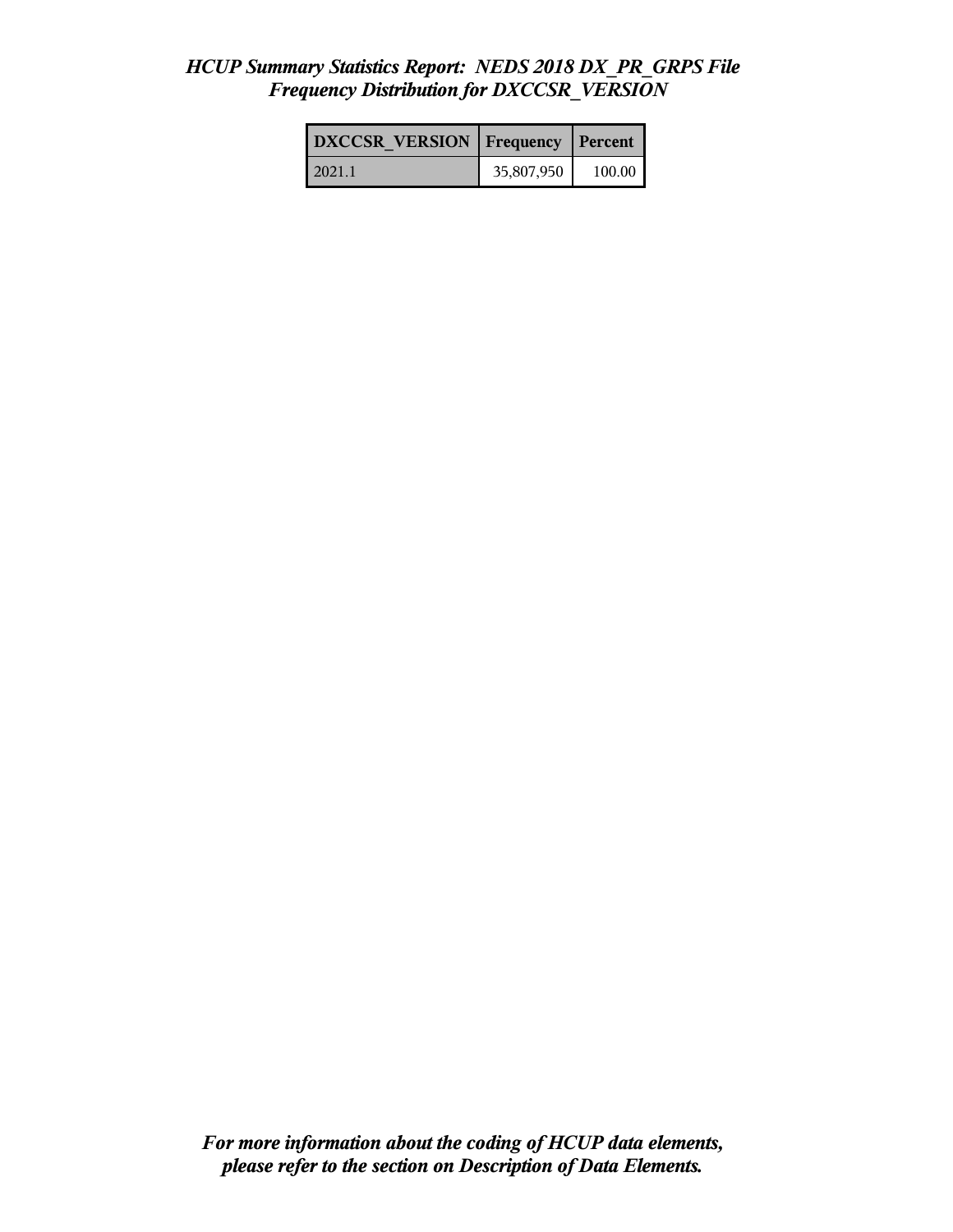*HCUP Summary Statistics Report: NEDS 2018 DX_PR_GRPS File*
*Frequency Distribution for DXCCSR_VERSION*

| DXCCSR_VERSION | Frequency | Percent |
|---|---|---|
| 2021.1 | 35,807,950 | 100.00 |

***For more information about the coding of HCUP data elements, please refer to the section on Description of Data Elements.***